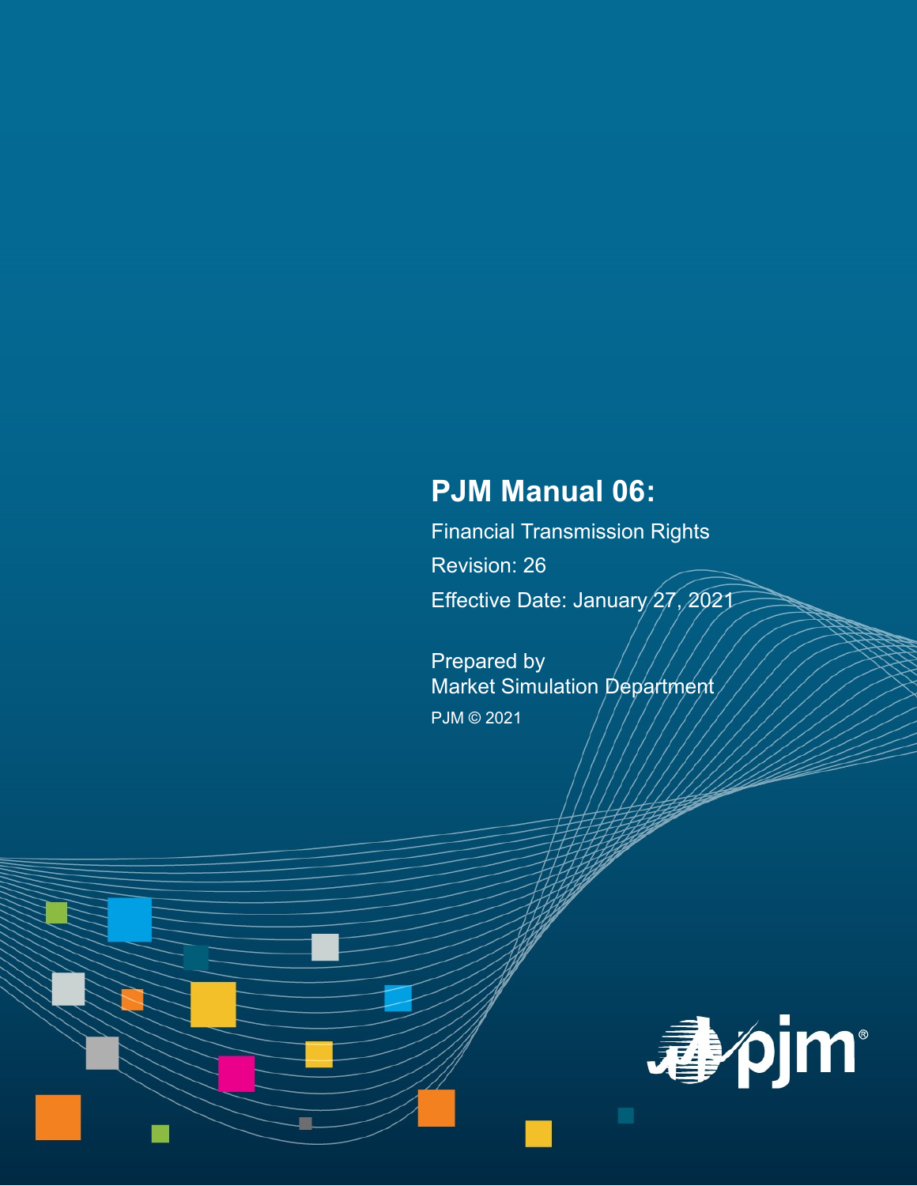# PJM Manual 06:

Financial Transmission Rights

Revision: 26

Effective Date: January 27, 2021

Prepared by
Market Simulation Department

PJM © 2021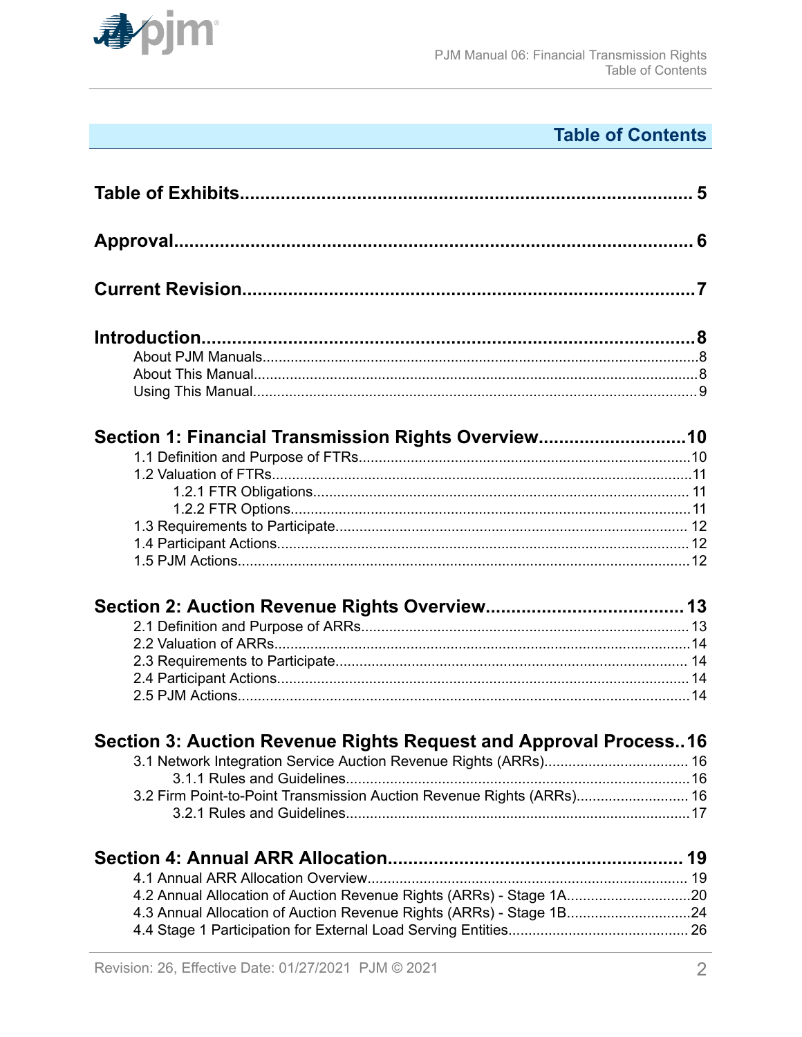# Table of Contents

**Table of Exhibits....................................................................................5**

**Approval....................................................................................6**

**Current Revision....................................................................................7**

**Introduction....................................................................................8**

- About PJM Manuals....................................................................................8
- About This Manual....................................................................................8
- Using This Manual....................................................................................9

**Section 1: Financial Transmission Rights Overview....................................................................................10**

- 1.1 Definition and Purpose of FTRs....................................................................................10
- 1.2 Valuation of FTRs....................................................................................11
  - 1.2.1 FTR Obligations....................................................................................11
  - 1.2.2 FTR Options....................................................................................11
- 1.3 Requirements to Participate....................................................................................12
- 1.4 Participant Actions....................................................................................12
- 1.5 PJM Actions....................................................................................12

**Section 2: Auction Revenue Rights Overview....................................................................................13**

- 2.1 Definition and Purpose of ARRs....................................................................................13
- 2.2 Valuation of ARRs....................................................................................14
- 2.3 Requirements to Participate....................................................................................14
- 2.4 Participant Actions....................................................................................14
- 2.5 PJM Actions....................................................................................14

**Section 3: Auction Revenue Rights Request and Approval Process..16**

- 3.1 Network Integration Service Auction Revenue Rights (ARRs)....................................................................................16
  - 3.1.1 Rules and Guidelines....................................................................................16
- 3.2 Firm Point-to-Point Transmission Auction Revenue Rights (ARRs)....................................................................................16
  - 3.2.1 Rules and Guidelines....................................................................................17

**Section 4: Annual ARR Allocation....................................................................................19**

- 4.1 Annual ARR Allocation Overview....................................................................................19
- 4.2 Annual Allocation of Auction Revenue Rights (ARRs) - Stage 1A....................................................................................20
- 4.3 Annual Allocation of Auction Revenue Rights (ARRs) - Stage 1B....................................................................................24
- 4.4 Stage 1 Participation for External Load Serving Entities....................................................................................26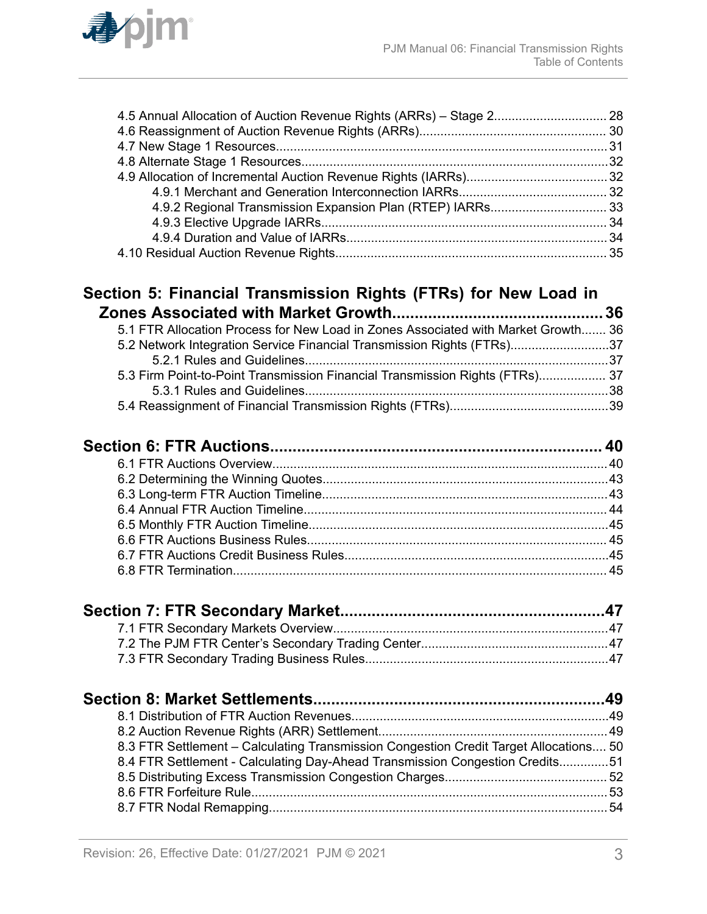4.5 Annual Allocation of Auction Revenue Rights (ARRs) – Stage 2................................ 28
4.6 Reassignment of Auction Revenue Rights (ARRs)..................................................... 30
4.7 New Stage 1 Resources.............................................................................................31
4.8 Alternate Stage 1 Resources......................................................................................32
4.9 Allocation of Incremental Auction Revenue Rights (IARRs)........................................32
    4.9.1 Merchant and Generation Interconnection IARRs.......................................... 32
    4.9.2 Regional Transmission Expansion Plan (RTEP) IARRs................................. 33
    4.9.3 Elective Upgrade IARRs................................................................................ 34
    4.9.4 Duration and Value of IARRs......................................................................... 34
4.10 Residual Auction Revenue Rights............................................................................ 35

## Section 5: Financial Transmission Rights (FTRs) for New Load in Zones Associated with Market Growth.............................................. 36

5.1 FTR Allocation Process for New Load in Zones Associated with Market Growth....... 36
5.2 Network Integration Service Financial Transmission Rights (FTRs)............................37
    5.2.1 Rules and Guidelines.....................................................................................37
5.3 Firm Point-to-Point Transmission Financial Transmission Rights (FTRs).................. 37
    5.3.1 Rules and Guidelines.....................................................................................38
5.4 Reassignment of Financial Transmission Rights (FTRs).............................................39

## Section 6: FTR Auctions......................................................................... 40

6.1 FTR Auctions Overview.............................................................................................. 40
6.2 Determining the Winning Quotes................................................................................43
6.3 Long-term FTR Auction Timeline................................................................................43
6.4 Annual FTR Auction Timeline..................................................................................... 44
6.5 Monthly FTR Auction Timeline....................................................................................45
6.6 FTR Auctions Business Rules.................................................................................... 45
6.7 FTR Auctions Credit Business Rules..........................................................................45
6.8 FTR Termination........................................................................................................ 45

## Section 7: FTR Secondary Market...........................................................47

7.1 FTR Secondary Markets Overview.............................................................................47
7.2 The PJM FTR Center's Secondary Trading Center.....................................................47
7.3 FTR Secondary Trading Business Rules.....................................................................47

## Section 8: Market Settlements.................................................................49

8.1 Distribution of FTR Auction Revenues........................................................................49
8.2 Auction Revenue Rights (ARR) Settlement................................................................ 49
8.3 FTR Settlement – Calculating Transmission Congestion Credit Target Allocations.... 50
8.4 FTR Settlement - Calculating Day-Ahead Transmission Congestion Credits..............51
8.5 Distributing Excess Transmission Congestion Charges............................................. 52
8.6 FTR Forfeiture Rule.................................................................................................... 53
8.7 FTR Nodal Remapping............................................................................................... 54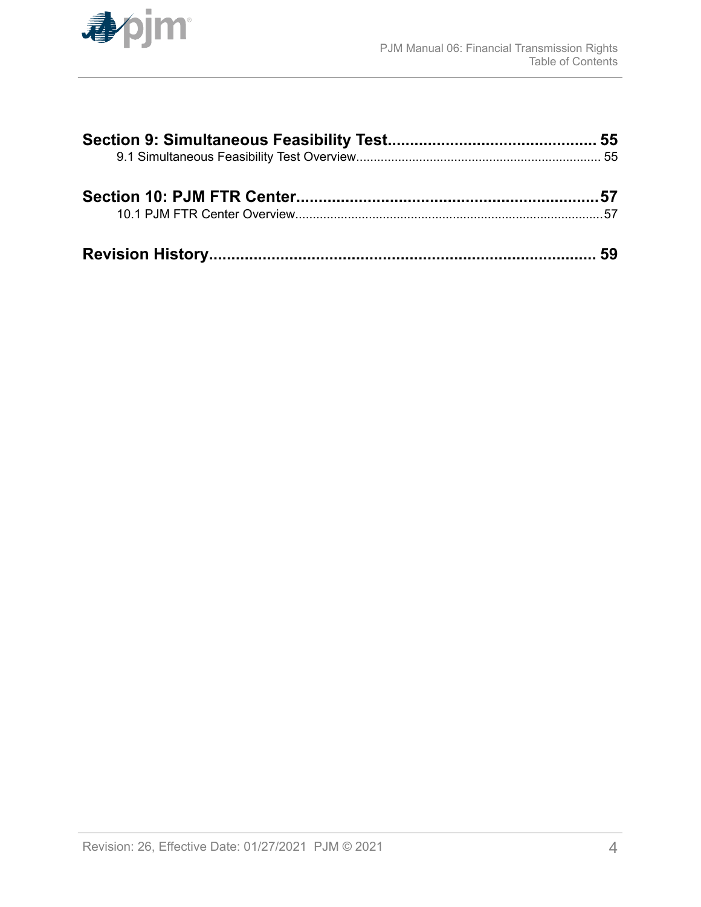**Section 9: Simultaneous Feasibility Test.............................................. 55**

9.1 Simultaneous Feasibility Test Overview..................................................................... 55

**Section 10: PJM FTR Center...................................................................57**

10.1 PJM FTR Center Overview........................................................................................57

**Revision History....................................................................................... 59**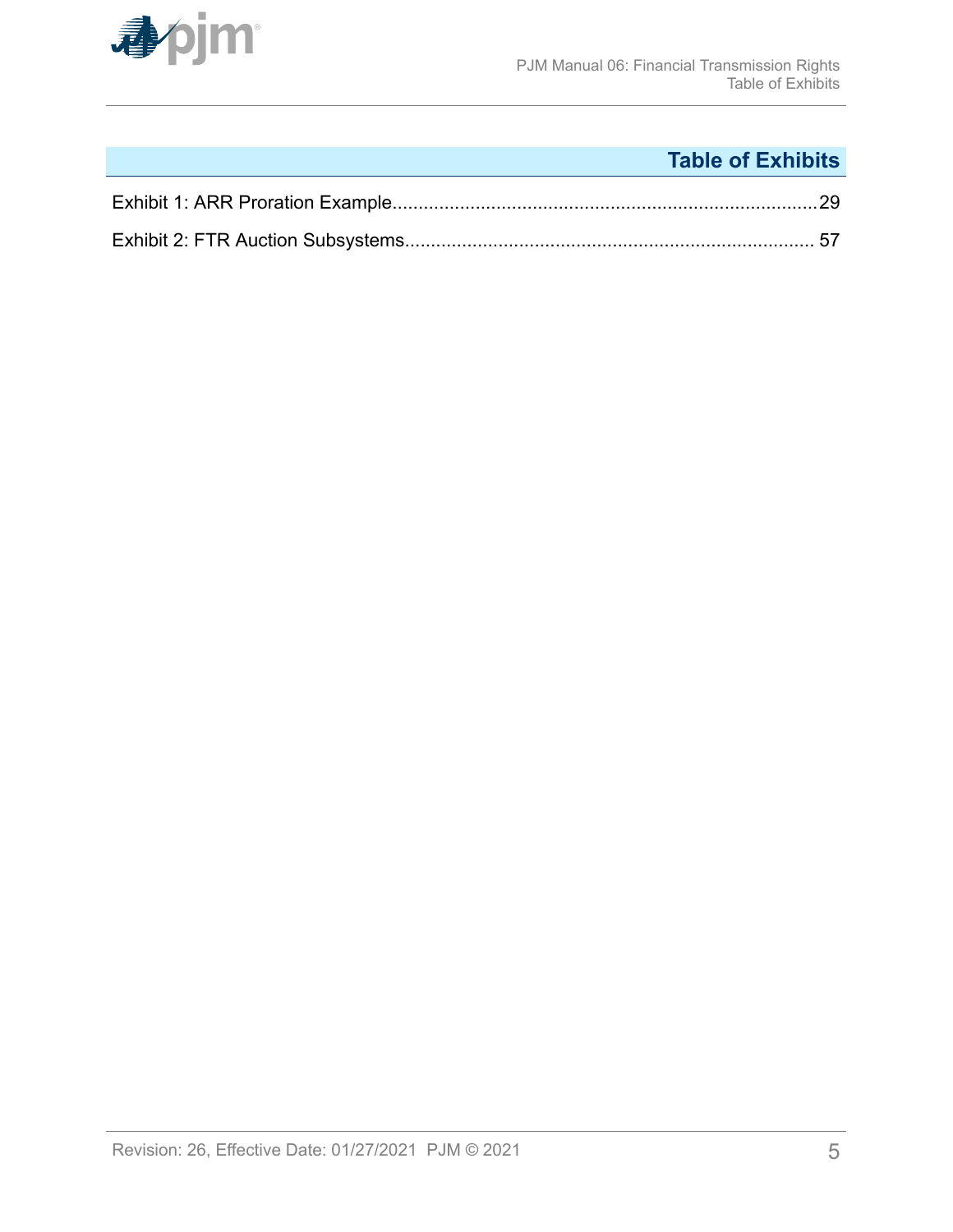# Table of Exhibits

Exhibit 1: ARR Proration Example....................................................................................29

Exhibit 2: FTR Auction Subsystems................................................................................ 57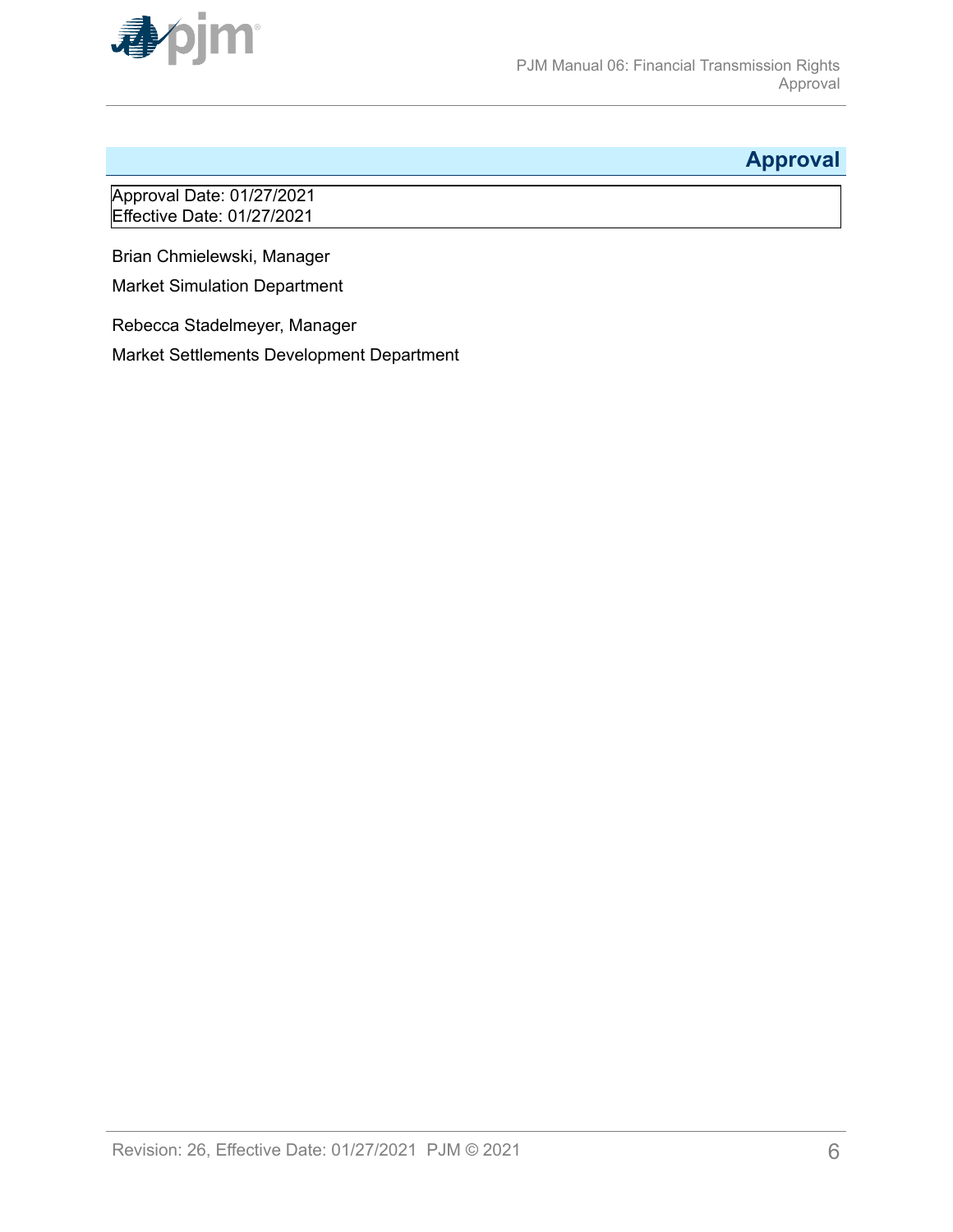# Approval

Approval Date: 01/27/2021
Effective Date: 01/27/2021

Brian Chmielewski, Manager

Market Simulation Department

Rebecca Stadelmeyer, Manager

Market Settlements Development Department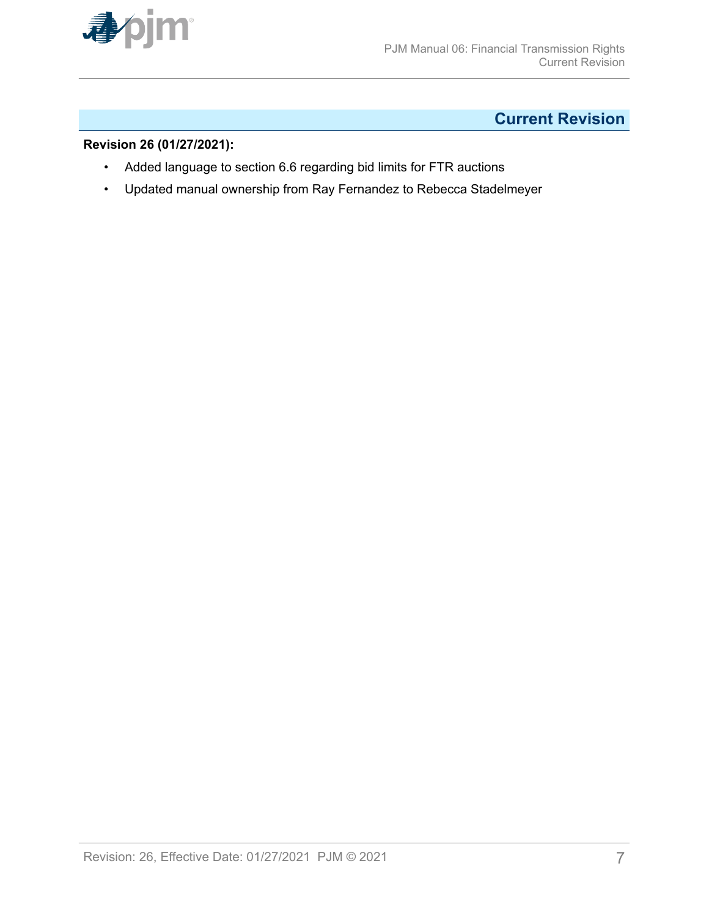## Current Revision

**Revision 26 (01/27/2021):**

- Added language to section 6.6 regarding bid limits for FTR auctions
- Updated manual ownership from Ray Fernandez to Rebecca Stadelmeyer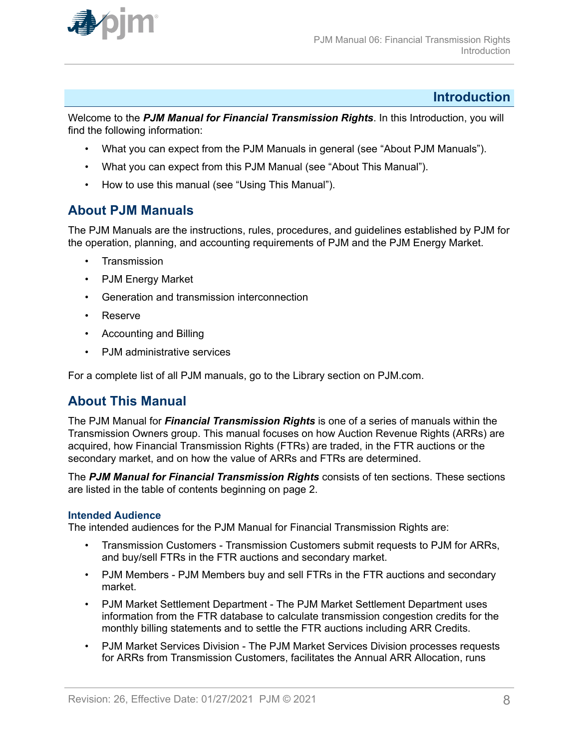# Introduction

Welcome to the ***PJM Manual for Financial Transmission Rights***. In this Introduction, you will find the following information:

- What you can expect from the PJM Manuals in general (see "About PJM Manuals").
- What you can expect from this PJM Manual (see "About This Manual").
- How to use this manual (see "Using This Manual").

## About PJM Manuals

The PJM Manuals are the instructions, rules, procedures, and guidelines established by PJM for the operation, planning, and accounting requirements of PJM and the PJM Energy Market.

- Transmission
- PJM Energy Market
- Generation and transmission interconnection
- Reserve
- Accounting and Billing
- PJM administrative services

For a complete list of all PJM manuals, go to the Library section on PJM.com.

## About This Manual

The PJM Manual for ***Financial Transmission Rights*** is one of a series of manuals within the Transmission Owners group. This manual focuses on how Auction Revenue Rights (ARRs) are acquired, how Financial Transmission Rights (FTRs) are traded, in the FTR auctions or the secondary market, and on how the value of ARRs and FTRs are determined.

The ***PJM Manual for Financial Transmission Rights*** consists of ten sections. These sections are listed in the table of contents beginning on page 2.

### Intended Audience

The intended audiences for the PJM Manual for Financial Transmission Rights are:

- Transmission Customers - Transmission Customers submit requests to PJM for ARRs, and buy/sell FTRs in the FTR auctions and secondary market.
- PJM Members - PJM Members buy and sell FTRs in the FTR auctions and secondary market.
- PJM Market Settlement Department - The PJM Market Settlement Department uses information from the FTR database to calculate transmission congestion credits for the monthly billing statements and to settle the FTR auctions including ARR Credits.
- PJM Market Services Division - The PJM Market Services Division processes requests for ARRs from Transmission Customers, facilitates the Annual ARR Allocation, runs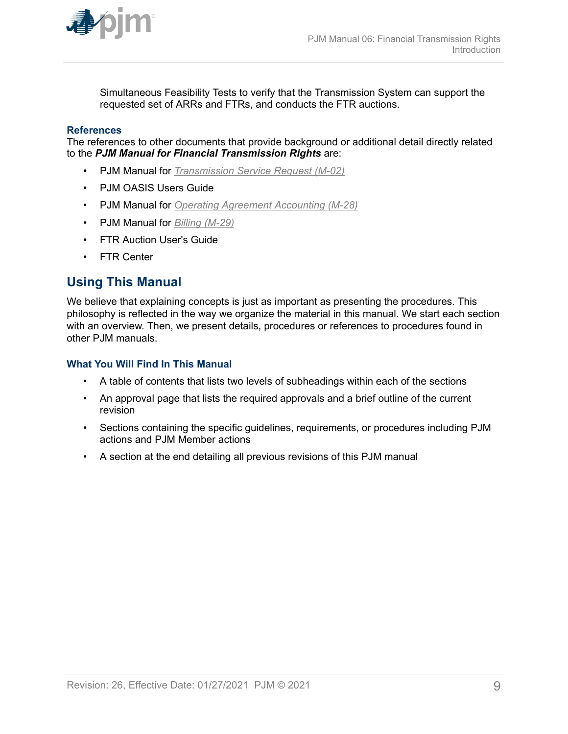Simultaneous Feasibility Tests to verify that the Transmission System can support the requested set of ARRs and FTRs, and conducts the FTR auctions.

### References

The references to other documents that provide background or additional detail directly related to the ***PJM Manual for Financial Transmission Rights*** are:

- PJM Manual for *Transmission Service Request (M-02)*
- PJM OASIS Users Guide
- PJM Manual for *Operating Agreement Accounting (M-28)*
- PJM Manual for *Billing (M-29)*
- FTR Auction User's Guide
- FTR Center

## Using This Manual

We believe that explaining concepts is just as important as presenting the procedures. This philosophy is reflected in the way we organize the material in this manual. We start each section with an overview. Then, we present details, procedures or references to procedures found in other PJM manuals.

### What You Will Find In This Manual

- A table of contents that lists two levels of subheadings within each of the sections
- An approval page that lists the required approvals and a brief outline of the current revision
- Sections containing the specific guidelines, requirements, or procedures including PJM actions and PJM Member actions
- A section at the end detailing all previous revisions of this PJM manual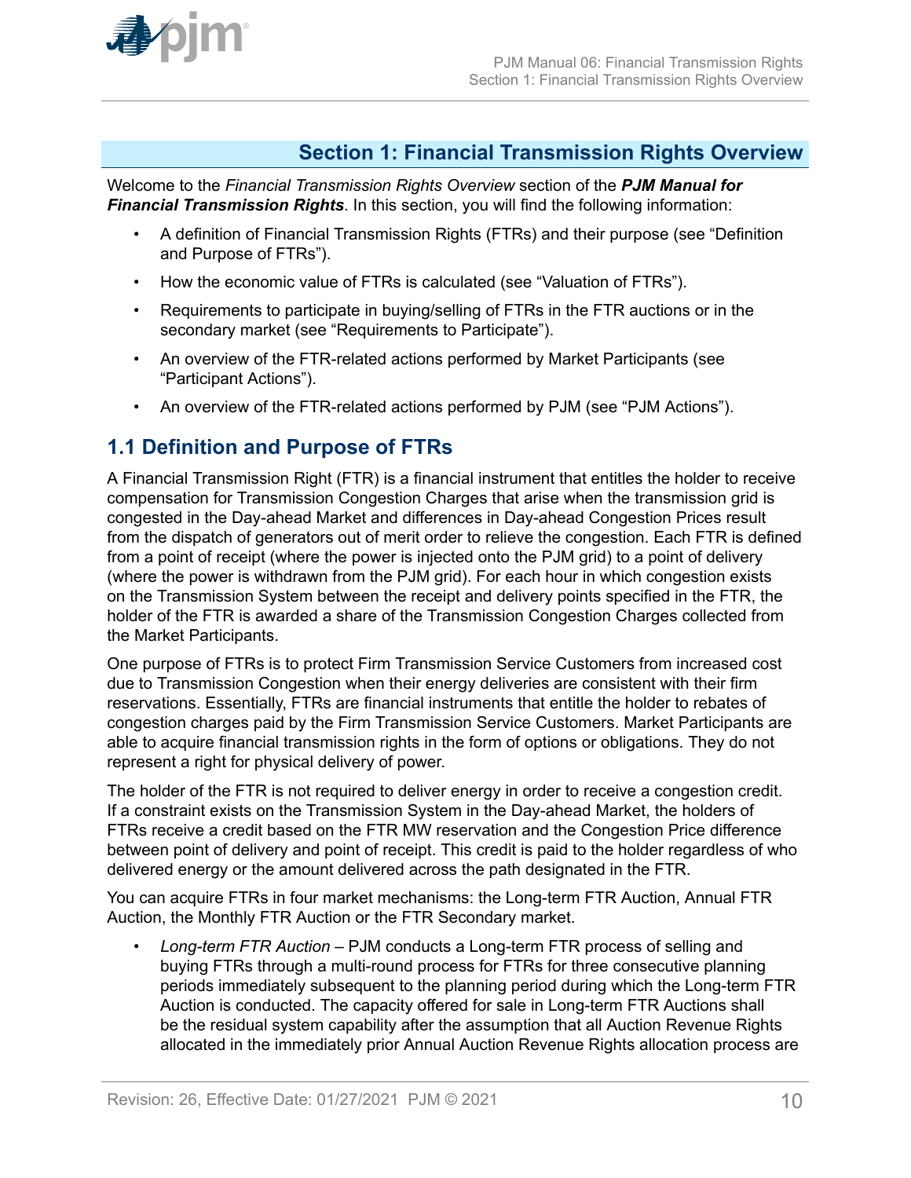## Section 1: Financial Transmission Rights Overview

Welcome to the *Financial Transmission Rights Overview* section of the ***PJM Manual for Financial Transmission Rights***. In this section, you will find the following information:

- A definition of Financial Transmission Rights (FTRs) and their purpose (see "Definition and Purpose of FTRs").
- How the economic value of FTRs is calculated (see "Valuation of FTRs").
- Requirements to participate in buying/selling of FTRs in the FTR auctions or in the secondary market (see "Requirements to Participate").
- An overview of the FTR-related actions performed by Market Participants (see "Participant Actions").
- An overview of the FTR-related actions performed by PJM (see "PJM Actions").

## 1.1 Definition and Purpose of FTRs

A Financial Transmission Right (FTR) is a financial instrument that entitles the holder to receive compensation for Transmission Congestion Charges that arise when the transmission grid is congested in the Day-ahead Market and differences in Day-ahead Congestion Prices result from the dispatch of generators out of merit order to relieve the congestion. Each FTR is defined from a point of receipt (where the power is injected onto the PJM grid) to a point of delivery (where the power is withdrawn from the PJM grid). For each hour in which congestion exists on the Transmission System between the receipt and delivery points specified in the FTR, the holder of the FTR is awarded a share of the Transmission Congestion Charges collected from the Market Participants.

One purpose of FTRs is to protect Firm Transmission Service Customers from increased cost due to Transmission Congestion when their energy deliveries are consistent with their firm reservations. Essentially, FTRs are financial instruments that entitle the holder to rebates of congestion charges paid by the Firm Transmission Service Customers. Market Participants are able to acquire financial transmission rights in the form of options or obligations. They do not represent a right for physical delivery of power.

The holder of the FTR is not required to deliver energy in order to receive a congestion credit. If a constraint exists on the Transmission System in the Day-ahead Market, the holders of FTRs receive a credit based on the FTR MW reservation and the Congestion Price difference between point of delivery and point of receipt. This credit is paid to the holder regardless of who delivered energy or the amount delivered across the path designated in the FTR.

You can acquire FTRs in four market mechanisms: the Long-term FTR Auction, Annual FTR Auction, the Monthly FTR Auction or the FTR Secondary market.

- *Long-term FTR Auction* – PJM conducts a Long-term FTR process of selling and buying FTRs through a multi-round process for FTRs for three consecutive planning periods immediately subsequent to the planning period during which the Long-term FTR Auction is conducted. The capacity offered for sale in Long-term FTR Auctions shall be the residual system capability after the assumption that all Auction Revenue Rights allocated in the immediately prior Annual Auction Revenue Rights allocation process are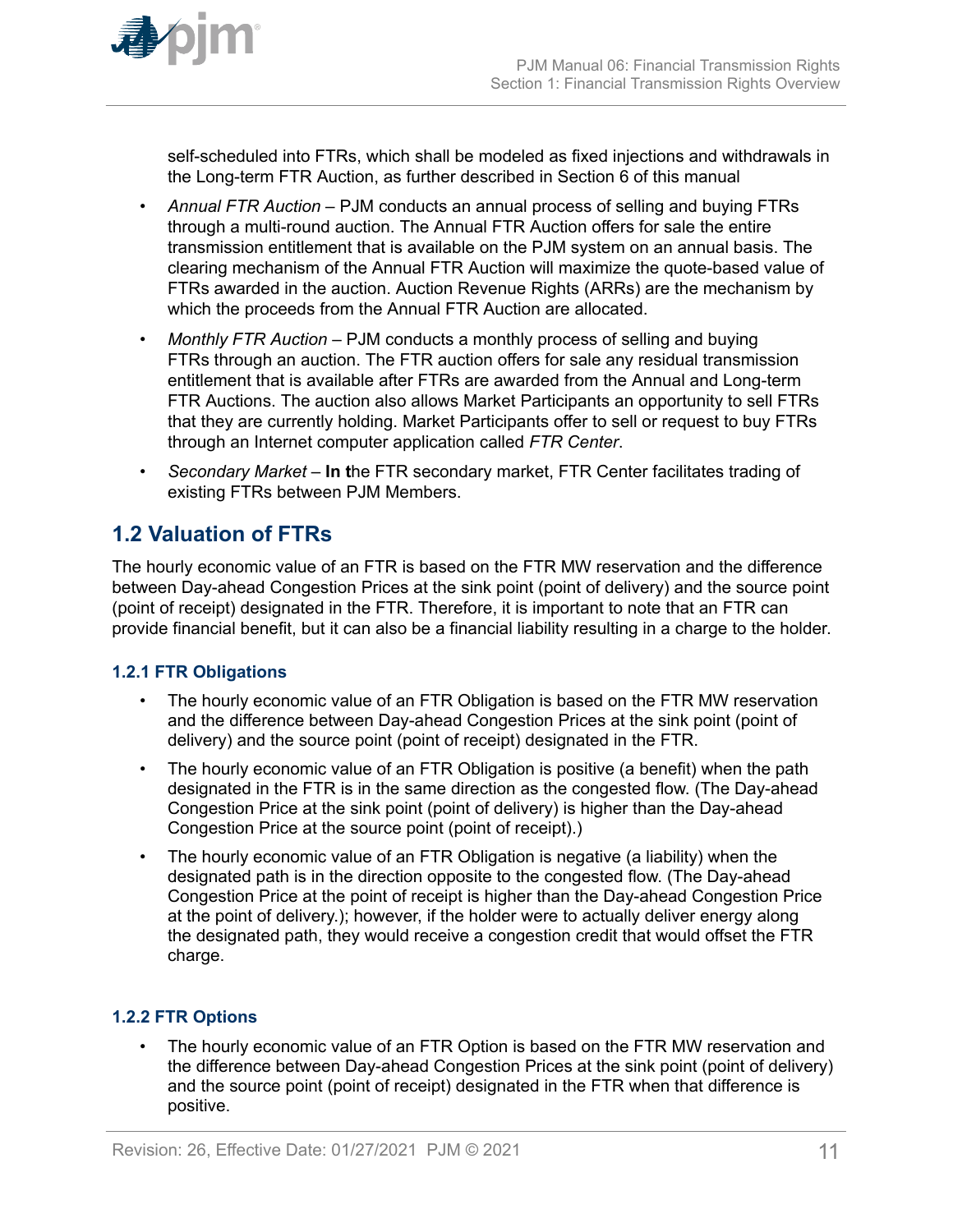self-scheduled into FTRs, which shall be modeled as fixed injections and withdrawals in the Long-term FTR Auction, as further described in Section 6 of this manual

- *Annual FTR Auction* – PJM conducts an annual process of selling and buying FTRs through a multi-round auction. The Annual FTR Auction offers for sale the entire transmission entitlement that is available on the PJM system on an annual basis. The clearing mechanism of the Annual FTR Auction will maximize the quote-based value of FTRs awarded in the auction. Auction Revenue Rights (ARRs) are the mechanism by which the proceeds from the Annual FTR Auction are allocated.
- *Monthly FTR Auction* – PJM conducts a monthly process of selling and buying FTRs through an auction. The FTR auction offers for sale any residual transmission entitlement that is available after FTRs are awarded from the Annual and Long-term FTR Auctions. The auction also allows Market Participants an opportunity to sell FTRs that they are currently holding. Market Participants offer to sell or request to buy FTRs through an Internet computer application called *FTR Center*.
- *Secondary Market* – **In t**he FTR secondary market, FTR Center facilitates trading of existing FTRs between PJM Members.

## 1.2 Valuation of FTRs

The hourly economic value of an FTR is based on the FTR MW reservation and the difference between Day-ahead Congestion Prices at the sink point (point of delivery) and the source point (point of receipt) designated in the FTR. Therefore, it is important to note that an FTR can provide financial benefit, but it can also be a financial liability resulting in a charge to the holder.

### 1.2.1 FTR Obligations

- The hourly economic value of an FTR Obligation is based on the FTR MW reservation and the difference between Day-ahead Congestion Prices at the sink point (point of delivery) and the source point (point of receipt) designated in the FTR.
- The hourly economic value of an FTR Obligation is positive (a benefit) when the path designated in the FTR is in the same direction as the congested flow. (The Day-ahead Congestion Price at the sink point (point of delivery) is higher than the Day-ahead Congestion Price at the source point (point of receipt).)
- The hourly economic value of an FTR Obligation is negative (a liability) when the designated path is in the direction opposite to the congested flow. (The Day-ahead Congestion Price at the point of receipt is higher than the Day-ahead Congestion Price at the point of delivery.); however, if the holder were to actually deliver energy along the designated path, they would receive a congestion credit that would offset the FTR charge.

### 1.2.2 FTR Options

- The hourly economic value of an FTR Option is based on the FTR MW reservation and the difference between Day-ahead Congestion Prices at the sink point (point of delivery) and the source point (point of receipt) designated in the FTR when that difference is positive.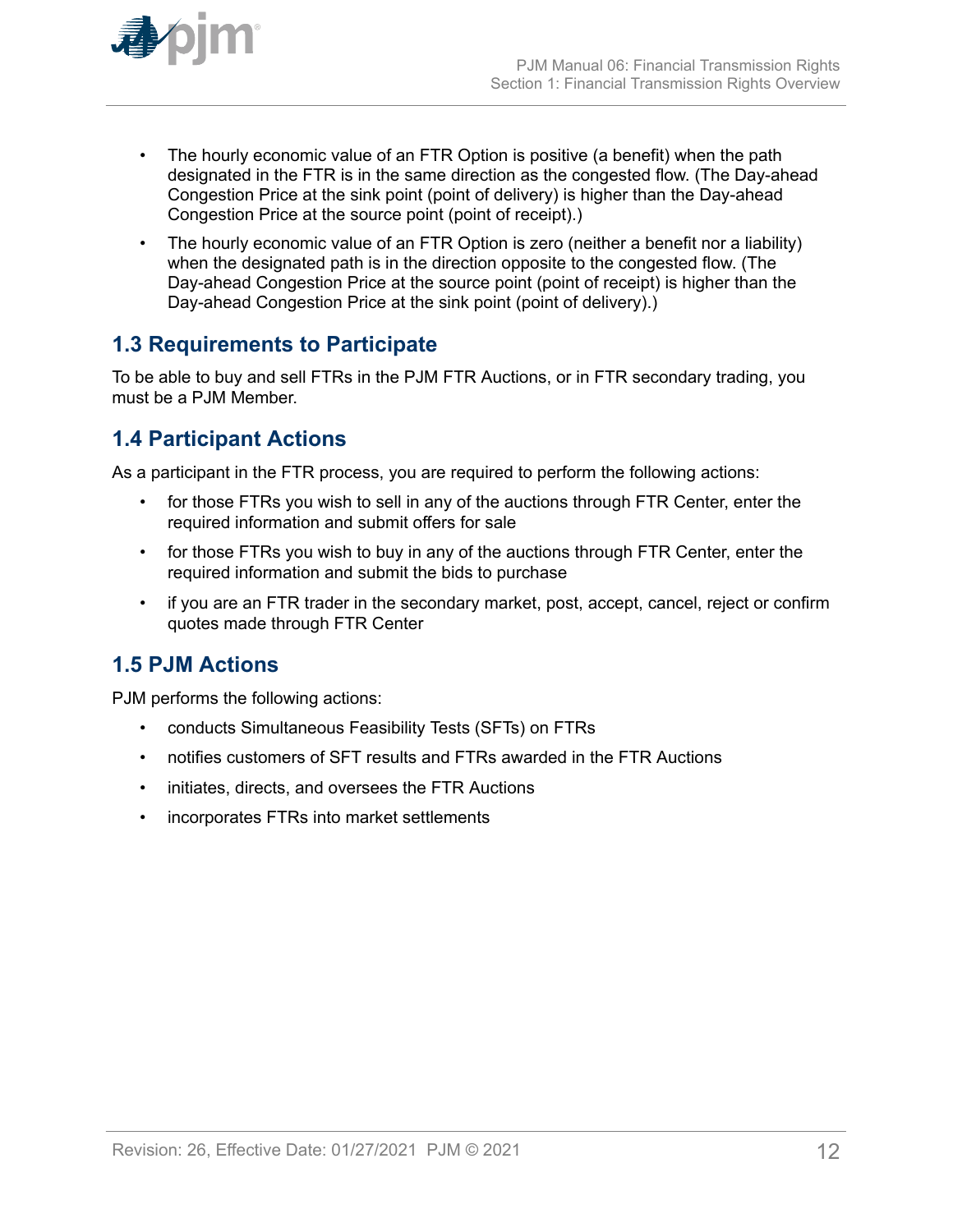- The hourly economic value of an FTR Option is positive (a benefit) when the path designated in the FTR is in the same direction as the congested flow. (The Day-ahead Congestion Price at the sink point (point of delivery) is higher than the Day-ahead Congestion Price at the source point (point of receipt).)
- The hourly economic value of an FTR Option is zero (neither a benefit nor a liability) when the designated path is in the direction opposite to the congested flow. (The Day-ahead Congestion Price at the source point (point of receipt) is higher than the Day-ahead Congestion Price at the sink point (point of delivery).)

## 1.3 Requirements to Participate

To be able to buy and sell FTRs in the PJM FTR Auctions, or in FTR secondary trading, you must be a PJM Member.

## 1.4 Participant Actions

As a participant in the FTR process, you are required to perform the following actions:

- for those FTRs you wish to sell in any of the auctions through FTR Center, enter the required information and submit offers for sale
- for those FTRs you wish to buy in any of the auctions through FTR Center, enter the required information and submit the bids to purchase
- if you are an FTR trader in the secondary market, post, accept, cancel, reject or confirm quotes made through FTR Center

## 1.5 PJM Actions

PJM performs the following actions:

- conducts Simultaneous Feasibility Tests (SFTs) on FTRs
- notifies customers of SFT results and FTRs awarded in the FTR Auctions
- initiates, directs, and oversees the FTR Auctions
- incorporates FTRs into market settlements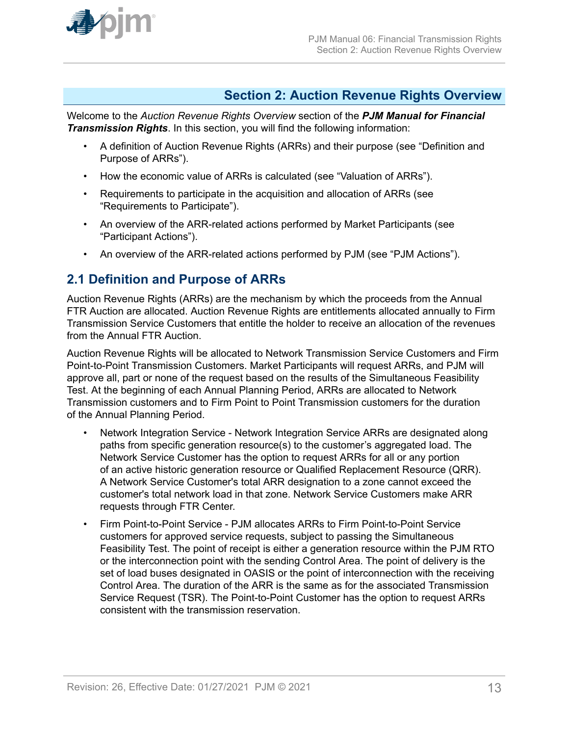# Section 2: Auction Revenue Rights Overview

Welcome to the *Auction Revenue Rights Overview* section of the ***PJM Manual for Financial Transmission Rights***. In this section, you will find the following information:

- A definition of Auction Revenue Rights (ARRs) and their purpose (see "Definition and Purpose of ARRs").
- How the economic value of ARRs is calculated (see "Valuation of ARRs").
- Requirements to participate in the acquisition and allocation of ARRs (see "Requirements to Participate").
- An overview of the ARR-related actions performed by Market Participants (see "Participant Actions").
- An overview of the ARR-related actions performed by PJM (see "PJM Actions").

## 2.1 Definition and Purpose of ARRs

Auction Revenue Rights (ARRs) are the mechanism by which the proceeds from the Annual FTR Auction are allocated. Auction Revenue Rights are entitlements allocated annually to Firm Transmission Service Customers that entitle the holder to receive an allocation of the revenues from the Annual FTR Auction.

Auction Revenue Rights will be allocated to Network Transmission Service Customers and Firm Point-to-Point Transmission Customers. Market Participants will request ARRs, and PJM will approve all, part or none of the request based on the results of the Simultaneous Feasibility Test. At the beginning of each Annual Planning Period, ARRs are allocated to Network Transmission customers and to Firm Point to Point Transmission customers for the duration of the Annual Planning Period.

- Network Integration Service - Network Integration Service ARRs are designated along paths from specific generation resource(s) to the customer's aggregated load. The Network Service Customer has the option to request ARRs for all or any portion of an active historic generation resource or Qualified Replacement Resource (QRR). A Network Service Customer's total ARR designation to a zone cannot exceed the customer's total network load in that zone. Network Service Customers make ARR requests through FTR Center.
- Firm Point-to-Point Service - PJM allocates ARRs to Firm Point-to-Point Service customers for approved service requests, subject to passing the Simultaneous Feasibility Test. The point of receipt is either a generation resource within the PJM RTO or the interconnection point with the sending Control Area. The point of delivery is the set of load buses designated in OASIS or the point of interconnection with the receiving Control Area. The duration of the ARR is the same as for the associated Transmission Service Request (TSR). The Point-to-Point Customer has the option to request ARRs consistent with the transmission reservation.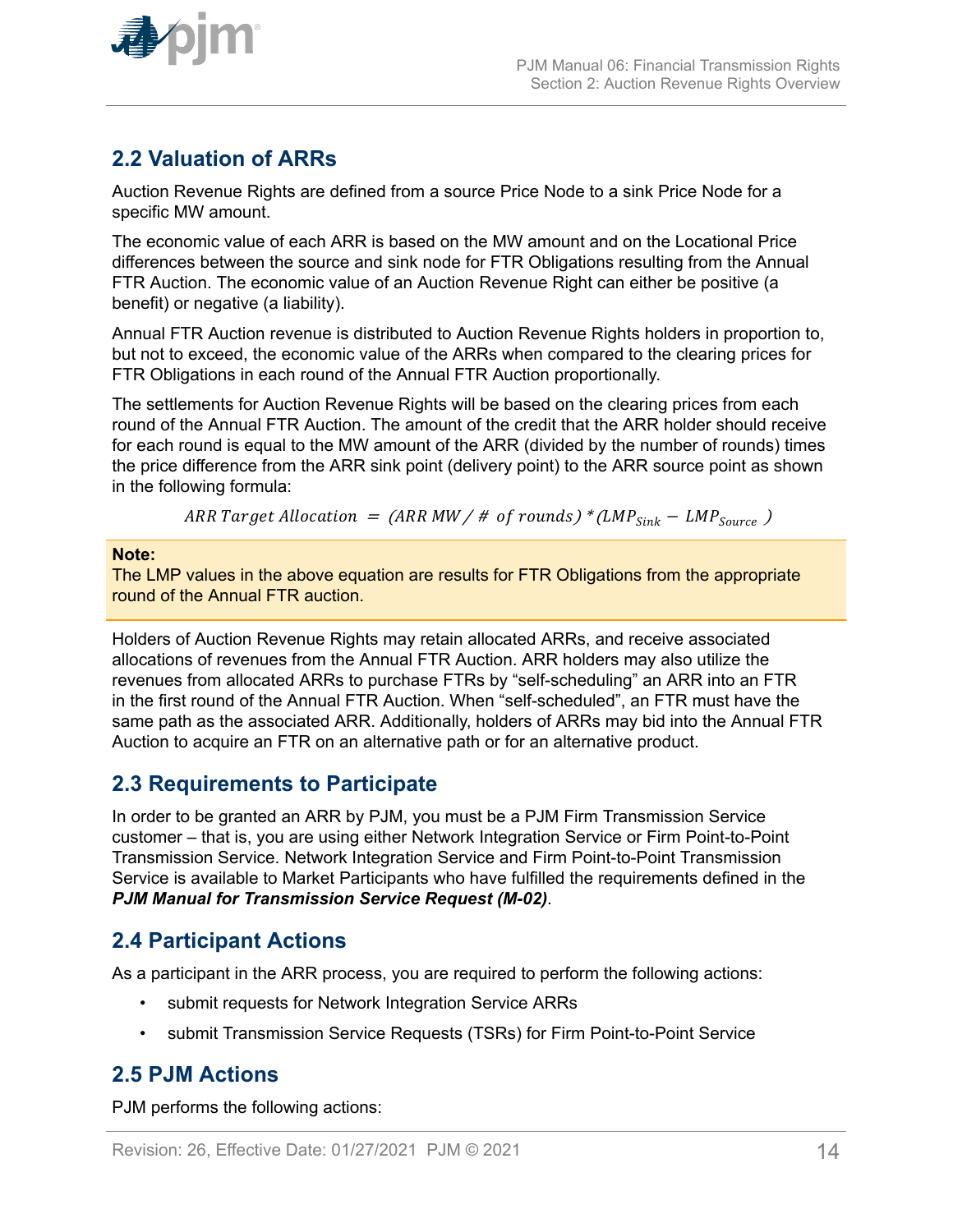## 2.2 Valuation of ARRs

Auction Revenue Rights are defined from a source Price Node to a sink Price Node for a specific MW amount.

The economic value of each ARR is based on the MW amount and on the Locational Price differences between the source and sink node for FTR Obligations resulting from the Annual FTR Auction. The economic value of an Auction Revenue Right can either be positive (a benefit) or negative (a liability).

Annual FTR Auction revenue is distributed to Auction Revenue Rights holders in proportion to, but not to exceed, the economic value of the ARRs when compared to the clearing prices for FTR Obligations in each round of the Annual FTR Auction proportionally.

The settlements for Auction Revenue Rights will be based on the clearing prices from each round of the Annual FTR Auction. The amount of the credit that the ARR holder should receive for each round is equal to the MW amount of the ARR (divided by the number of rounds) times the price difference from the ARR sink point (delivery point) to the ARR source point as shown in the following formula:

$$ARR\ Target\ Allocation\ =\ (ARR\ MW\ /\ \#\ of\ rounds)\ *\ (LMP_{Sink}\ -\ LMP_{Source}\ )$$

**Note:**
The LMP values in the above equation are results for FTR Obligations from the appropriate round of the Annual FTR auction.

Holders of Auction Revenue Rights may retain allocated ARRs, and receive associated allocations of revenues from the Annual FTR Auction. ARR holders may also utilize the revenues from allocated ARRs to purchase FTRs by “self-scheduling” an ARR into an FTR in the first round of the Annual FTR Auction. When “self-scheduled”, an FTR must have the same path as the associated ARR. Additionally, holders of ARRs may bid into the Annual FTR Auction to acquire an FTR on an alternative path or for an alternative product.

## 2.3 Requirements to Participate

In order to be granted an ARR by PJM, you must be a PJM Firm Transmission Service customer – that is, you are using either Network Integration Service or Firm Point-to-Point Transmission Service. Network Integration Service and Firm Point-to-Point Transmission Service is available to Market Participants who have fulfilled the requirements defined in the ***PJM Manual for Transmission Service Request (M-02)***.

## 2.4 Participant Actions

As a participant in the ARR process, you are required to perform the following actions:

- submit requests for Network Integration Service ARRs
- submit Transmission Service Requests (TSRs) for Firm Point-to-Point Service

## 2.5 PJM Actions

PJM performs the following actions: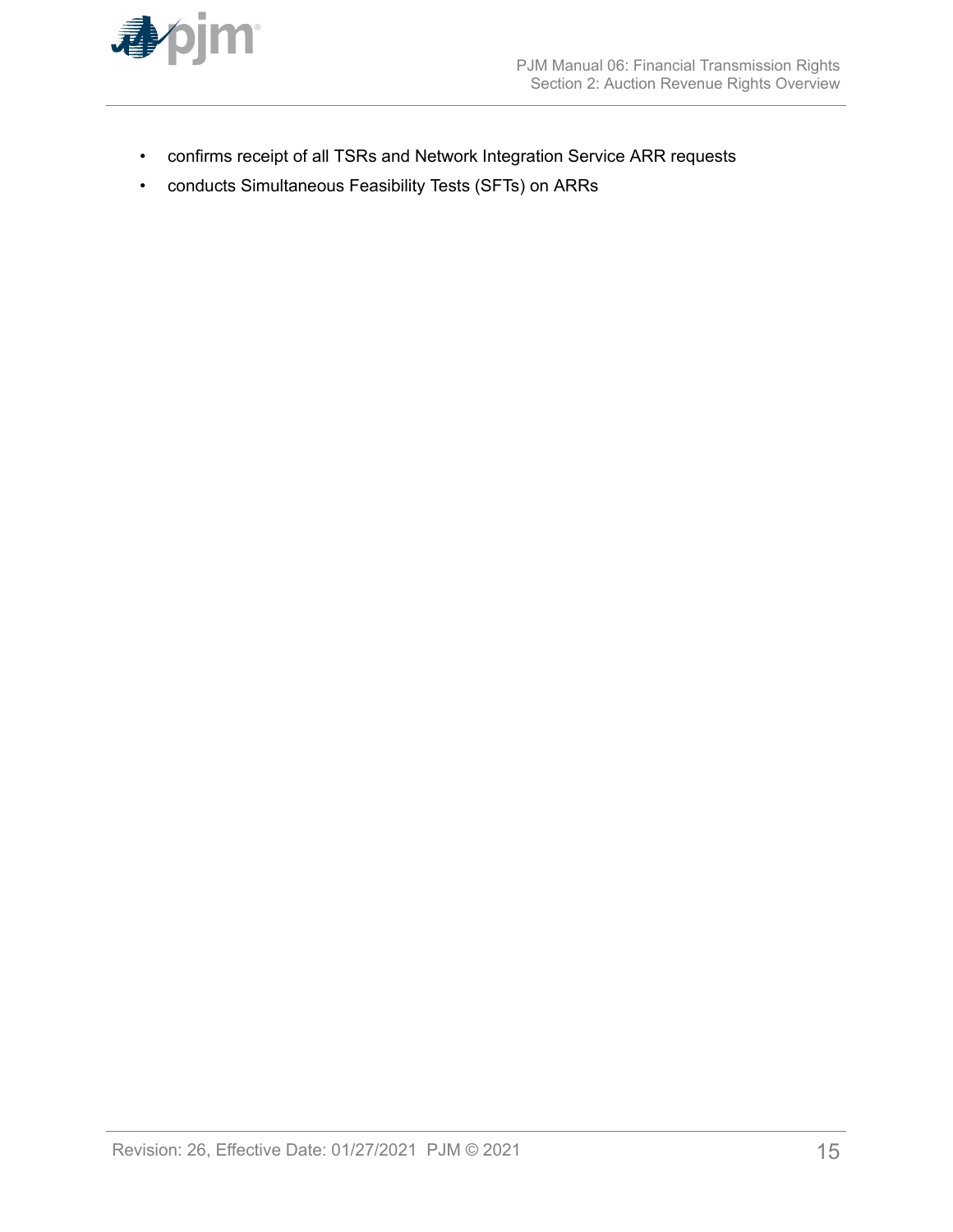- confirms receipt of all TSRs and Network Integration Service ARR requests
- conducts Simultaneous Feasibility Tests (SFTs) on ARRs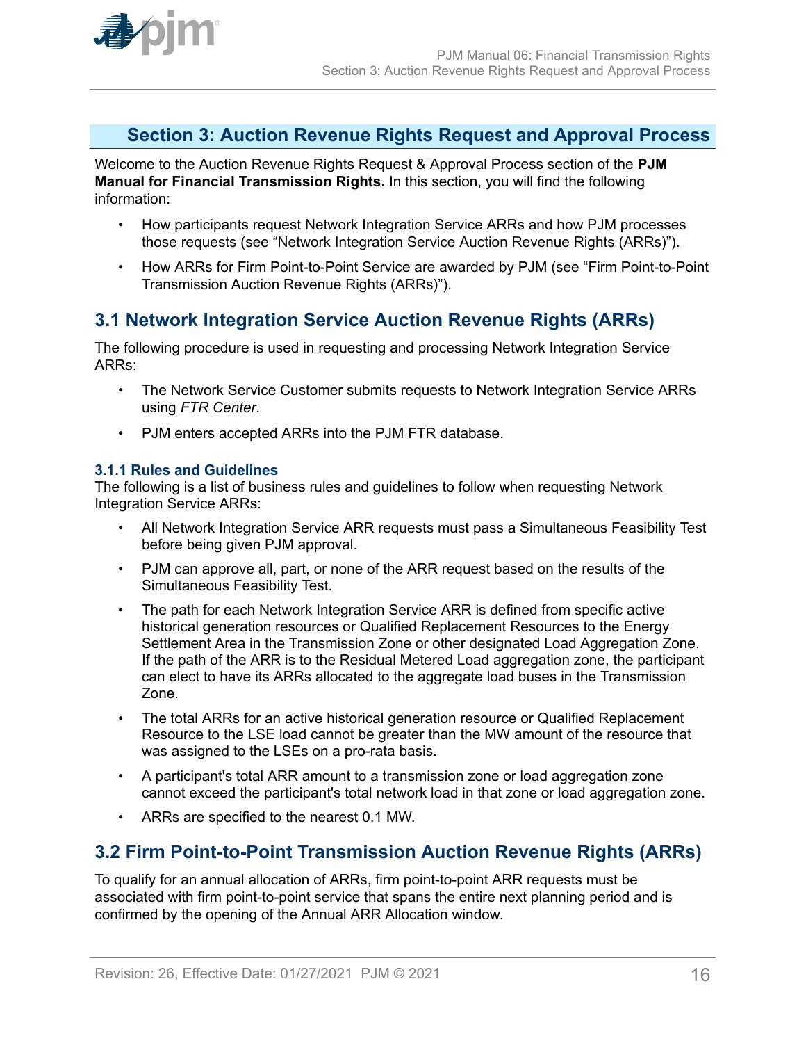# Section 3: Auction Revenue Rights Request and Approval Process

Welcome to the Auction Revenue Rights Request & Approval Process section of the **PJM Manual for Financial Transmission Rights.** In this section, you will find the following information:

- How participants request Network Integration Service ARRs and how PJM processes those requests (see "Network Integration Service Auction Revenue Rights (ARRs)").
- How ARRs for Firm Point-to-Point Service are awarded by PJM (see "Firm Point-to-Point Transmission Auction Revenue Rights (ARRs)").

## 3.1 Network Integration Service Auction Revenue Rights (ARRs)

The following procedure is used in requesting and processing Network Integration Service ARRs:

- The Network Service Customer submits requests to Network Integration Service ARRs using *FTR Center*.
- PJM enters accepted ARRs into the PJM FTR database.

### 3.1.1 Rules and Guidelines

The following is a list of business rules and guidelines to follow when requesting Network Integration Service ARRs:

- All Network Integration Service ARR requests must pass a Simultaneous Feasibility Test before being given PJM approval.
- PJM can approve all, part, or none of the ARR request based on the results of the Simultaneous Feasibility Test.
- The path for each Network Integration Service ARR is defined from specific active historical generation resources or Qualified Replacement Resources to the Energy Settlement Area in the Transmission Zone or other designated Load Aggregation Zone. If the path of the ARR is to the Residual Metered Load aggregation zone, the participant can elect to have its ARRs allocated to the aggregate load buses in the Transmission Zone.
- The total ARRs for an active historical generation resource or Qualified Replacement Resource to the LSE load cannot be greater than the MW amount of the resource that was assigned to the LSEs on a pro-rata basis.
- A participant's total ARR amount to a transmission zone or load aggregation zone cannot exceed the participant's total network load in that zone or load aggregation zone.
- ARRs are specified to the nearest 0.1 MW.

## 3.2 Firm Point-to-Point Transmission Auction Revenue Rights (ARRs)

To qualify for an annual allocation of ARRs, firm point-to-point ARR requests must be associated with firm point-to-point service that spans the entire next planning period and is confirmed by the opening of the Annual ARR Allocation window.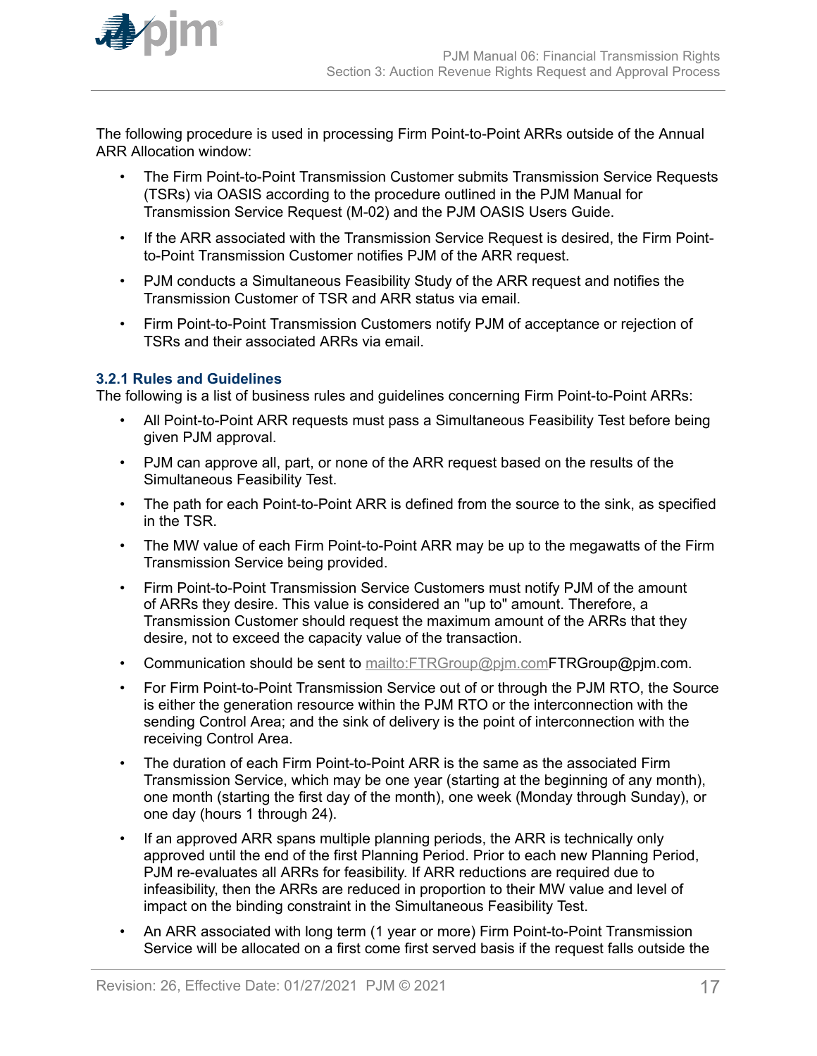The following procedure is used in processing Firm Point-to-Point ARRs outside of the Annual ARR Allocation window:

- The Firm Point-to-Point Transmission Customer submits Transmission Service Requests (TSRs) via OASIS according to the procedure outlined in the PJM Manual for Transmission Service Request (M-02) and the PJM OASIS Users Guide.
- If the ARR associated with the Transmission Service Request is desired, the Firm Point-to-Point Transmission Customer notifies PJM of the ARR request.
- PJM conducts a Simultaneous Feasibility Study of the ARR request and notifies the Transmission Customer of TSR and ARR status via email.
- Firm Point-to-Point Transmission Customers notify PJM of acceptance or rejection of TSRs and their associated ARRs via email.

### 3.2.1 Rules and Guidelines

The following is a list of business rules and guidelines concerning Firm Point-to-Point ARRs:

- All Point-to-Point ARR requests must pass a Simultaneous Feasibility Test before being given PJM approval.
- PJM can approve all, part, or none of the ARR request based on the results of the Simultaneous Feasibility Test.
- The path for each Point-to-Point ARR is defined from the source to the sink, as specified in the TSR.
- The MW value of each Firm Point-to-Point ARR may be up to the megawatts of the Firm Transmission Service being provided.
- Firm Point-to-Point Transmission Service Customers must notify PJM of the amount of ARRs they desire. This value is considered an "up to" amount. Therefore, a Transmission Customer should request the maximum amount of the ARRs that they desire, not to exceed the capacity value of the transaction.
- Communication should be sent to mailto:FTRGroup@pjm.comFTRGroup@pjm.com.
- For Firm Point-to-Point Transmission Service out of or through the PJM RTO, the Source is either the generation resource within the PJM RTO or the interconnection with the sending Control Area; and the sink of delivery is the point of interconnection with the receiving Control Area.
- The duration of each Firm Point-to-Point ARR is the same as the associated Firm Transmission Service, which may be one year (starting at the beginning of any month), one month (starting the first day of the month), one week (Monday through Sunday), or one day (hours 1 through 24).
- If an approved ARR spans multiple planning periods, the ARR is technically only approved until the end of the first Planning Period. Prior to each new Planning Period, PJM re-evaluates all ARRs for feasibility. If ARR reductions are required due to infeasibility, then the ARRs are reduced in proportion to their MW value and level of impact on the binding constraint in the Simultaneous Feasibility Test.
- An ARR associated with long term (1 year or more) Firm Point-to-Point Transmission Service will be allocated on a first come first served basis if the request falls outside the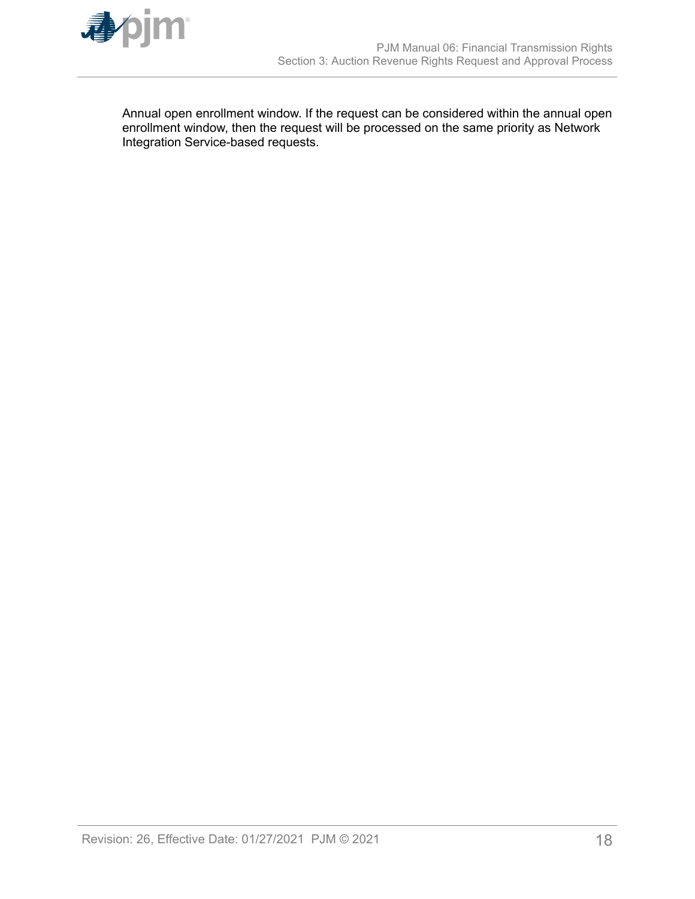Annual open enrollment window. If the request can be considered within the annual open enrollment window, then the request will be processed on the same priority as Network Integration Service-based requests.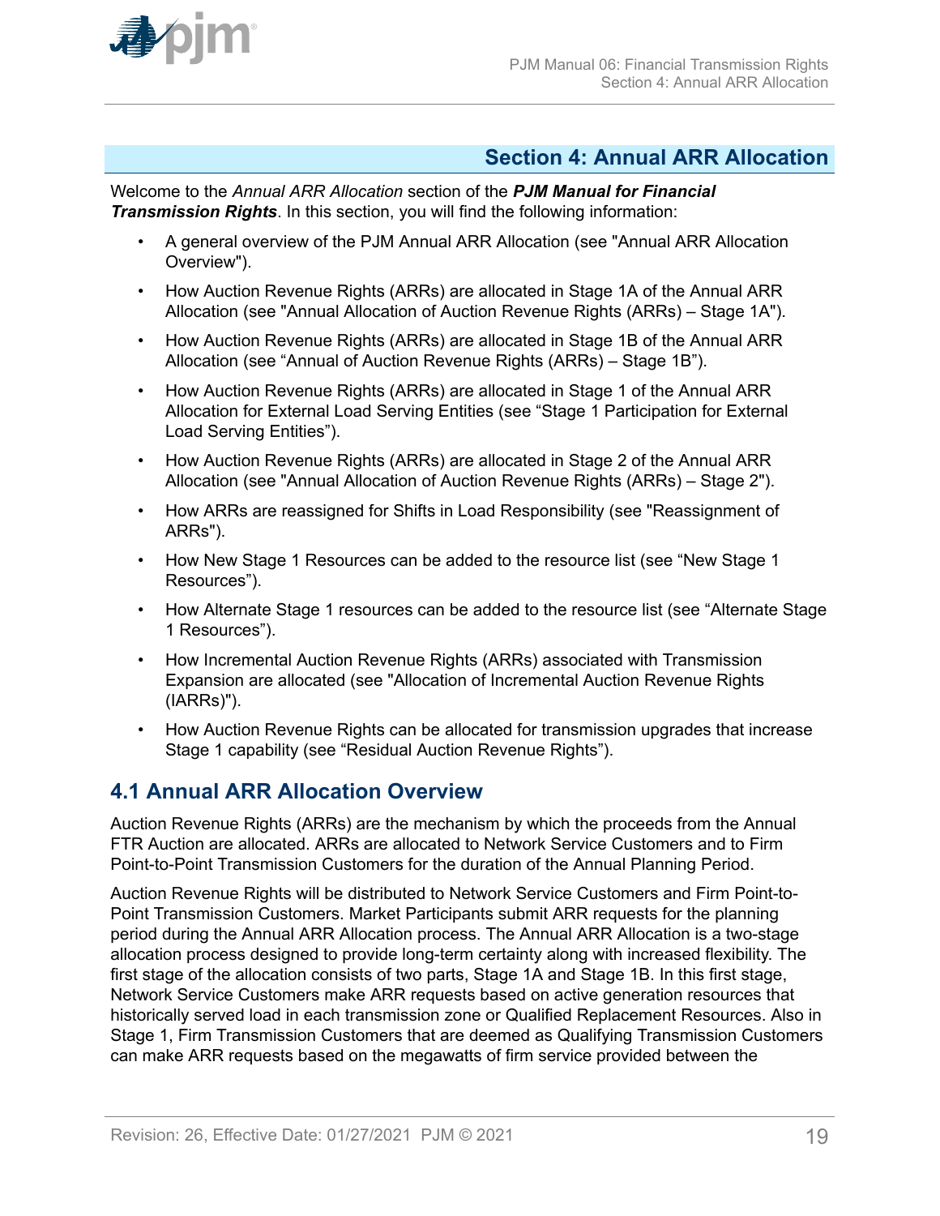## Section 4: Annual ARR Allocation

Welcome to the *Annual ARR Allocation* section of the ***PJM Manual for Financial Transmission Rights***. In this section, you will find the following information:

- A general overview of the PJM Annual ARR Allocation (see "Annual ARR Allocation Overview").
- How Auction Revenue Rights (ARRs) are allocated in Stage 1A of the Annual ARR Allocation (see "Annual Allocation of Auction Revenue Rights (ARRs) – Stage 1A").
- How Auction Revenue Rights (ARRs) are allocated in Stage 1B of the Annual ARR Allocation (see "Annual of Auction Revenue Rights (ARRs) – Stage 1B").
- How Auction Revenue Rights (ARRs) are allocated in Stage 1 of the Annual ARR Allocation for External Load Serving Entities (see "Stage 1 Participation for External Load Serving Entities").
- How Auction Revenue Rights (ARRs) are allocated in Stage 2 of the Annual ARR Allocation (see "Annual Allocation of Auction Revenue Rights (ARRs) – Stage 2").
- How ARRs are reassigned for Shifts in Load Responsibility (see "Reassignment of ARRs").
- How New Stage 1 Resources can be added to the resource list (see "New Stage 1 Resources").
- How Alternate Stage 1 resources can be added to the resource list (see "Alternate Stage 1 Resources").
- How Incremental Auction Revenue Rights (ARRs) associated with Transmission Expansion are allocated (see "Allocation of Incremental Auction Revenue Rights (IARRs)").
- How Auction Revenue Rights can be allocated for transmission upgrades that increase Stage 1 capability (see "Residual Auction Revenue Rights").

## 4.1 Annual ARR Allocation Overview

Auction Revenue Rights (ARRs) are the mechanism by which the proceeds from the Annual FTR Auction are allocated. ARRs are allocated to Network Service Customers and to Firm Point-to-Point Transmission Customers for the duration of the Annual Planning Period.

Auction Revenue Rights will be distributed to Network Service Customers and Firm Point-to-Point Transmission Customers. Market Participants submit ARR requests for the planning period during the Annual ARR Allocation process. The Annual ARR Allocation is a two-stage allocation process designed to provide long-term certainty along with increased flexibility. The first stage of the allocation consists of two parts, Stage 1A and Stage 1B. In this first stage, Network Service Customers make ARR requests based on active generation resources that historically served load in each transmission zone or Qualified Replacement Resources. Also in Stage 1, Firm Transmission Customers that are deemed as Qualifying Transmission Customers can make ARR requests based on the megawatts of firm service provided between the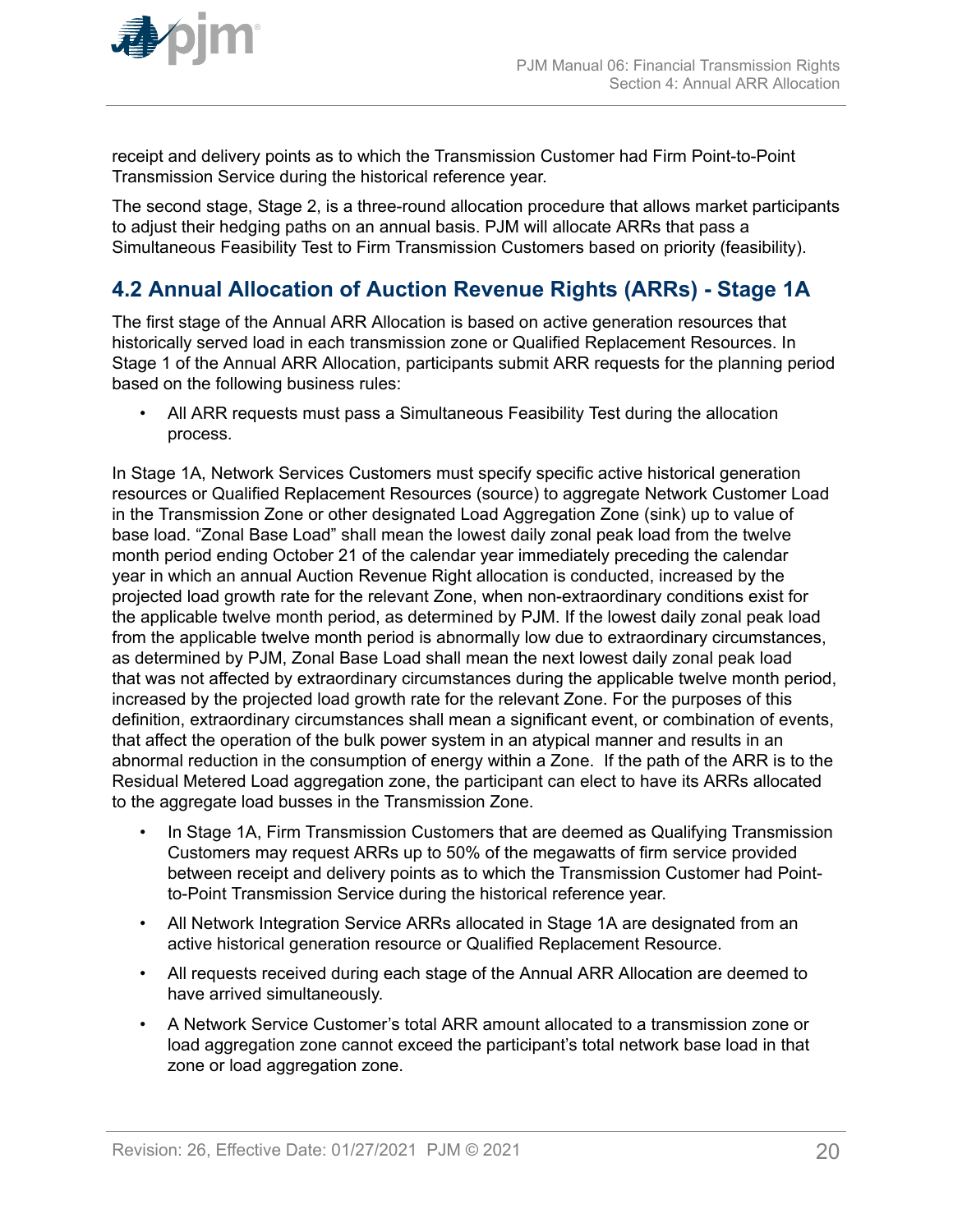receipt and delivery points as to which the Transmission Customer had Firm Point-to-Point Transmission Service during the historical reference year.

The second stage, Stage 2, is a three-round allocation procedure that allows market participants to adjust their hedging paths on an annual basis. PJM will allocate ARRs that pass a Simultaneous Feasibility Test to Firm Transmission Customers based on priority (feasibility).

## 4.2 Annual Allocation of Auction Revenue Rights (ARRs) - Stage 1A

The first stage of the Annual ARR Allocation is based on active generation resources that historically served load in each transmission zone or Qualified Replacement Resources. In Stage 1 of the Annual ARR Allocation, participants submit ARR requests for the planning period based on the following business rules:

- All ARR requests must pass a Simultaneous Feasibility Test during the allocation process.

In Stage 1A, Network Services Customers must specify specific active historical generation resources or Qualified Replacement Resources (source) to aggregate Network Customer Load in the Transmission Zone or other designated Load Aggregation Zone (sink) up to value of base load. “Zonal Base Load” shall mean the lowest daily zonal peak load from the twelve month period ending October 21 of the calendar year immediately preceding the calendar year in which an annual Auction Revenue Right allocation is conducted, increased by the projected load growth rate for the relevant Zone, when non-extraordinary conditions exist for the applicable twelve month period, as determined by PJM. If the lowest daily zonal peak load from the applicable twelve month period is abnormally low due to extraordinary circumstances, as determined by PJM, Zonal Base Load shall mean the next lowest daily zonal peak load that was not affected by extraordinary circumstances during the applicable twelve month period, increased by the projected load growth rate for the relevant Zone. For the purposes of this definition, extraordinary circumstances shall mean a significant event, or combination of events, that affect the operation of the bulk power system in an atypical manner and results in an abnormal reduction in the consumption of energy within a Zone. If the path of the ARR is to the Residual Metered Load aggregation zone, the participant can elect to have its ARRs allocated to the aggregate load busses in the Transmission Zone.

- In Stage 1A, Firm Transmission Customers that are deemed as Qualifying Transmission Customers may request ARRs up to 50% of the megawatts of firm service provided between receipt and delivery points as to which the Transmission Customer had Point-to-Point Transmission Service during the historical reference year.
- All Network Integration Service ARRs allocated in Stage 1A are designated from an active historical generation resource or Qualified Replacement Resource.
- All requests received during each stage of the Annual ARR Allocation are deemed to have arrived simultaneously.
- A Network Service Customer’s total ARR amount allocated to a transmission zone or load aggregation zone cannot exceed the participant’s total network base load in that zone or load aggregation zone.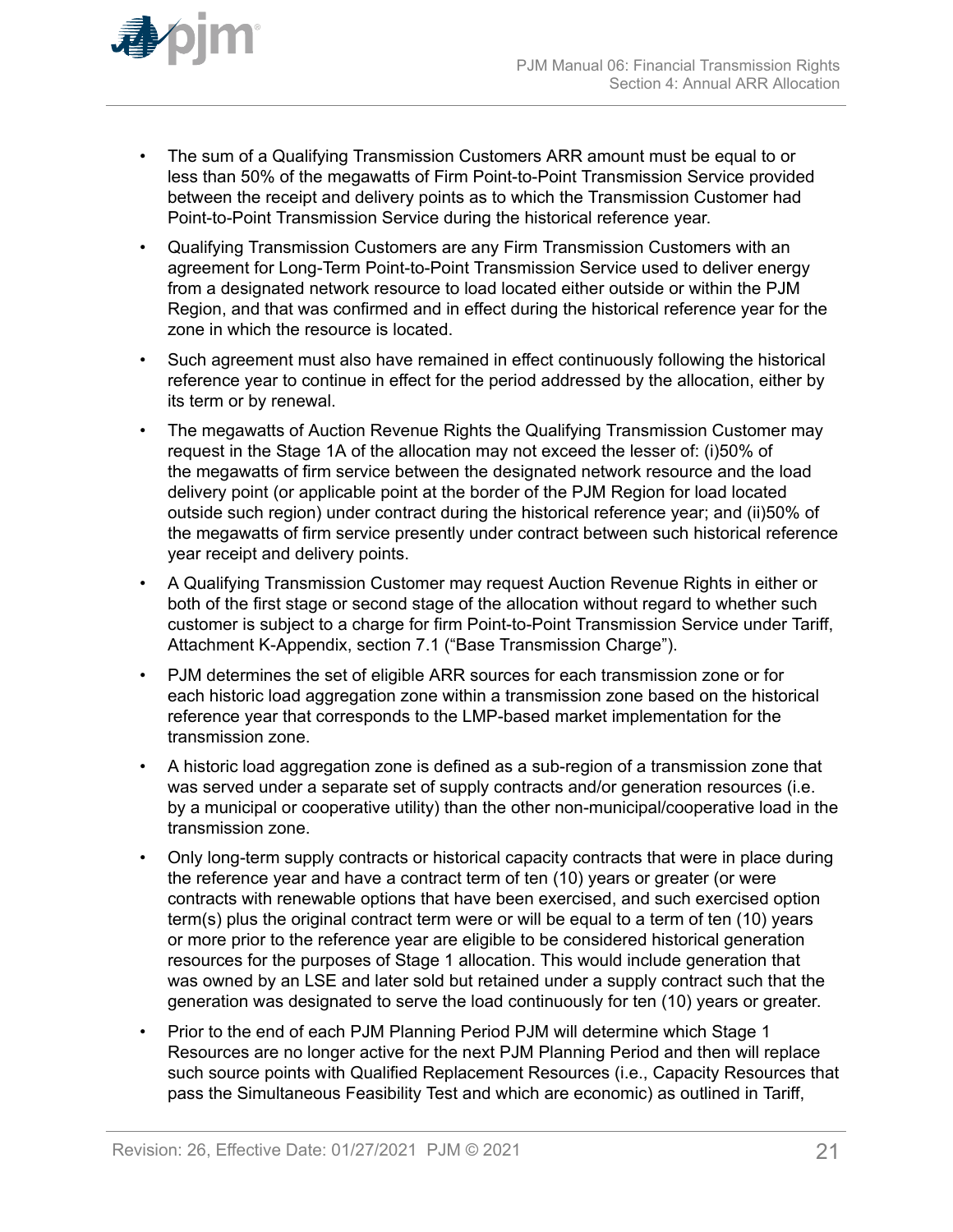- The sum of a Qualifying Transmission Customers ARR amount must be equal to or less than 50% of the megawatts of Firm Point-to-Point Transmission Service provided between the receipt and delivery points as to which the Transmission Customer had Point-to-Point Transmission Service during the historical reference year.
- Qualifying Transmission Customers are any Firm Transmission Customers with an agreement for Long-Term Point-to-Point Transmission Service used to deliver energy from a designated network resource to load located either outside or within the PJM Region, and that was confirmed and in effect during the historical reference year for the zone in which the resource is located.
- Such agreement must also have remained in effect continuously following the historical reference year to continue in effect for the period addressed by the allocation, either by its term or by renewal.
- The megawatts of Auction Revenue Rights the Qualifying Transmission Customer may request in the Stage 1A of the allocation may not exceed the lesser of: (i)50% of the megawatts of firm service between the designated network resource and the load delivery point (or applicable point at the border of the PJM Region for load located outside such region) under contract during the historical reference year; and (ii)50% of the megawatts of firm service presently under contract between such historical reference year receipt and delivery points.
- A Qualifying Transmission Customer may request Auction Revenue Rights in either or both of the first stage or second stage of the allocation without regard to whether such customer is subject to a charge for firm Point-to-Point Transmission Service under Tariff, Attachment K-Appendix, section 7.1 ("Base Transmission Charge").
- PJM determines the set of eligible ARR sources for each transmission zone or for each historic load aggregation zone within a transmission zone based on the historical reference year that corresponds to the LMP-based market implementation for the transmission zone.
- A historic load aggregation zone is defined as a sub-region of a transmission zone that was served under a separate set of supply contracts and/or generation resources (i.e. by a municipal or cooperative utility) than the other non-municipal/cooperative load in the transmission zone.
- Only long-term supply contracts or historical capacity contracts that were in place during the reference year and have a contract term of ten (10) years or greater (or were contracts with renewable options that have been exercised, and such exercised option term(s) plus the original contract term were or will be equal to a term of ten (10) years or more prior to the reference year are eligible to be considered historical generation resources for the purposes of Stage 1 allocation. This would include generation that was owned by an LSE and later sold but retained under a supply contract such that the generation was designated to serve the load continuously for ten (10) years or greater.
- Prior to the end of each PJM Planning Period PJM will determine which Stage 1 Resources are no longer active for the next PJM Planning Period and then will replace such source points with Qualified Replacement Resources (i.e., Capacity Resources that pass the Simultaneous Feasibility Test and which are economic) as outlined in Tariff,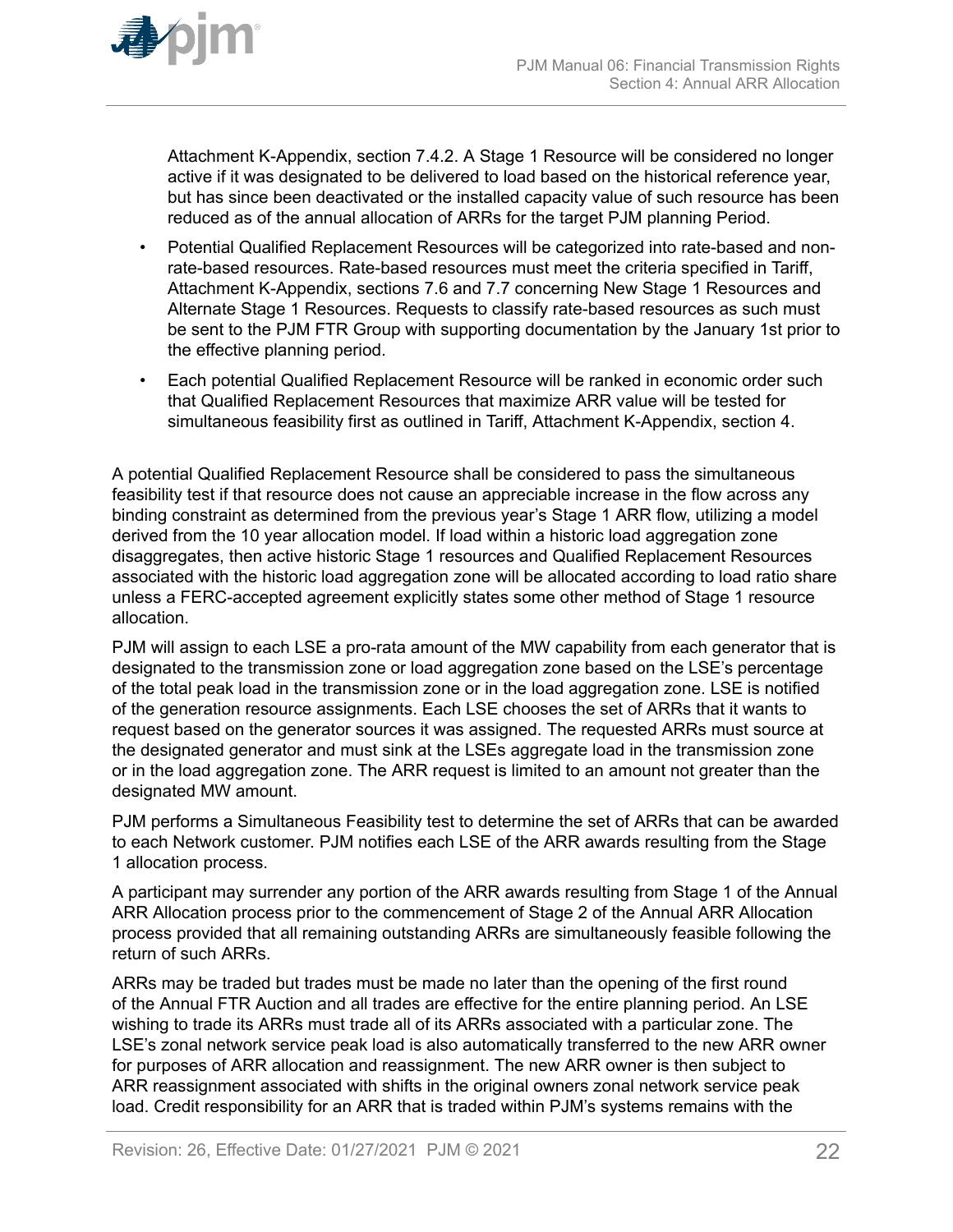Attachment K-Appendix, section 7.4.2. A Stage 1 Resource will be considered no longer active if it was designated to be delivered to load based on the historical reference year, but has since been deactivated or the installed capacity value of such resource has been reduced as of the annual allocation of ARRs for the target PJM planning Period.

- Potential Qualified Replacement Resources will be categorized into rate-based and non-rate-based resources. Rate-based resources must meet the criteria specified in Tariff, Attachment K-Appendix, sections 7.6 and 7.7 concerning New Stage 1 Resources and Alternate Stage 1 Resources. Requests to classify rate-based resources as such must be sent to the PJM FTR Group with supporting documentation by the January 1st prior to the effective planning period.
- Each potential Qualified Replacement Resource will be ranked in economic order such that Qualified Replacement Resources that maximize ARR value will be tested for simultaneous feasibility first as outlined in Tariff, Attachment K-Appendix, section 4.

A potential Qualified Replacement Resource shall be considered to pass the simultaneous feasibility test if that resource does not cause an appreciable increase in the flow across any binding constraint as determined from the previous year's Stage 1 ARR flow, utilizing a model derived from the 10 year allocation model. If load within a historic load aggregation zone disaggregates, then active historic Stage 1 resources and Qualified Replacement Resources associated with the historic load aggregation zone will be allocated according to load ratio share unless a FERC-accepted agreement explicitly states some other method of Stage 1 resource allocation.

PJM will assign to each LSE a pro-rata amount of the MW capability from each generator that is designated to the transmission zone or load aggregation zone based on the LSE's percentage of the total peak load in the transmission zone or in the load aggregation zone. LSE is notified of the generation resource assignments. Each LSE chooses the set of ARRs that it wants to request based on the generator sources it was assigned. The requested ARRs must source at the designated generator and must sink at the LSEs aggregate load in the transmission zone or in the load aggregation zone. The ARR request is limited to an amount not greater than the designated MW amount.

PJM performs a Simultaneous Feasibility test to determine the set of ARRs that can be awarded to each Network customer. PJM notifies each LSE of the ARR awards resulting from the Stage 1 allocation process.

A participant may surrender any portion of the ARR awards resulting from Stage 1 of the Annual ARR Allocation process prior to the commencement of Stage 2 of the Annual ARR Allocation process provided that all remaining outstanding ARRs are simultaneously feasible following the return of such ARRs.

ARRs may be traded but trades must be made no later than the opening of the first round of the Annual FTR Auction and all trades are effective for the entire planning period. An LSE wishing to trade its ARRs must trade all of its ARRs associated with a particular zone. The LSE's zonal network service peak load is also automatically transferred to the new ARR owner for purposes of ARR allocation and reassignment. The new ARR owner is then subject to ARR reassignment associated with shifts in the original owners zonal network service peak load. Credit responsibility for an ARR that is traded within PJM's systems remains with the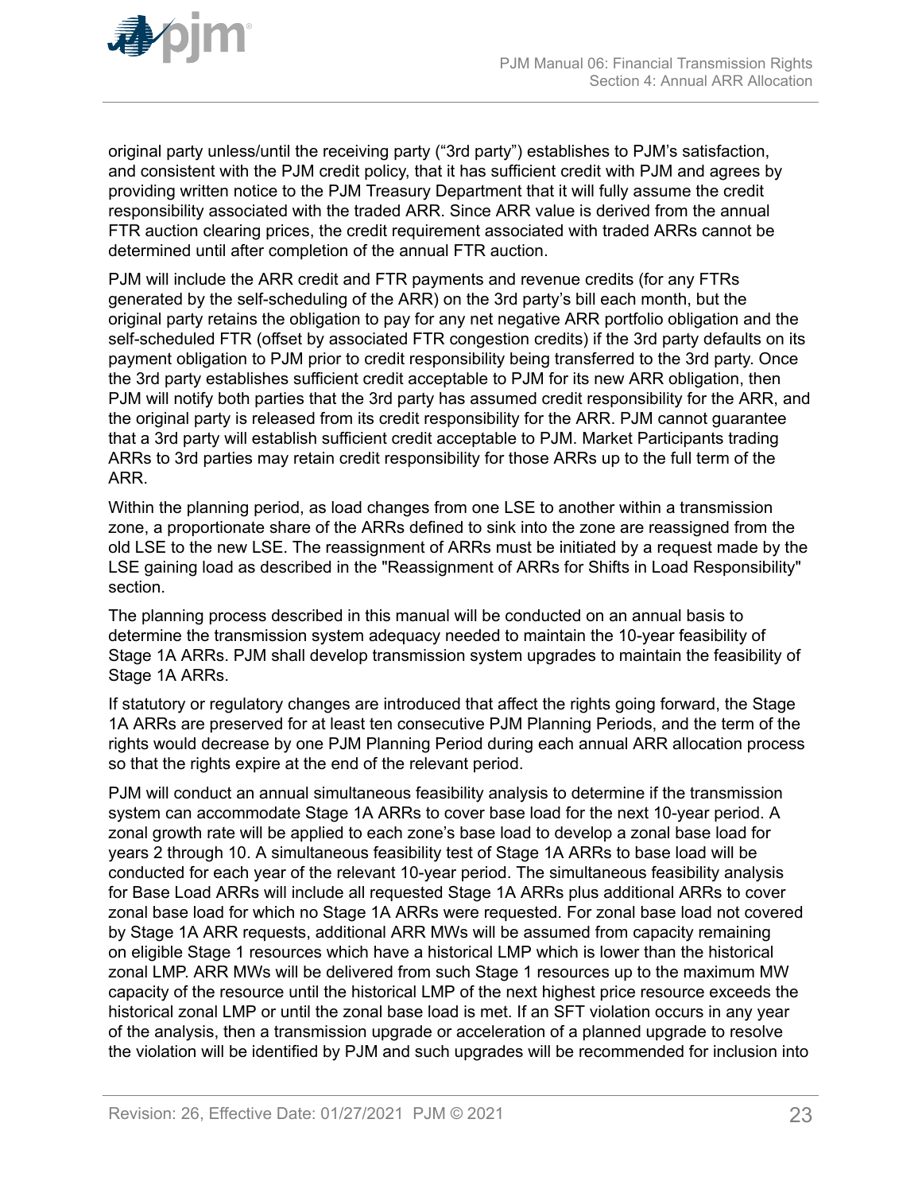original party unless/until the receiving party ("3rd party") establishes to PJM's satisfaction, and consistent with the PJM credit policy, that it has sufficient credit with PJM and agrees by providing written notice to the PJM Treasury Department that it will fully assume the credit responsibility associated with the traded ARR. Since ARR value is derived from the annual FTR auction clearing prices, the credit requirement associated with traded ARRs cannot be determined until after completion of the annual FTR auction.

PJM will include the ARR credit and FTR payments and revenue credits (for any FTRs generated by the self-scheduling of the ARR) on the 3rd party's bill each month, but the original party retains the obligation to pay for any net negative ARR portfolio obligation and the self-scheduled FTR (offset by associated FTR congestion credits) if the 3rd party defaults on its payment obligation to PJM prior to credit responsibility being transferred to the 3rd party. Once the 3rd party establishes sufficient credit acceptable to PJM for its new ARR obligation, then PJM will notify both parties that the 3rd party has assumed credit responsibility for the ARR, and the original party is released from its credit responsibility for the ARR. PJM cannot guarantee that a 3rd party will establish sufficient credit acceptable to PJM. Market Participants trading ARRs to 3rd parties may retain credit responsibility for those ARRs up to the full term of the ARR.

Within the planning period, as load changes from one LSE to another within a transmission zone, a proportionate share of the ARRs defined to sink into the zone are reassigned from the old LSE to the new LSE. The reassignment of ARRs must be initiated by a request made by the LSE gaining load as described in the "Reassignment of ARRs for Shifts in Load Responsibility" section.

The planning process described in this manual will be conducted on an annual basis to determine the transmission system adequacy needed to maintain the 10-year feasibility of Stage 1A ARRs. PJM shall develop transmission system upgrades to maintain the feasibility of Stage 1A ARRs.

If statutory or regulatory changes are introduced that affect the rights going forward, the Stage 1A ARRs are preserved for at least ten consecutive PJM Planning Periods, and the term of the rights would decrease by one PJM Planning Period during each annual ARR allocation process so that the rights expire at the end of the relevant period.

PJM will conduct an annual simultaneous feasibility analysis to determine if the transmission system can accommodate Stage 1A ARRs to cover base load for the next 10-year period. A zonal growth rate will be applied to each zone's base load to develop a zonal base load for years 2 through 10. A simultaneous feasibility test of Stage 1A ARRs to base load will be conducted for each year of the relevant 10-year period. The simultaneous feasibility analysis for Base Load ARRs will include all requested Stage 1A ARRs plus additional ARRs to cover zonal base load for which no Stage 1A ARRs were requested. For zonal base load not covered by Stage 1A ARR requests, additional ARR MWs will be assumed from capacity remaining on eligible Stage 1 resources which have a historical LMP which is lower than the historical zonal LMP. ARR MWs will be delivered from such Stage 1 resources up to the maximum MW capacity of the resource until the historical LMP of the next highest price resource exceeds the historical zonal LMP or until the zonal base load is met. If an SFT violation occurs in any year of the analysis, then a transmission upgrade or acceleration of a planned upgrade to resolve the violation will be identified by PJM and such upgrades will be recommended for inclusion into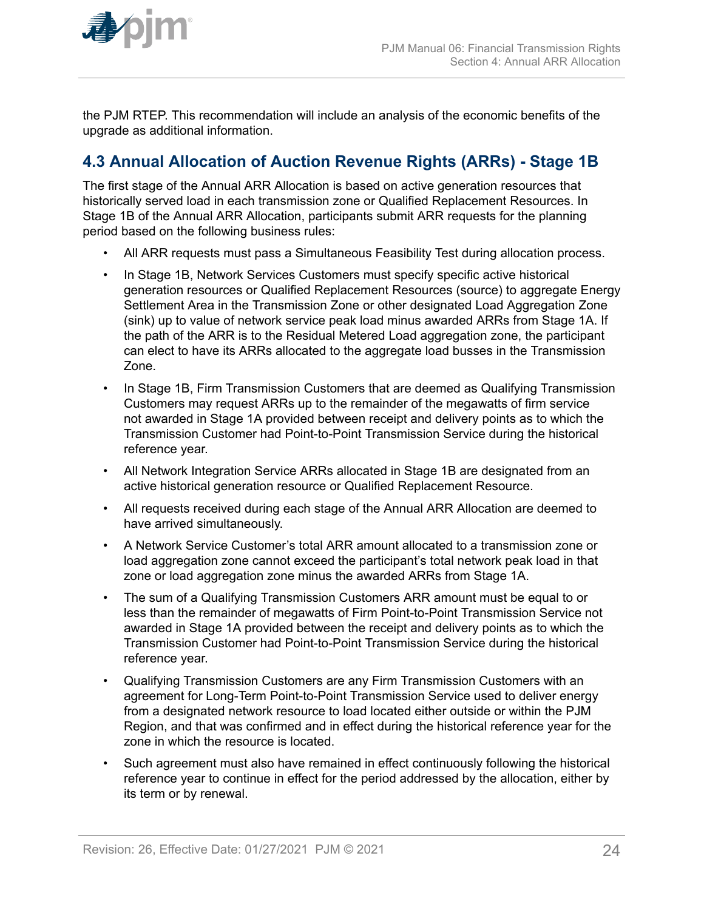the PJM RTEP. This recommendation will include an analysis of the economic benefits of the upgrade as additional information.

## 4.3 Annual Allocation of Auction Revenue Rights (ARRs) - Stage 1B

The first stage of the Annual ARR Allocation is based on active generation resources that historically served load in each transmission zone or Qualified Replacement Resources. In Stage 1B of the Annual ARR Allocation, participants submit ARR requests for the planning period based on the following business rules:

- All ARR requests must pass a Simultaneous Feasibility Test during allocation process.
- In Stage 1B, Network Services Customers must specify specific active historical generation resources or Qualified Replacement Resources (source) to aggregate Energy Settlement Area in the Transmission Zone or other designated Load Aggregation Zone (sink) up to value of network service peak load minus awarded ARRs from Stage 1A. If the path of the ARR is to the Residual Metered Load aggregation zone, the participant can elect to have its ARRs allocated to the aggregate load busses in the Transmission Zone.
- In Stage 1B, Firm Transmission Customers that are deemed as Qualifying Transmission Customers may request ARRs up to the remainder of the megawatts of firm service not awarded in Stage 1A provided between receipt and delivery points as to which the Transmission Customer had Point-to-Point Transmission Service during the historical reference year.
- All Network Integration Service ARRs allocated in Stage 1B are designated from an active historical generation resource or Qualified Replacement Resource.
- All requests received during each stage of the Annual ARR Allocation are deemed to have arrived simultaneously.
- A Network Service Customer's total ARR amount allocated to a transmission zone or load aggregation zone cannot exceed the participant's total network peak load in that zone or load aggregation zone minus the awarded ARRs from Stage 1A.
- The sum of a Qualifying Transmission Customers ARR amount must be equal to or less than the remainder of megawatts of Firm Point-to-Point Transmission Service not awarded in Stage 1A provided between the receipt and delivery points as to which the Transmission Customer had Point-to-Point Transmission Service during the historical reference year.
- Qualifying Transmission Customers are any Firm Transmission Customers with an agreement for Long-Term Point-to-Point Transmission Service used to deliver energy from a designated network resource to load located either outside or within the PJM Region, and that was confirmed and in effect during the historical reference year for the zone in which the resource is located.
- Such agreement must also have remained in effect continuously following the historical reference year to continue in effect for the period addressed by the allocation, either by its term or by renewal.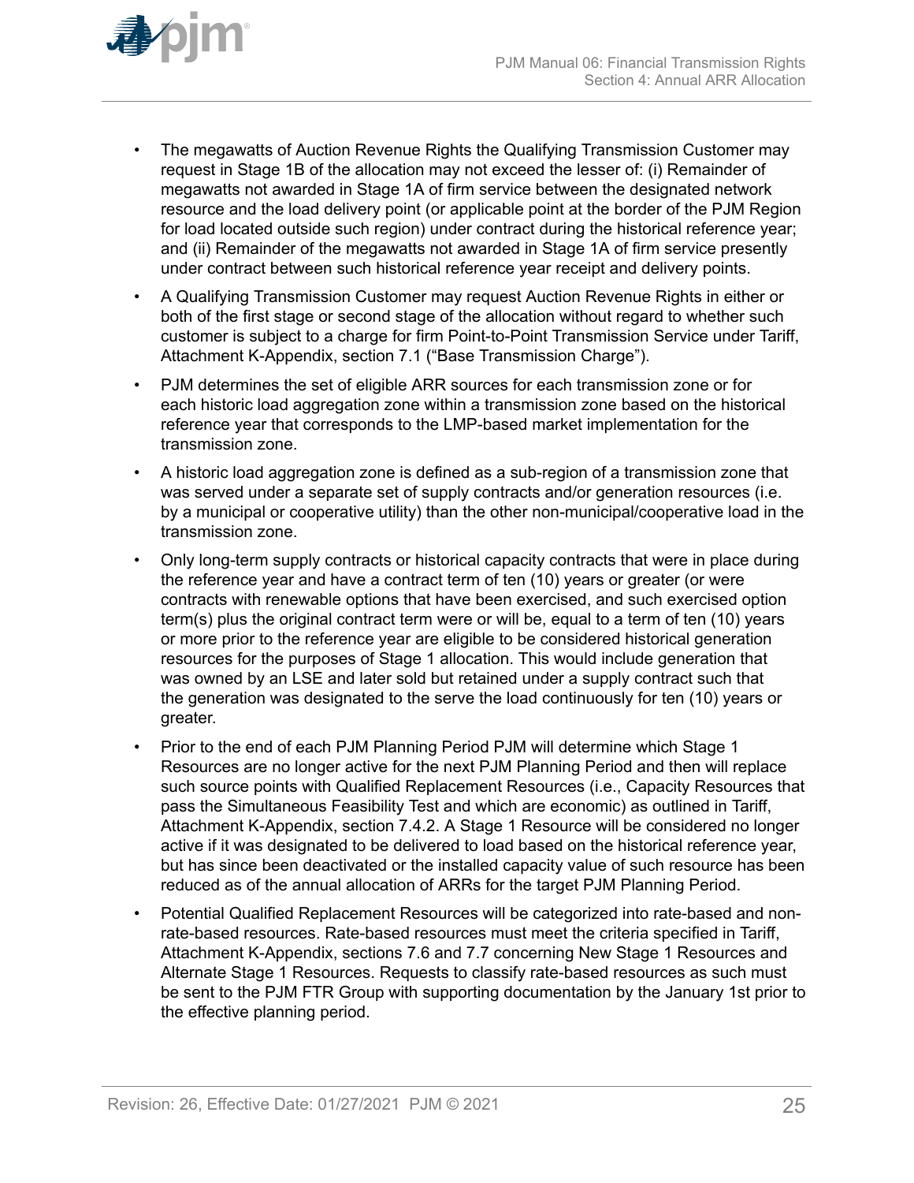- The megawatts of Auction Revenue Rights the Qualifying Transmission Customer may request in Stage 1B of the allocation may not exceed the lesser of: (i) Remainder of megawatts not awarded in Stage 1A of firm service between the designated network resource and the load delivery point (or applicable point at the border of the PJM Region for load located outside such region) under contract during the historical reference year; and (ii) Remainder of the megawatts not awarded in Stage 1A of firm service presently under contract between such historical reference year receipt and delivery points.
- A Qualifying Transmission Customer may request Auction Revenue Rights in either or both of the first stage or second stage of the allocation without regard to whether such customer is subject to a charge for firm Point-to-Point Transmission Service under Tariff, Attachment K-Appendix, section 7.1 ("Base Transmission Charge").
- PJM determines the set of eligible ARR sources for each transmission zone or for each historic load aggregation zone within a transmission zone based on the historical reference year that corresponds to the LMP-based market implementation for the transmission zone.
- A historic load aggregation zone is defined as a sub-region of a transmission zone that was served under a separate set of supply contracts and/or generation resources (i.e. by a municipal or cooperative utility) than the other non-municipal/cooperative load in the transmission zone.
- Only long-term supply contracts or historical capacity contracts that were in place during the reference year and have a contract term of ten (10) years or greater (or were contracts with renewable options that have been exercised, and such exercised option term(s) plus the original contract term were or will be, equal to a term of ten (10) years or more prior to the reference year are eligible to be considered historical generation resources for the purposes of Stage 1 allocation. This would include generation that was owned by an LSE and later sold but retained under a supply contract such that the generation was designated to the serve the load continuously for ten (10) years or greater.
- Prior to the end of each PJM Planning Period PJM will determine which Stage 1 Resources are no longer active for the next PJM Planning Period and then will replace such source points with Qualified Replacement Resources (i.e., Capacity Resources that pass the Simultaneous Feasibility Test and which are economic) as outlined in Tariff, Attachment K-Appendix, section 7.4.2. A Stage 1 Resource will be considered no longer active if it was designated to be delivered to load based on the historical reference year, but has since been deactivated or the installed capacity value of such resource has been reduced as of the annual allocation of ARRs for the target PJM Planning Period.
- Potential Qualified Replacement Resources will be categorized into rate-based and non-rate-based resources. Rate-based resources must meet the criteria specified in Tariff, Attachment K-Appendix, sections 7.6 and 7.7 concerning New Stage 1 Resources and Alternate Stage 1 Resources. Requests to classify rate-based resources as such must be sent to the PJM FTR Group with supporting documentation by the January 1st prior to the effective planning period.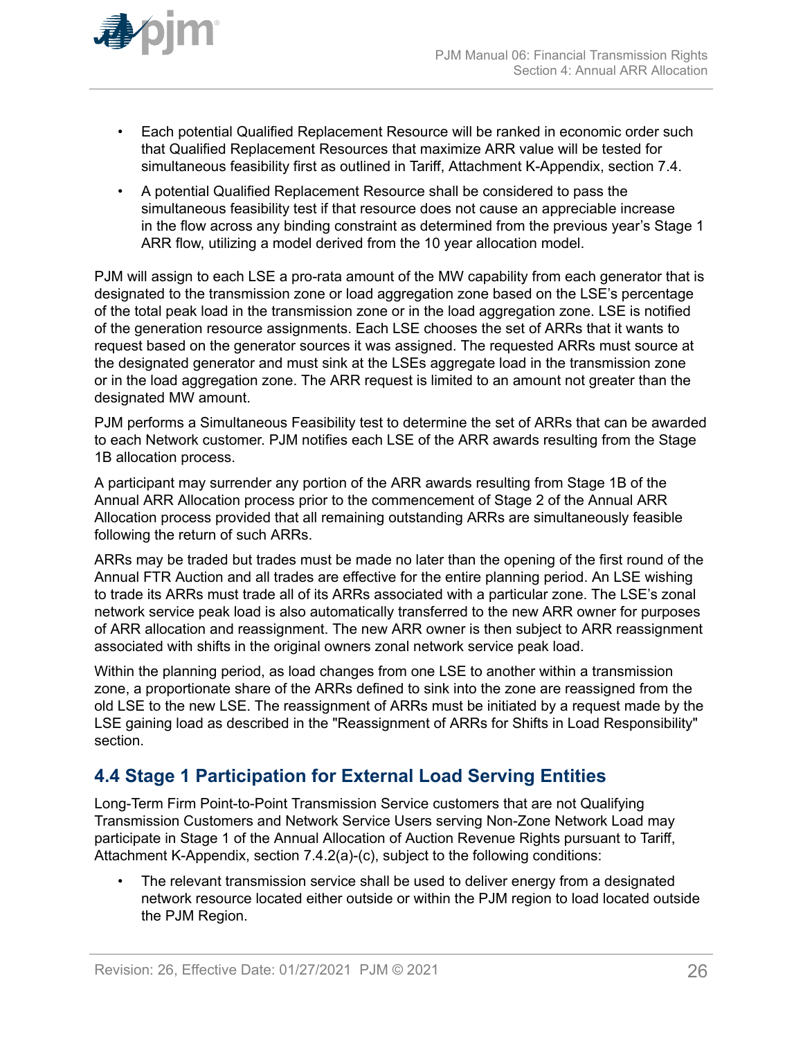- Each potential Qualified Replacement Resource will be ranked in economic order such that Qualified Replacement Resources that maximize ARR value will be tested for simultaneous feasibility first as outlined in Tariff, Attachment K-Appendix, section 7.4.
- A potential Qualified Replacement Resource shall be considered to pass the simultaneous feasibility test if that resource does not cause an appreciable increase in the flow across any binding constraint as determined from the previous year's Stage 1 ARR flow, utilizing a model derived from the 10 year allocation model.

PJM will assign to each LSE a pro-rata amount of the MW capability from each generator that is designated to the transmission zone or load aggregation zone based on the LSE's percentage of the total peak load in the transmission zone or in the load aggregation zone. LSE is notified of the generation resource assignments. Each LSE chooses the set of ARRs that it wants to request based on the generator sources it was assigned. The requested ARRs must source at the designated generator and must sink at the LSEs aggregate load in the transmission zone or in the load aggregation zone. The ARR request is limited to an amount not greater than the designated MW amount.

PJM performs a Simultaneous Feasibility test to determine the set of ARRs that can be awarded to each Network customer. PJM notifies each LSE of the ARR awards resulting from the Stage 1B allocation process.

A participant may surrender any portion of the ARR awards resulting from Stage 1B of the Annual ARR Allocation process prior to the commencement of Stage 2 of the Annual ARR Allocation process provided that all remaining outstanding ARRs are simultaneously feasible following the return of such ARRs.

ARRs may be traded but trades must be made no later than the opening of the first round of the Annual FTR Auction and all trades are effective for the entire planning period. An LSE wishing to trade its ARRs must trade all of its ARRs associated with a particular zone. The LSE's zonal network service peak load is also automatically transferred to the new ARR owner for purposes of ARR allocation and reassignment. The new ARR owner is then subject to ARR reassignment associated with shifts in the original owners zonal network service peak load.

Within the planning period, as load changes from one LSE to another within a transmission zone, a proportionate share of the ARRs defined to sink into the zone are reassigned from the old LSE to the new LSE. The reassignment of ARRs must be initiated by a request made by the LSE gaining load as described in the "Reassignment of ARRs for Shifts in Load Responsibility" section.

## 4.4 Stage 1 Participation for External Load Serving Entities

Long-Term Firm Point-to-Point Transmission Service customers that are not Qualifying Transmission Customers and Network Service Users serving Non-Zone Network Load may participate in Stage 1 of the Annual Allocation of Auction Revenue Rights pursuant to Tariff, Attachment K-Appendix, section 7.4.2(a)-(c), subject to the following conditions:

- The relevant transmission service shall be used to deliver energy from a designated network resource located either outside or within the PJM region to load located outside the PJM Region.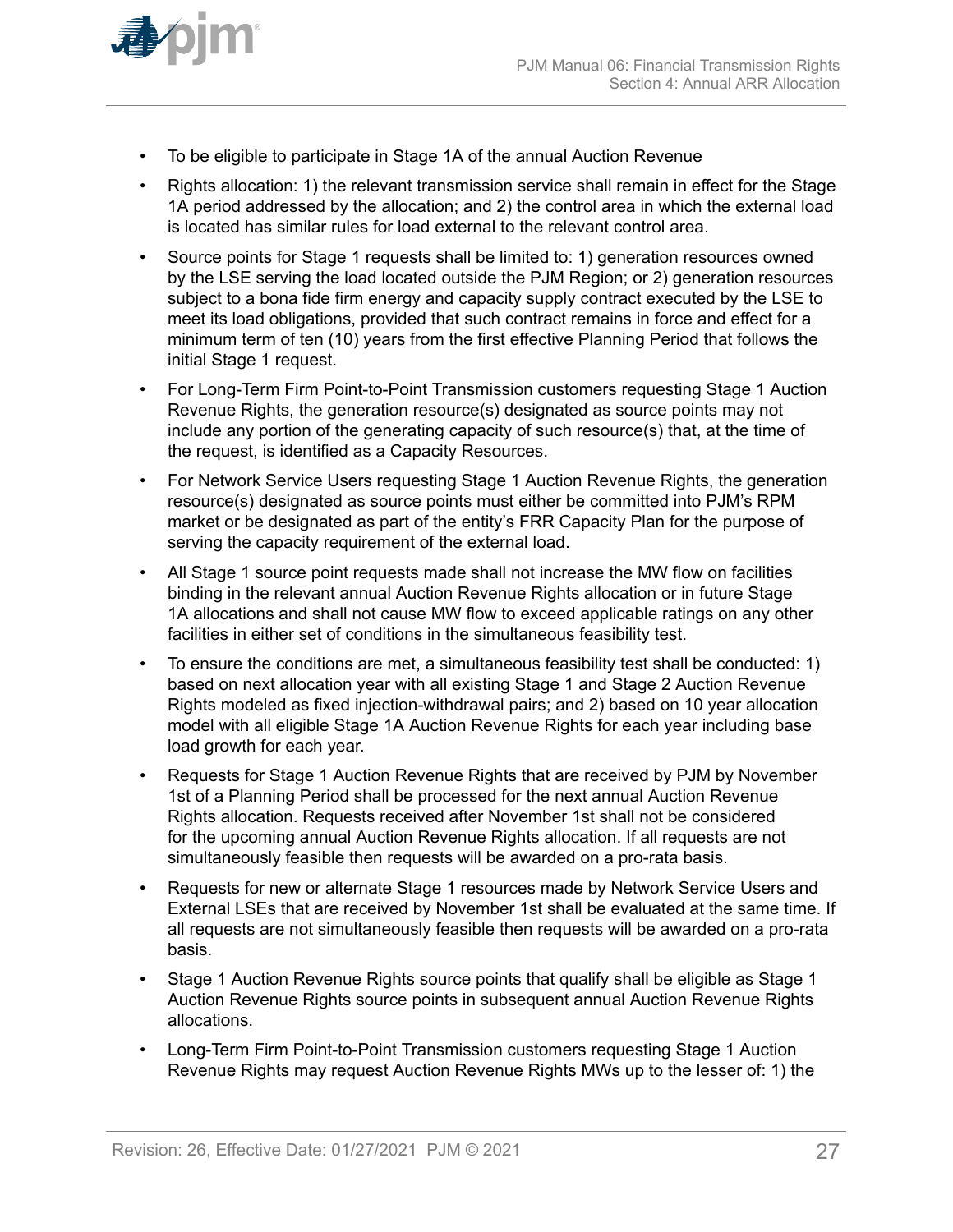- To be eligible to participate in Stage 1A of the annual Auction Revenue
- Rights allocation: 1) the relevant transmission service shall remain in effect for the Stage 1A period addressed by the allocation; and 2) the control area in which the external load is located has similar rules for load external to the relevant control area.
- Source points for Stage 1 requests shall be limited to: 1) generation resources owned by the LSE serving the load located outside the PJM Region; or 2) generation resources subject to a bona fide firm energy and capacity supply contract executed by the LSE to meet its load obligations, provided that such contract remains in force and effect for a minimum term of ten (10) years from the first effective Planning Period that follows the initial Stage 1 request.
- For Long-Term Firm Point-to-Point Transmission customers requesting Stage 1 Auction Revenue Rights, the generation resource(s) designated as source points may not include any portion of the generating capacity of such resource(s) that, at the time of the request, is identified as a Capacity Resources.
- For Network Service Users requesting Stage 1 Auction Revenue Rights, the generation resource(s) designated as source points must either be committed into PJM's RPM market or be designated as part of the entity's FRR Capacity Plan for the purpose of serving the capacity requirement of the external load.
- All Stage 1 source point requests made shall not increase the MW flow on facilities binding in the relevant annual Auction Revenue Rights allocation or in future Stage 1A allocations and shall not cause MW flow to exceed applicable ratings on any other facilities in either set of conditions in the simultaneous feasibility test.
- To ensure the conditions are met, a simultaneous feasibility test shall be conducted: 1) based on next allocation year with all existing Stage 1 and Stage 2 Auction Revenue Rights modeled as fixed injection-withdrawal pairs; and 2) based on 10 year allocation model with all eligible Stage 1A Auction Revenue Rights for each year including base load growth for each year.
- Requests for Stage 1 Auction Revenue Rights that are received by PJM by November 1st of a Planning Period shall be processed for the next annual Auction Revenue Rights allocation. Requests received after November 1st shall not be considered for the upcoming annual Auction Revenue Rights allocation. If all requests are not simultaneously feasible then requests will be awarded on a pro-rata basis.
- Requests for new or alternate Stage 1 resources made by Network Service Users and External LSEs that are received by November 1st shall be evaluated at the same time. If all requests are not simultaneously feasible then requests will be awarded on a pro-rata basis.
- Stage 1 Auction Revenue Rights source points that qualify shall be eligible as Stage 1 Auction Revenue Rights source points in subsequent annual Auction Revenue Rights allocations.
- Long-Term Firm Point-to-Point Transmission customers requesting Stage 1 Auction Revenue Rights may request Auction Revenue Rights MWs up to the lesser of: 1) the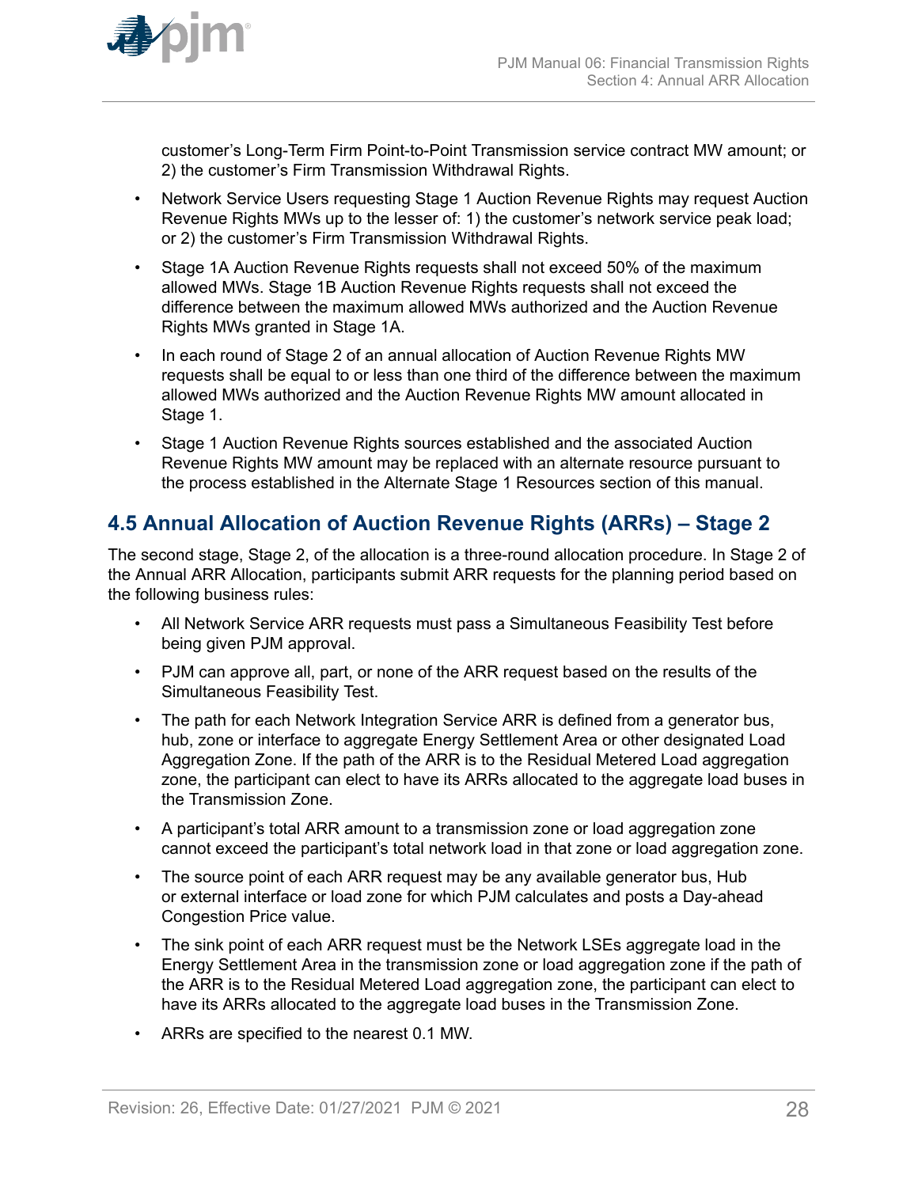customer's Long-Term Firm Point-to-Point Transmission service contract MW amount; or 2) the customer's Firm Transmission Withdrawal Rights.

- Network Service Users requesting Stage 1 Auction Revenue Rights may request Auction Revenue Rights MWs up to the lesser of: 1) the customer's network service peak load; or 2) the customer's Firm Transmission Withdrawal Rights.
- Stage 1A Auction Revenue Rights requests shall not exceed 50% of the maximum allowed MWs. Stage 1B Auction Revenue Rights requests shall not exceed the difference between the maximum allowed MWs authorized and the Auction Revenue Rights MWs granted in Stage 1A.
- In each round of Stage 2 of an annual allocation of Auction Revenue Rights MW requests shall be equal to or less than one third of the difference between the maximum allowed MWs authorized and the Auction Revenue Rights MW amount allocated in Stage 1.
- Stage 1 Auction Revenue Rights sources established and the associated Auction Revenue Rights MW amount may be replaced with an alternate resource pursuant to the process established in the Alternate Stage 1 Resources section of this manual.

## 4.5 Annual Allocation of Auction Revenue Rights (ARRs) – Stage 2

The second stage, Stage 2, of the allocation is a three-round allocation procedure. In Stage 2 of the Annual ARR Allocation, participants submit ARR requests for the planning period based on the following business rules:

- All Network Service ARR requests must pass a Simultaneous Feasibility Test before being given PJM approval.
- PJM can approve all, part, or none of the ARR request based on the results of the Simultaneous Feasibility Test.
- The path for each Network Integration Service ARR is defined from a generator bus, hub, zone or interface to aggregate Energy Settlement Area or other designated Load Aggregation Zone. If the path of the ARR is to the Residual Metered Load aggregation zone, the participant can elect to have its ARRs allocated to the aggregate load buses in the Transmission Zone.
- A participant's total ARR amount to a transmission zone or load aggregation zone cannot exceed the participant's total network load in that zone or load aggregation zone.
- The source point of each ARR request may be any available generator bus, Hub or external interface or load zone for which PJM calculates and posts a Day-ahead Congestion Price value.
- The sink point of each ARR request must be the Network LSEs aggregate load in the Energy Settlement Area in the transmission zone or load aggregation zone if the path of the ARR is to the Residual Metered Load aggregation zone, the participant can elect to have its ARRs allocated to the aggregate load buses in the Transmission Zone.
- ARRs are specified to the nearest 0.1 MW.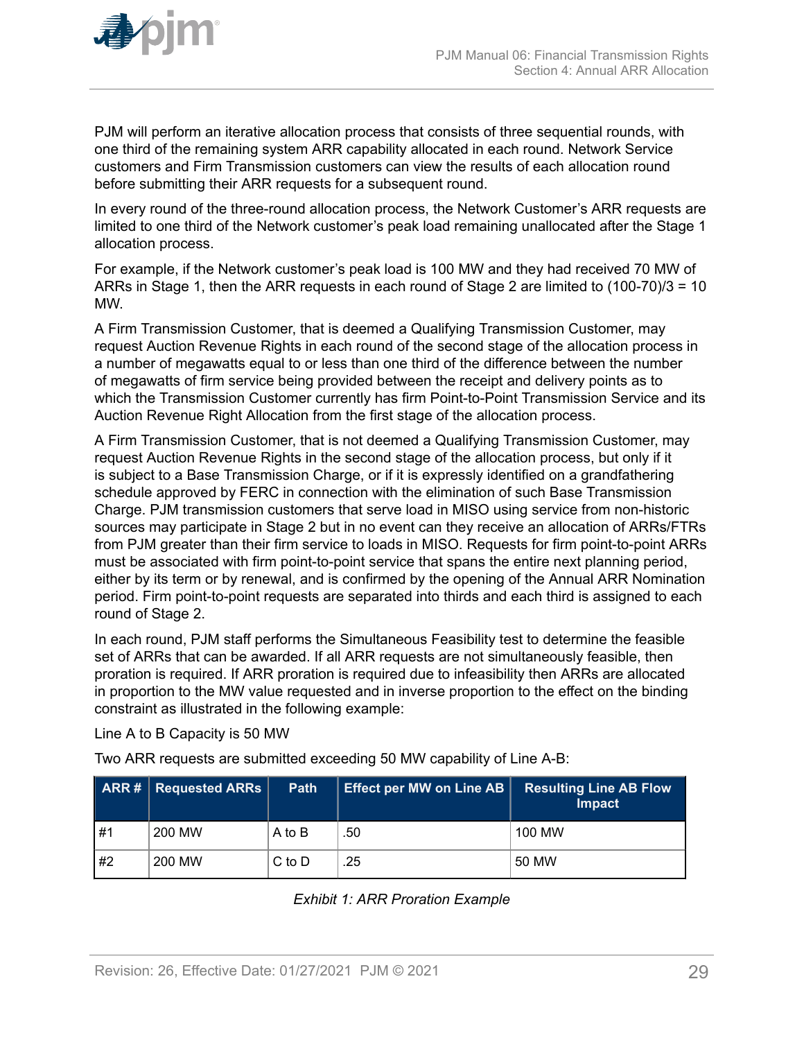PJM will perform an iterative allocation process that consists of three sequential rounds, with one third of the remaining system ARR capability allocated in each round. Network Service customers and Firm Transmission customers can view the results of each allocation round before submitting their ARR requests for a subsequent round.

In every round of the three-round allocation process, the Network Customer's ARR requests are limited to one third of the Network customer's peak load remaining unallocated after the Stage 1 allocation process.

For example, if the Network customer's peak load is 100 MW and they had received 70 MW of ARRs in Stage 1, then the ARR requests in each round of Stage 2 are limited to (100-70)/3 = 10 MW.

A Firm Transmission Customer, that is deemed a Qualifying Transmission Customer, may request Auction Revenue Rights in each round of the second stage of the allocation process in a number of megawatts equal to or less than one third of the difference between the number of megawatts of firm service being provided between the receipt and delivery points as to which the Transmission Customer currently has firm Point-to-Point Transmission Service and its Auction Revenue Right Allocation from the first stage of the allocation process.

A Firm Transmission Customer, that is not deemed a Qualifying Transmission Customer, may request Auction Revenue Rights in the second stage of the allocation process, but only if it is subject to a Base Transmission Charge, or if it is expressly identified on a grandfathering schedule approved by FERC in connection with the elimination of such Base Transmission Charge. PJM transmission customers that serve load in MISO using service from non-historic sources may participate in Stage 2 but in no event can they receive an allocation of ARRs/FTRs from PJM greater than their firm service to loads in MISO. Requests for firm point-to-point ARRs must be associated with firm point-to-point service that spans the entire next planning period, either by its term or by renewal, and is confirmed by the opening of the Annual ARR Nomination period. Firm point-to-point requests are separated into thirds and each third is assigned to each round of Stage 2.

In each round, PJM staff performs the Simultaneous Feasibility test to determine the feasible set of ARRs that can be awarded. If all ARR requests are not simultaneously feasible, then proration is required. If ARR proration is required due to infeasibility then ARRs are allocated in proportion to the MW value requested and in inverse proportion to the effect on the binding constraint as illustrated in the following example:

Line A to B Capacity is 50 MW

Two ARR requests are submitted exceeding 50 MW capability of Line A-B:

| ARR # | Requested ARRs | Path | Effect per MW on Line AB | Resulting Line AB Flow Impact |
|---|---|---|---|---|
| #1 | 200 MW | A to B | .50 | 100 MW |
| #2 | 200 MW | C to D | .25 | 50 MW |

*Exhibit 1: ARR Proration Example*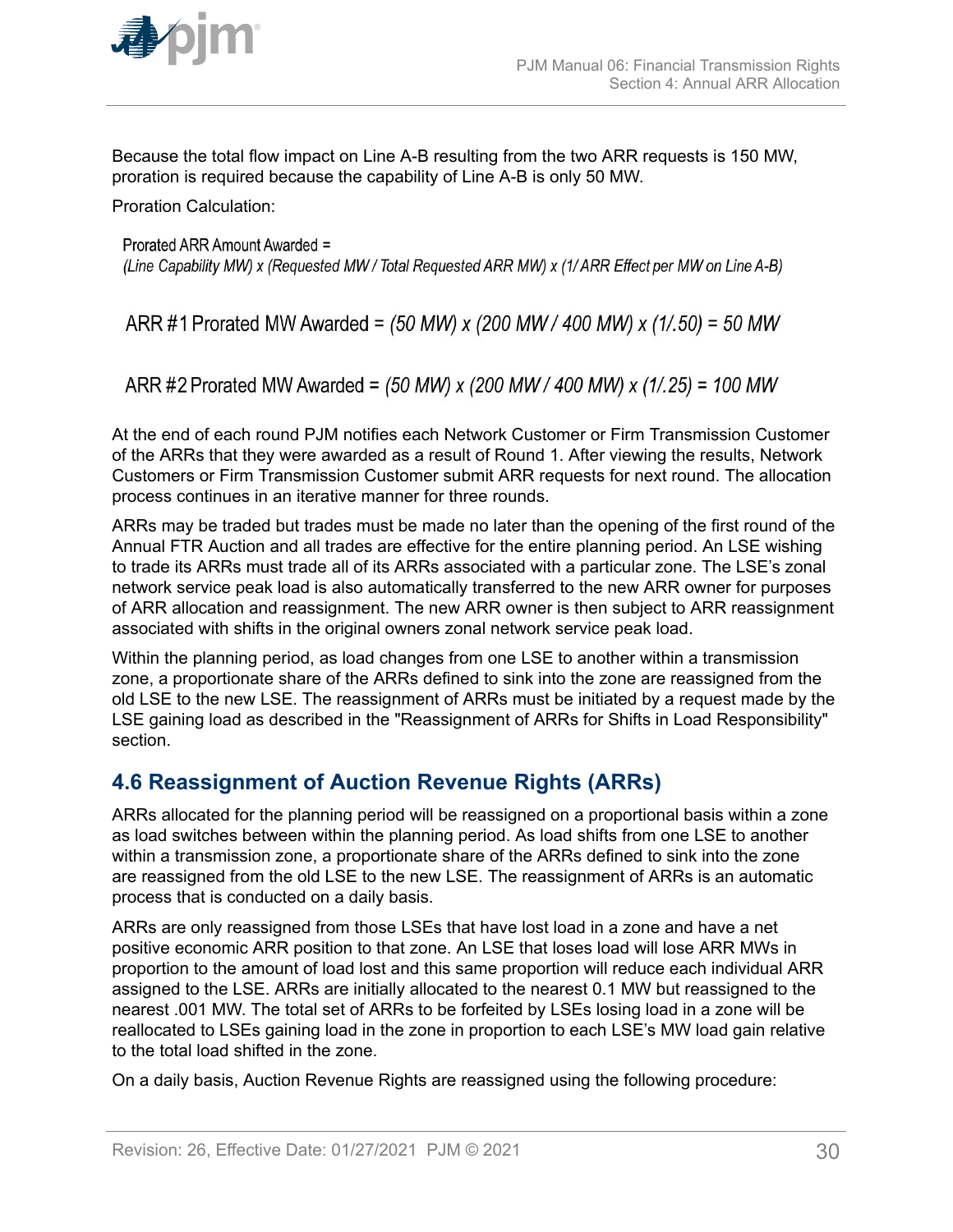Because the total flow impact on Line A-B resulting from the two ARR requests is 150 MW, proration is required because the capability of Line A-B is only 50 MW.

Proration Calculation:

Prorated ARR Amount Awarded =
*(Line Capability MW) x (Requested MW / Total Requested ARR MW) x (1/ ARR Effect per MW on Line A-B)*

ARR #1 Prorated MW Awarded = *(50 MW) x (200 MW / 400 MW) x (1/.50) = 50 MW*

ARR #2 Prorated MW Awarded = *(50 MW) x (200 MW / 400 MW) x (1/.25) = 100 MW*

At the end of each round PJM notifies each Network Customer or Firm Transmission Customer of the ARRs that they were awarded as a result of Round 1. After viewing the results, Network Customers or Firm Transmission Customer submit ARR requests for next round. The allocation process continues in an iterative manner for three rounds.

ARRs may be traded but trades must be made no later than the opening of the first round of the Annual FTR Auction and all trades are effective for the entire planning period. An LSE wishing to trade its ARRs must trade all of its ARRs associated with a particular zone. The LSE's zonal network service peak load is also automatically transferred to the new ARR owner for purposes of ARR allocation and reassignment. The new ARR owner is then subject to ARR reassignment associated with shifts in the original owners zonal network service peak load.

Within the planning period, as load changes from one LSE to another within a transmission zone, a proportionate share of the ARRs defined to sink into the zone are reassigned from the old LSE to the new LSE. The reassignment of ARRs must be initiated by a request made by the LSE gaining load as described in the "Reassignment of ARRs for Shifts in Load Responsibility" section.

## 4.6 Reassignment of Auction Revenue Rights (ARRs)

ARRs allocated for the planning period will be reassigned on a proportional basis within a zone as load switches between within the planning period. As load shifts from one LSE to another within a transmission zone, a proportionate share of the ARRs defined to sink into the zone are reassigned from the old LSE to the new LSE. The reassignment of ARRs is an automatic process that is conducted on a daily basis.

ARRs are only reassigned from those LSEs that have lost load in a zone and have a net positive economic ARR position to that zone. An LSE that loses load will lose ARR MWs in proportion to the amount of load lost and this same proportion will reduce each individual ARR assigned to the LSE. ARRs are initially allocated to the nearest 0.1 MW but reassigned to the nearest .001 MW. The total set of ARRs to be forfeited by LSEs losing load in a zone will be reallocated to LSEs gaining load in the zone in proportion to each LSE's MW load gain relative to the total load shifted in the zone.

On a daily basis, Auction Revenue Rights are reassigned using the following procedure: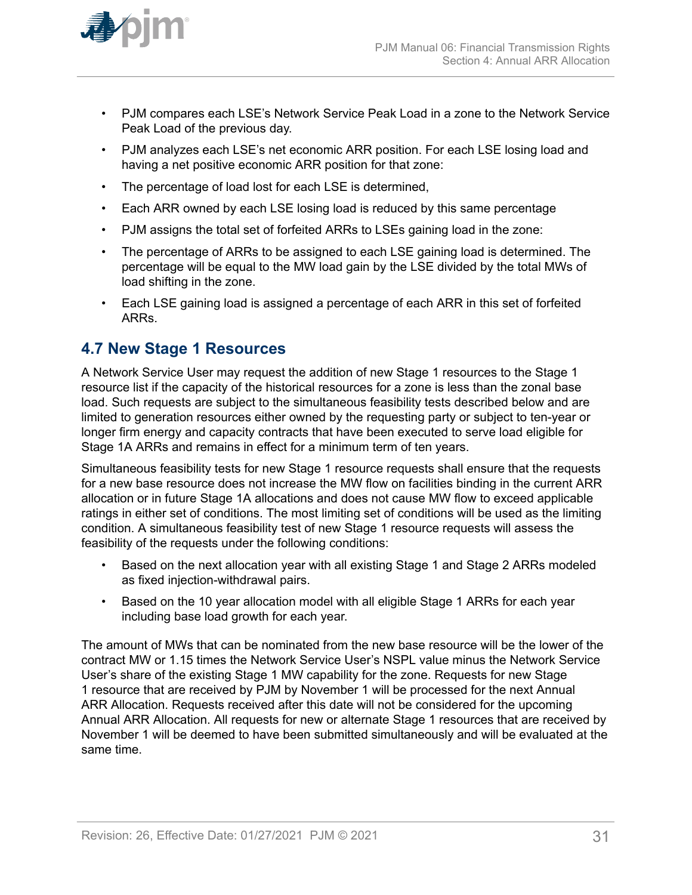- PJM compares each LSE's Network Service Peak Load in a zone to the Network Service Peak Load of the previous day.
- PJM analyzes each LSE's net economic ARR position. For each LSE losing load and having a net positive economic ARR position for that zone:
- The percentage of load lost for each LSE is determined,
- Each ARR owned by each LSE losing load is reduced by this same percentage
- PJM assigns the total set of forfeited ARRs to LSEs gaining load in the zone:
- The percentage of ARRs to be assigned to each LSE gaining load is determined. The percentage will be equal to the MW load gain by the LSE divided by the total MWs of load shifting in the zone.
- Each LSE gaining load is assigned a percentage of each ARR in this set of forfeited ARRs.

## 4.7 New Stage 1 Resources

A Network Service User may request the addition of new Stage 1 resources to the Stage 1 resource list if the capacity of the historical resources for a zone is less than the zonal base load. Such requests are subject to the simultaneous feasibility tests described below and are limited to generation resources either owned by the requesting party or subject to ten-year or longer firm energy and capacity contracts that have been executed to serve load eligible for Stage 1A ARRs and remains in effect for a minimum term of ten years.

Simultaneous feasibility tests for new Stage 1 resource requests shall ensure that the requests for a new base resource does not increase the MW flow on facilities binding in the current ARR allocation or in future Stage 1A allocations and does not cause MW flow to exceed applicable ratings in either set of conditions. The most limiting set of conditions will be used as the limiting condition. A simultaneous feasibility test of new Stage 1 resource requests will assess the feasibility of the requests under the following conditions:

- Based on the next allocation year with all existing Stage 1 and Stage 2 ARRs modeled as fixed injection-withdrawal pairs.
- Based on the 10 year allocation model with all eligible Stage 1 ARRs for each year including base load growth for each year.

The amount of MWs that can be nominated from the new base resource will be the lower of the contract MW or 1.15 times the Network Service User's NSPL value minus the Network Service User's share of the existing Stage 1 MW capability for the zone. Requests for new Stage 1 resource that are received by PJM by November 1 will be processed for the next Annual ARR Allocation. Requests received after this date will not be considered for the upcoming Annual ARR Allocation. All requests for new or alternate Stage 1 resources that are received by November 1 will be deemed to have been submitted simultaneously and will be evaluated at the same time.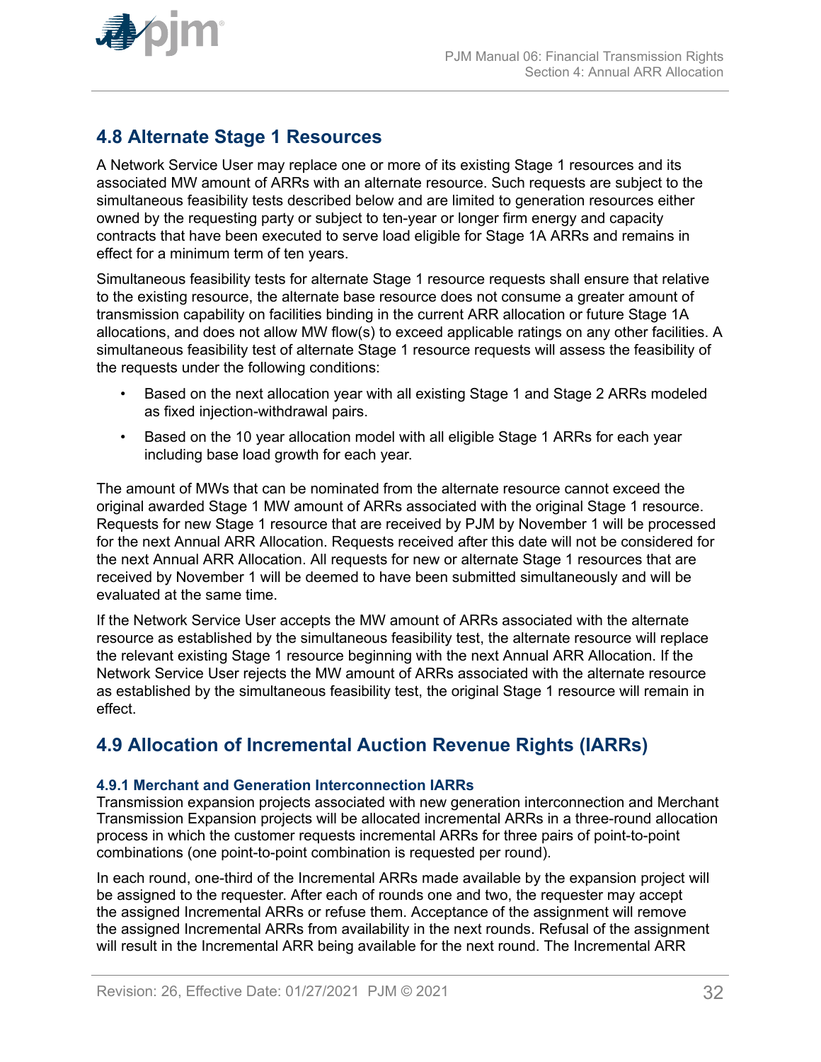## 4.8 Alternate Stage 1 Resources

A Network Service User may replace one or more of its existing Stage 1 resources and its associated MW amount of ARRs with an alternate resource. Such requests are subject to the simultaneous feasibility tests described below and are limited to generation resources either owned by the requesting party or subject to ten-year or longer firm energy and capacity contracts that have been executed to serve load eligible for Stage 1A ARRs and remains in effect for a minimum term of ten years.

Simultaneous feasibility tests for alternate Stage 1 resource requests shall ensure that relative to the existing resource, the alternate base resource does not consume a greater amount of transmission capability on facilities binding in the current ARR allocation or future Stage 1A allocations, and does not allow MW flow(s) to exceed applicable ratings on any other facilities. A simultaneous feasibility test of alternate Stage 1 resource requests will assess the feasibility of the requests under the following conditions:

- Based on the next allocation year with all existing Stage 1 and Stage 2 ARRs modeled as fixed injection-withdrawal pairs.
- Based on the 10 year allocation model with all eligible Stage 1 ARRs for each year including base load growth for each year.

The amount of MWs that can be nominated from the alternate resource cannot exceed the original awarded Stage 1 MW amount of ARRs associated with the original Stage 1 resource. Requests for new Stage 1 resource that are received by PJM by November 1 will be processed for the next Annual ARR Allocation. Requests received after this date will not be considered for the next Annual ARR Allocation. All requests for new or alternate Stage 1 resources that are received by November 1 will be deemed to have been submitted simultaneously and will be evaluated at the same time.

If the Network Service User accepts the MW amount of ARRs associated with the alternate resource as established by the simultaneous feasibility test, the alternate resource will replace the relevant existing Stage 1 resource beginning with the next Annual ARR Allocation. If the Network Service User rejects the MW amount of ARRs associated with the alternate resource as established by the simultaneous feasibility test, the original Stage 1 resource will remain in effect.

## 4.9 Allocation of Incremental Auction Revenue Rights (IARRs)

### 4.9.1 Merchant and Generation Interconnection IARRs

Transmission expansion projects associated with new generation interconnection and Merchant Transmission Expansion projects will be allocated incremental ARRs in a three-round allocation process in which the customer requests incremental ARRs for three pairs of point-to-point combinations (one point-to-point combination is requested per round).

In each round, one-third of the Incremental ARRs made available by the expansion project will be assigned to the requester. After each of rounds one and two, the requester may accept the assigned Incremental ARRs or refuse them. Acceptance of the assignment will remove the assigned Incremental ARRs from availability in the next rounds. Refusal of the assignment will result in the Incremental ARR being available for the next round. The Incremental ARR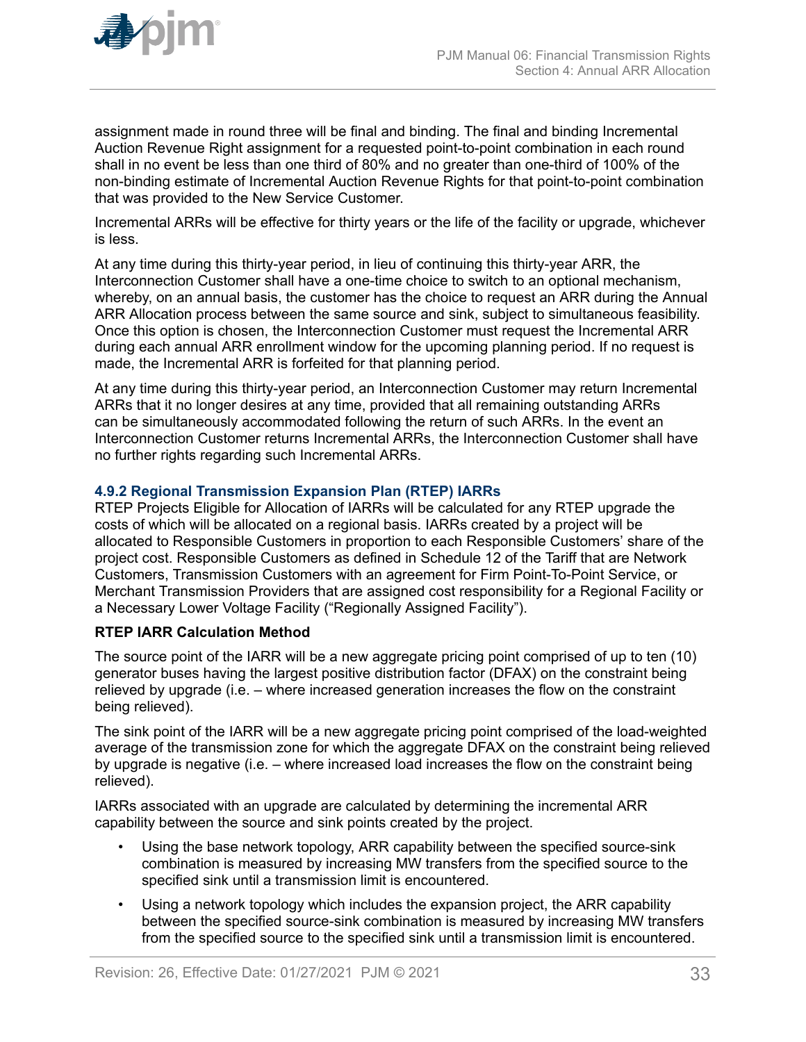assignment made in round three will be final and binding. The final and binding Incremental Auction Revenue Right assignment for a requested point-to-point combination in each round shall in no event be less than one third of 80% and no greater than one-third of 100% of the non-binding estimate of Incremental Auction Revenue Rights for that point-to-point combination that was provided to the New Service Customer.

Incremental ARRs will be effective for thirty years or the life of the facility or upgrade, whichever is less.

At any time during this thirty-year period, in lieu of continuing this thirty-year ARR, the Interconnection Customer shall have a one-time choice to switch to an optional mechanism, whereby, on an annual basis, the customer has the choice to request an ARR during the Annual ARR Allocation process between the same source and sink, subject to simultaneous feasibility. Once this option is chosen, the Interconnection Customer must request the Incremental ARR during each annual ARR enrollment window for the upcoming planning period. If no request is made, the Incremental ARR is forfeited for that planning period.

At any time during this thirty-year period, an Interconnection Customer may return Incremental ARRs that it no longer desires at any time, provided that all remaining outstanding ARRs can be simultaneously accommodated following the return of such ARRs. In the event an Interconnection Customer returns Incremental ARRs, the Interconnection Customer shall have no further rights regarding such Incremental ARRs.

### 4.9.2 Regional Transmission Expansion Plan (RTEP) IARRs

RTEP Projects Eligible for Allocation of IARRs will be calculated for any RTEP upgrade the costs of which will be allocated on a regional basis. IARRs created by a project will be allocated to Responsible Customers in proportion to each Responsible Customers' share of the project cost. Responsible Customers as defined in Schedule 12 of the Tariff that are Network Customers, Transmission Customers with an agreement for Firm Point-To-Point Service, or Merchant Transmission Providers that are assigned cost responsibility for a Regional Facility or a Necessary Lower Voltage Facility ("Regionally Assigned Facility").

**RTEP IARR Calculation Method**

The source point of the IARR will be a new aggregate pricing point comprised of up to ten (10) generator buses having the largest positive distribution factor (DFAX) on the constraint being relieved by upgrade (i.e. – where increased generation increases the flow on the constraint being relieved).

The sink point of the IARR will be a new aggregate pricing point comprised of the load-weighted average of the transmission zone for which the aggregate DFAX on the constraint being relieved by upgrade is negative (i.e. – where increased load increases the flow on the constraint being relieved).

IARRs associated with an upgrade are calculated by determining the incremental ARR capability between the source and sink points created by the project.

- Using the base network topology, ARR capability between the specified source-sink combination is measured by increasing MW transfers from the specified source to the specified sink until a transmission limit is encountered.
- Using a network topology which includes the expansion project, the ARR capability between the specified source-sink combination is measured by increasing MW transfers from the specified source to the specified sink until a transmission limit is encountered.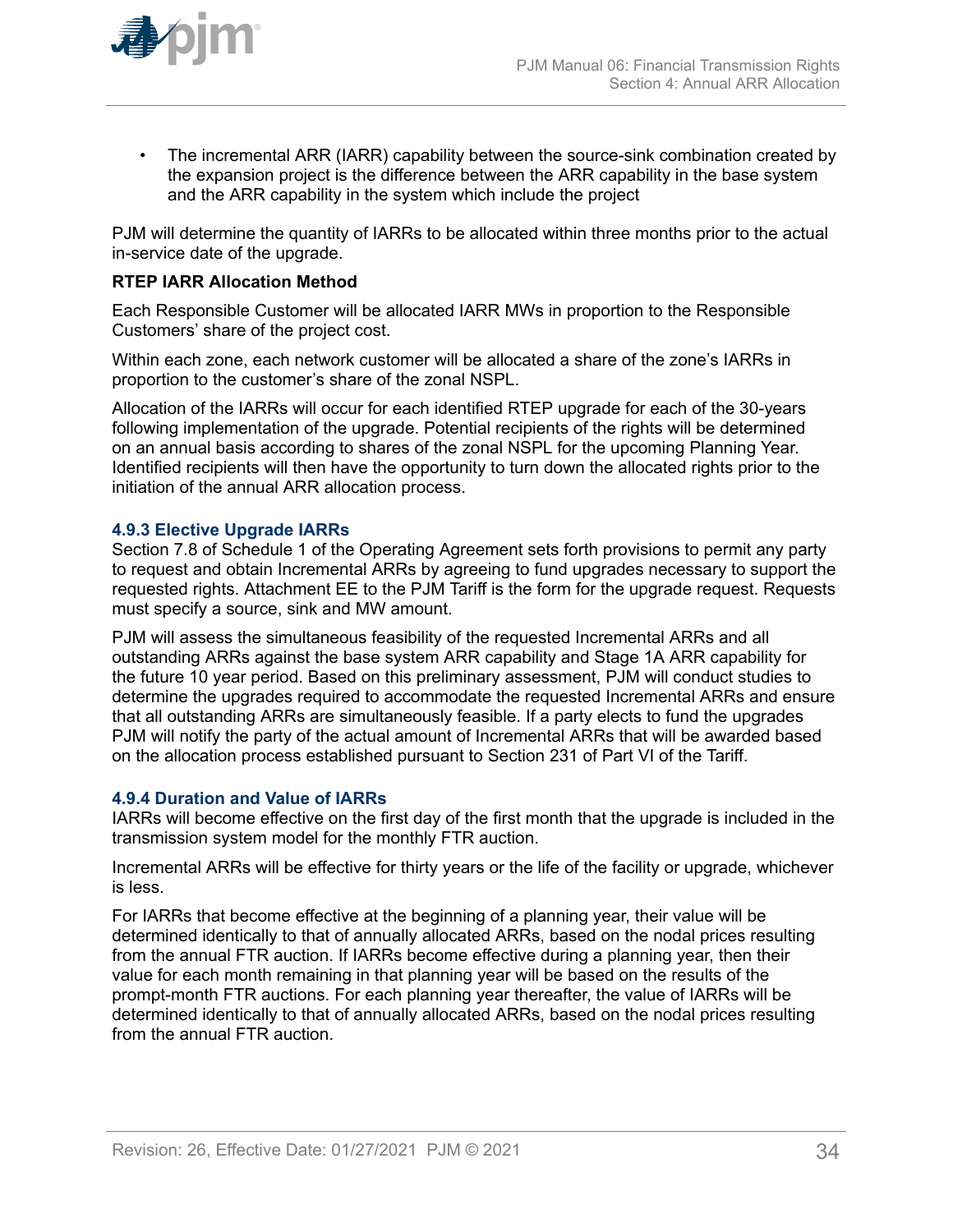- The incremental ARR (IARR) capability between the source-sink combination created by the expansion project is the difference between the ARR capability in the base system and the ARR capability in the system which include the project

PJM will determine the quantity of IARRs to be allocated within three months prior to the actual in-service date of the upgrade.

**RTEP IARR Allocation Method**

Each Responsible Customer will be allocated IARR MWs in proportion to the Responsible Customers' share of the project cost.

Within each zone, each network customer will be allocated a share of the zone's IARRs in proportion to the customer's share of the zonal NSPL.

Allocation of the IARRs will occur for each identified RTEP upgrade for each of the 30-years following implementation of the upgrade. Potential recipients of the rights will be determined on an annual basis according to shares of the zonal NSPL for the upcoming Planning Year. Identified recipients will then have the opportunity to turn down the allocated rights prior to the initiation of the annual ARR allocation process.

### 4.9.3 Elective Upgrade IARRs

Section 7.8 of Schedule 1 of the Operating Agreement sets forth provisions to permit any party to request and obtain Incremental ARRs by agreeing to fund upgrades necessary to support the requested rights. Attachment EE to the PJM Tariff is the form for the upgrade request. Requests must specify a source, sink and MW amount.

PJM will assess the simultaneous feasibility of the requested Incremental ARRs and all outstanding ARRs against the base system ARR capability and Stage 1A ARR capability for the future 10 year period. Based on this preliminary assessment, PJM will conduct studies to determine the upgrades required to accommodate the requested Incremental ARRs and ensure that all outstanding ARRs are simultaneously feasible. If a party elects to fund the upgrades PJM will notify the party of the actual amount of Incremental ARRs that will be awarded based on the allocation process established pursuant to Section 231 of Part VI of the Tariff.

### 4.9.4 Duration and Value of IARRs

IARRs will become effective on the first day of the first month that the upgrade is included in the transmission system model for the monthly FTR auction.

Incremental ARRs will be effective for thirty years or the life of the facility or upgrade, whichever is less.

For IARRs that become effective at the beginning of a planning year, their value will be determined identically to that of annually allocated ARRs, based on the nodal prices resulting from the annual FTR auction. If IARRs become effective during a planning year, then their value for each month remaining in that planning year will be based on the results of the prompt-month FTR auctions. For each planning year thereafter, the value of IARRs will be determined identically to that of annually allocated ARRs, based on the nodal prices resulting from the annual FTR auction.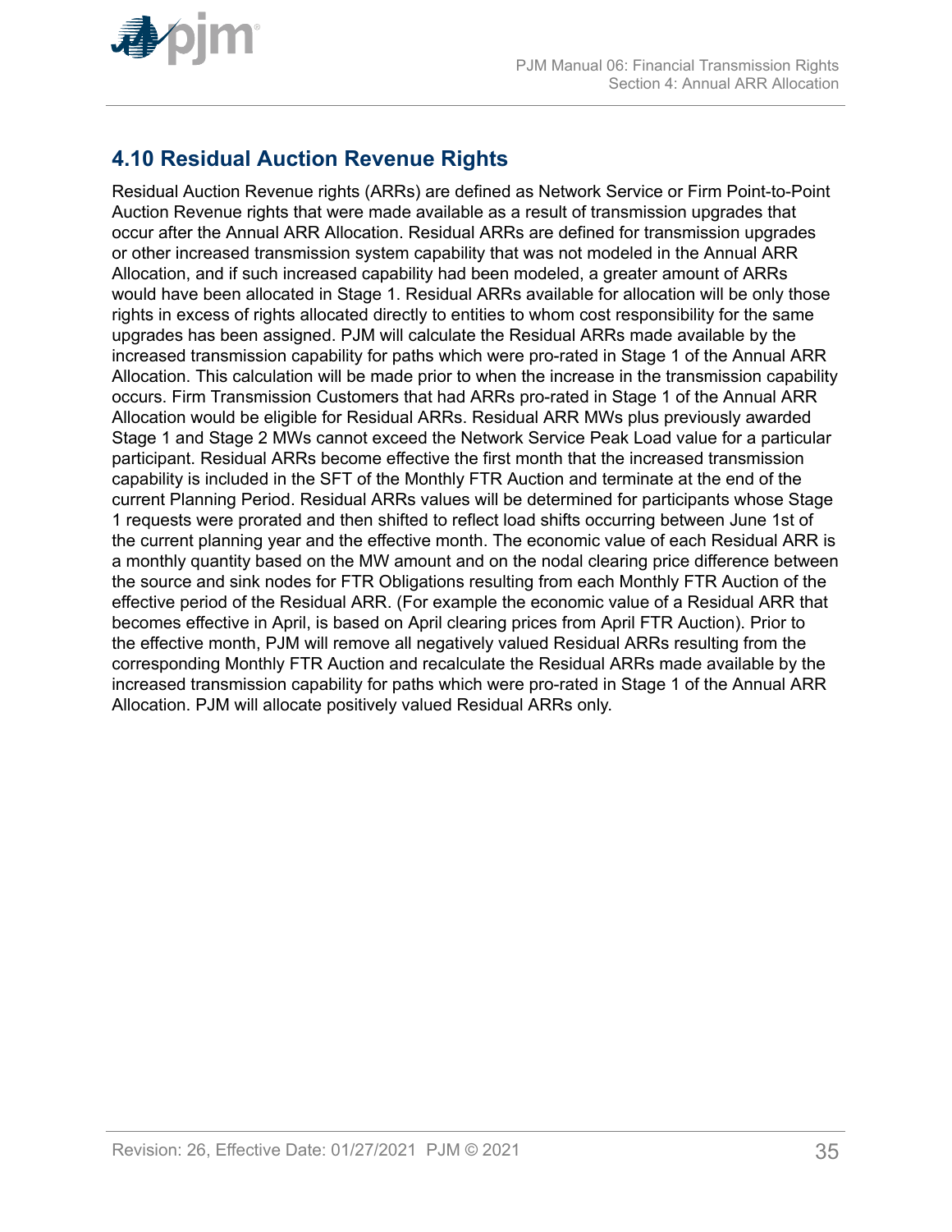## 4.10 Residual Auction Revenue Rights

Residual Auction Revenue rights (ARRs) are defined as Network Service or Firm Point-to-Point Auction Revenue rights that were made available as a result of transmission upgrades that occur after the Annual ARR Allocation. Residual ARRs are defined for transmission upgrades or other increased transmission system capability that was not modeled in the Annual ARR Allocation, and if such increased capability had been modeled, a greater amount of ARRs would have been allocated in Stage 1. Residual ARRs available for allocation will be only those rights in excess of rights allocated directly to entities to whom cost responsibility for the same upgrades has been assigned. PJM will calculate the Residual ARRs made available by the increased transmission capability for paths which were pro-rated in Stage 1 of the Annual ARR Allocation. This calculation will be made prior to when the increase in the transmission capability occurs. Firm Transmission Customers that had ARRs pro-rated in Stage 1 of the Annual ARR Allocation would be eligible for Residual ARRs. Residual ARR MWs plus previously awarded Stage 1 and Stage 2 MWs cannot exceed the Network Service Peak Load value for a particular participant. Residual ARRs become effective the first month that the increased transmission capability is included in the SFT of the Monthly FTR Auction and terminate at the end of the current Planning Period. Residual ARRs values will be determined for participants whose Stage 1 requests were prorated and then shifted to reflect load shifts occurring between June 1st of the current planning year and the effective month. The economic value of each Residual ARR is a monthly quantity based on the MW amount and on the nodal clearing price difference between the source and sink nodes for FTR Obligations resulting from each Monthly FTR Auction of the effective period of the Residual ARR. (For example the economic value of a Residual ARR that becomes effective in April, is based on April clearing prices from April FTR Auction). Prior to the effective month, PJM will remove all negatively valued Residual ARRs resulting from the corresponding Monthly FTR Auction and recalculate the Residual ARRs made available by the increased transmission capability for paths which were pro-rated in Stage 1 of the Annual ARR Allocation. PJM will allocate positively valued Residual ARRs only.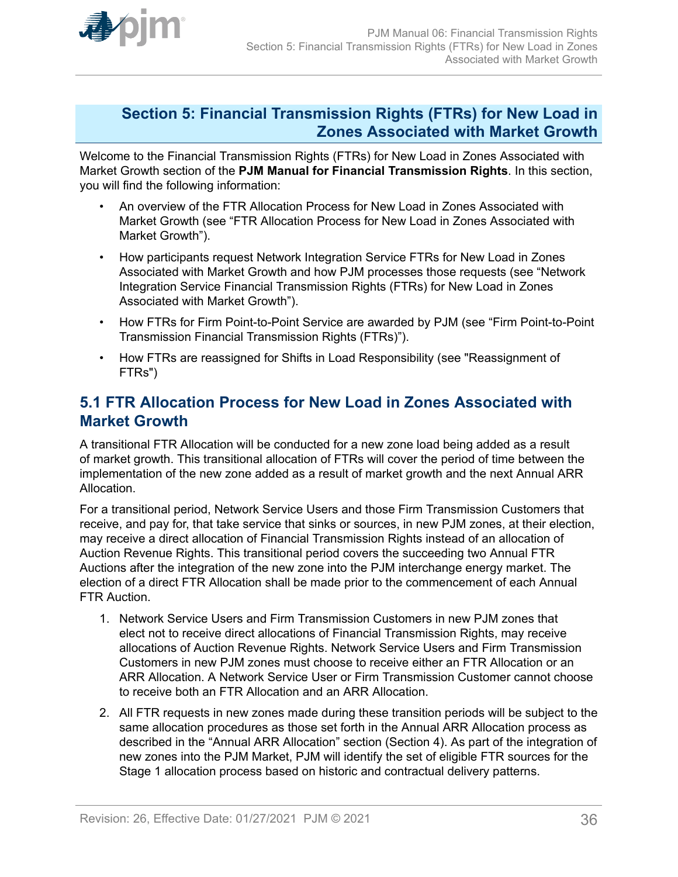# Section 5: Financial Transmission Rights (FTRs) for New Load in Zones Associated with Market Growth

Welcome to the Financial Transmission Rights (FTRs) for New Load in Zones Associated with Market Growth section of the **PJM Manual for Financial Transmission Rights**. In this section, you will find the following information:

- An overview of the FTR Allocation Process for New Load in Zones Associated with Market Growth (see "FTR Allocation Process for New Load in Zones Associated with Market Growth").
- How participants request Network Integration Service FTRs for New Load in Zones Associated with Market Growth and how PJM processes those requests (see "Network Integration Service Financial Transmission Rights (FTRs) for New Load in Zones Associated with Market Growth").
- How FTRs for Firm Point-to-Point Service are awarded by PJM (see "Firm Point-to-Point Transmission Financial Transmission Rights (FTRs)").
- How FTRs are reassigned for Shifts in Load Responsibility (see "Reassignment of FTRs")

## 5.1 FTR Allocation Process for New Load in Zones Associated with Market Growth

A transitional FTR Allocation will be conducted for a new zone load being added as a result of market growth. This transitional allocation of FTRs will cover the period of time between the implementation of the new zone added as a result of market growth and the next Annual ARR Allocation.

For a transitional period, Network Service Users and those Firm Transmission Customers that receive, and pay for, that take service that sinks or sources, in new PJM zones, at their election, may receive a direct allocation of Financial Transmission Rights instead of an allocation of Auction Revenue Rights. This transitional period covers the succeeding two Annual FTR Auctions after the integration of the new zone into the PJM interchange energy market. The election of a direct FTR Allocation shall be made prior to the commencement of each Annual FTR Auction.

1. Network Service Users and Firm Transmission Customers in new PJM zones that elect not to receive direct allocations of Financial Transmission Rights, may receive allocations of Auction Revenue Rights. Network Service Users and Firm Transmission Customers in new PJM zones must choose to receive either an FTR Allocation or an ARR Allocation. A Network Service User or Firm Transmission Customer cannot choose to receive both an FTR Allocation and an ARR Allocation.
2. All FTR requests in new zones made during these transition periods will be subject to the same allocation procedures as those set forth in the Annual ARR Allocation process as described in the "Annual ARR Allocation" section (Section 4). As part of the integration of new zones into the PJM Market, PJM will identify the set of eligible FTR sources for the Stage 1 allocation process based on historic and contractual delivery patterns.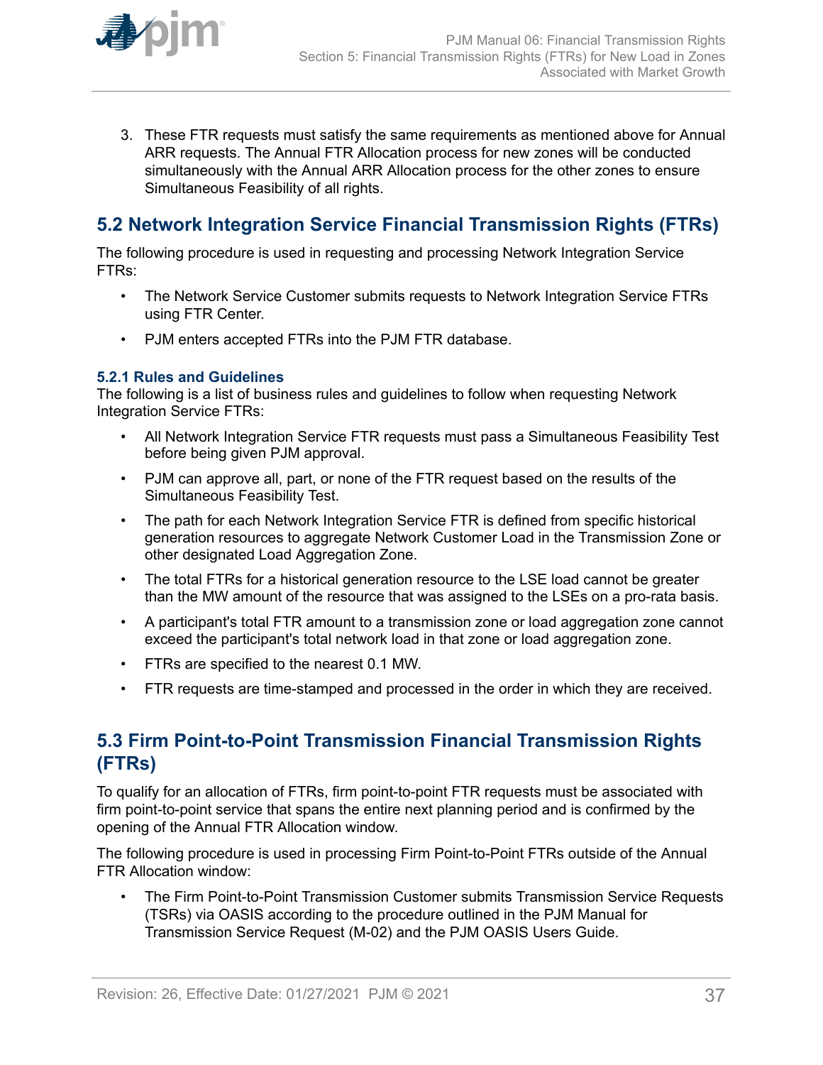3. These FTR requests must satisfy the same requirements as mentioned above for Annual ARR requests. The Annual FTR Allocation process for new zones will be conducted simultaneously with the Annual ARR Allocation process for the other zones to ensure Simultaneous Feasibility of all rights.

## 5.2 Network Integration Service Financial Transmission Rights (FTRs)

The following procedure is used in requesting and processing Network Integration Service FTRs:

- The Network Service Customer submits requests to Network Integration Service FTRs using FTR Center.
- PJM enters accepted FTRs into the PJM FTR database.

### 5.2.1 Rules and Guidelines

The following is a list of business rules and guidelines to follow when requesting Network Integration Service FTRs:

- All Network Integration Service FTR requests must pass a Simultaneous Feasibility Test before being given PJM approval.
- PJM can approve all, part, or none of the FTR request based on the results of the Simultaneous Feasibility Test.
- The path for each Network Integration Service FTR is defined from specific historical generation resources to aggregate Network Customer Load in the Transmission Zone or other designated Load Aggregation Zone.
- The total FTRs for a historical generation resource to the LSE load cannot be greater than the MW amount of the resource that was assigned to the LSEs on a pro-rata basis.
- A participant's total FTR amount to a transmission zone or load aggregation zone cannot exceed the participant's total network load in that zone or load aggregation zone.
- FTRs are specified to the nearest 0.1 MW.
- FTR requests are time-stamped and processed in the order in which they are received.

## 5.3 Firm Point-to-Point Transmission Financial Transmission Rights (FTRs)

To qualify for an allocation of FTRs, firm point-to-point FTR requests must be associated with firm point-to-point service that spans the entire next planning period and is confirmed by the opening of the Annual FTR Allocation window.

The following procedure is used in processing Firm Point-to-Point FTRs outside of the Annual FTR Allocation window:

- The Firm Point-to-Point Transmission Customer submits Transmission Service Requests (TSRs) via OASIS according to the procedure outlined in the PJM Manual for Transmission Service Request (M-02) and the PJM OASIS Users Guide.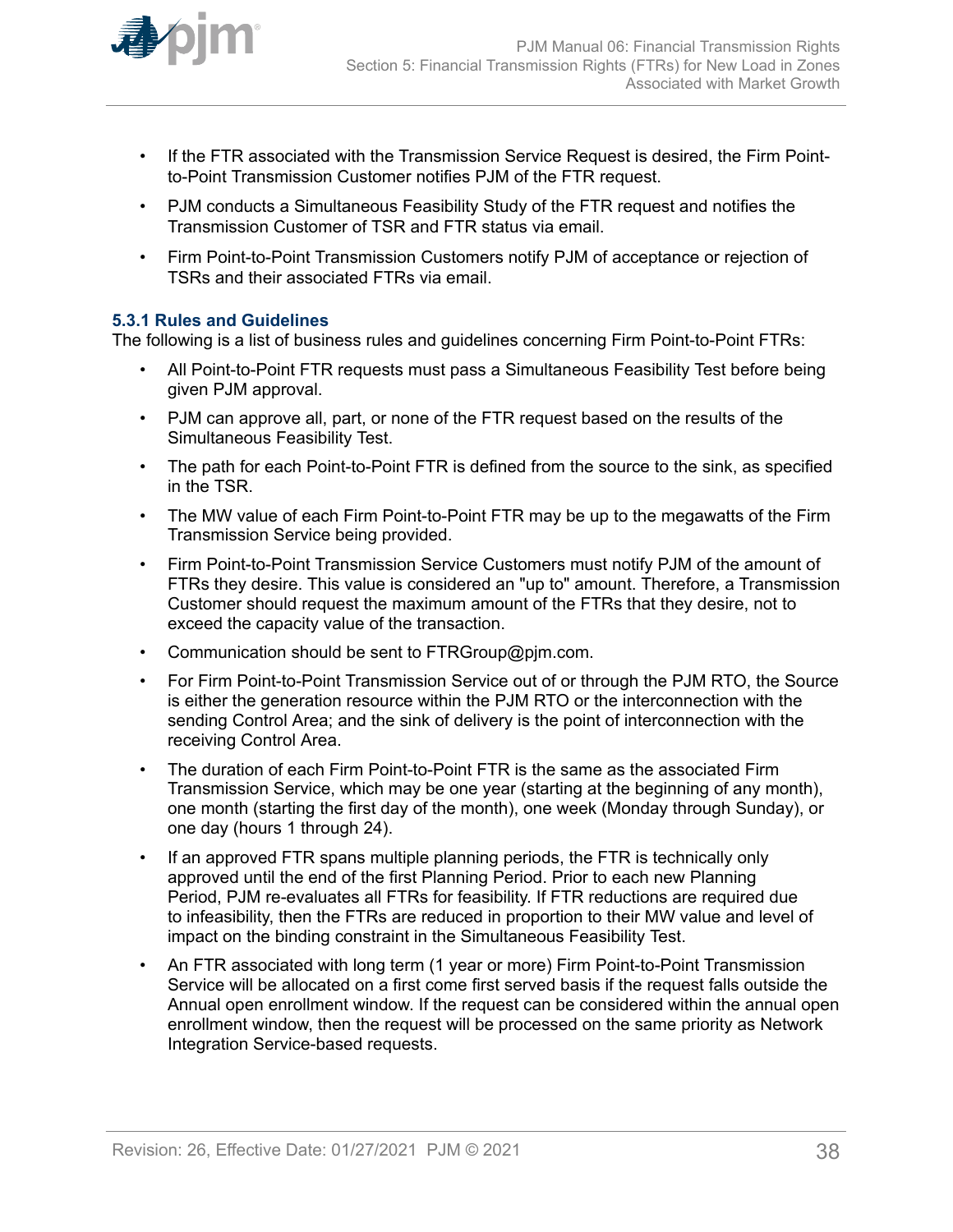- If the FTR associated with the Transmission Service Request is desired, the Firm Point-to-Point Transmission Customer notifies PJM of the FTR request.
- PJM conducts a Simultaneous Feasibility Study of the FTR request and notifies the Transmission Customer of TSR and FTR status via email.
- Firm Point-to-Point Transmission Customers notify PJM of acceptance or rejection of TSRs and their associated FTRs via email.

### 5.3.1 Rules and Guidelines

The following is a list of business rules and guidelines concerning Firm Point-to-Point FTRs:

- All Point-to-Point FTR requests must pass a Simultaneous Feasibility Test before being given PJM approval.
- PJM can approve all, part, or none of the FTR request based on the results of the Simultaneous Feasibility Test.
- The path for each Point-to-Point FTR is defined from the source to the sink, as specified in the TSR.
- The MW value of each Firm Point-to-Point FTR may be up to the megawatts of the Firm Transmission Service being provided.
- Firm Point-to-Point Transmission Service Customers must notify PJM of the amount of FTRs they desire. This value is considered an "up to" amount. Therefore, a Transmission Customer should request the maximum amount of the FTRs that they desire, not to exceed the capacity value of the transaction.
- Communication should be sent to FTRGroup@pjm.com.
- For Firm Point-to-Point Transmission Service out of or through the PJM RTO, the Source is either the generation resource within the PJM RTO or the interconnection with the sending Control Area; and the sink of delivery is the point of interconnection with the receiving Control Area.
- The duration of each Firm Point-to-Point FTR is the same as the associated Firm Transmission Service, which may be one year (starting at the beginning of any month), one month (starting the first day of the month), one week (Monday through Sunday), or one day (hours 1 through 24).
- If an approved FTR spans multiple planning periods, the FTR is technically only approved until the end of the first Planning Period. Prior to each new Planning Period, PJM re-evaluates all FTRs for feasibility. If FTR reductions are required due to infeasibility, then the FTRs are reduced in proportion to their MW value and level of impact on the binding constraint in the Simultaneous Feasibility Test.
- An FTR associated with long term (1 year or more) Firm Point-to-Point Transmission Service will be allocated on a first come first served basis if the request falls outside the Annual open enrollment window. If the request can be considered within the annual open enrollment window, then the request will be processed on the same priority as Network Integration Service-based requests.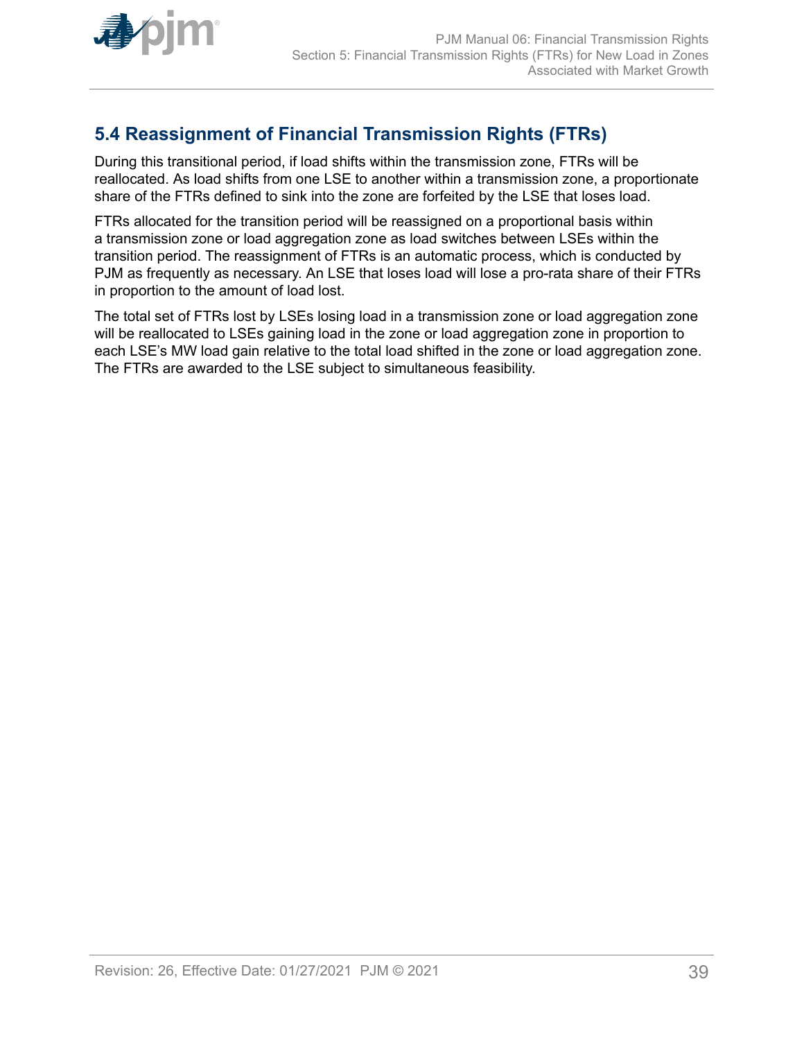## 5.4 Reassignment of Financial Transmission Rights (FTRs)

During this transitional period, if load shifts within the transmission zone, FTRs will be reallocated. As load shifts from one LSE to another within a transmission zone, a proportionate share of the FTRs defined to sink into the zone are forfeited by the LSE that loses load.

FTRs allocated for the transition period will be reassigned on a proportional basis within a transmission zone or load aggregation zone as load switches between LSEs within the transition period. The reassignment of FTRs is an automatic process, which is conducted by PJM as frequently as necessary. An LSE that loses load will lose a pro-rata share of their FTRs in proportion to the amount of load lost.

The total set of FTRs lost by LSEs losing load in a transmission zone or load aggregation zone will be reallocated to LSEs gaining load in the zone or load aggregation zone in proportion to each LSE's MW load gain relative to the total load shifted in the zone or load aggregation zone. The FTRs are awarded to the LSE subject to simultaneous feasibility.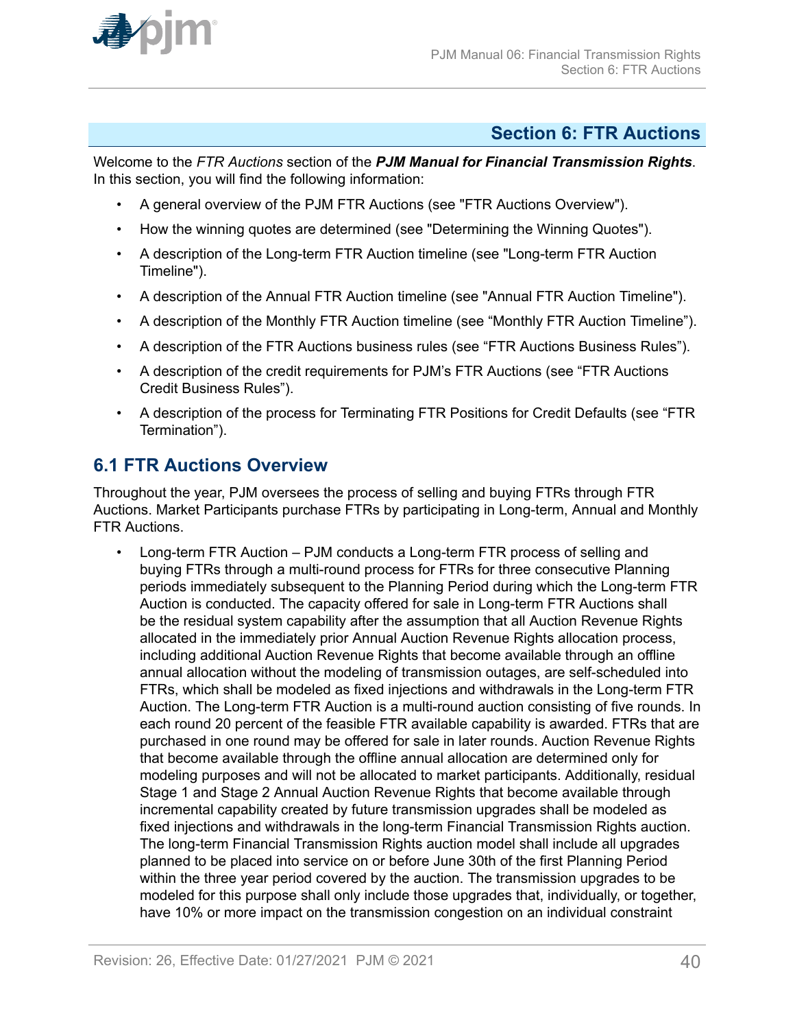# Section 6: FTR Auctions

Welcome to the *FTR Auctions* section of the ***PJM Manual for Financial Transmission Rights***. In this section, you will find the following information:

- A general overview of the PJM FTR Auctions (see "FTR Auctions Overview").
- How the winning quotes are determined (see "Determining the Winning Quotes").
- A description of the Long-term FTR Auction timeline (see "Long-term FTR Auction Timeline").
- A description of the Annual FTR Auction timeline (see "Annual FTR Auction Timeline").
- A description of the Monthly FTR Auction timeline (see "Monthly FTR Auction Timeline").
- A description of the FTR Auctions business rules (see "FTR Auctions Business Rules").
- A description of the credit requirements for PJM's FTR Auctions (see "FTR Auctions Credit Business Rules").
- A description of the process for Terminating FTR Positions for Credit Defaults (see "FTR Termination").

## 6.1 FTR Auctions Overview

Throughout the year, PJM oversees the process of selling and buying FTRs through FTR Auctions. Market Participants purchase FTRs by participating in Long-term, Annual and Monthly FTR Auctions.

- Long-term FTR Auction – PJM conducts a Long-term FTR process of selling and buying FTRs through a multi-round process for FTRs for three consecutive Planning periods immediately subsequent to the Planning Period during which the Long-term FTR Auction is conducted. The capacity offered for sale in Long-term FTR Auctions shall be the residual system capability after the assumption that all Auction Revenue Rights allocated in the immediately prior Annual Auction Revenue Rights allocation process, including additional Auction Revenue Rights that become available through an offline annual allocation without the modeling of transmission outages, are self-scheduled into FTRs, which shall be modeled as fixed injections and withdrawals in the Long-term FTR Auction. The Long-term FTR Auction is a multi-round auction consisting of five rounds. In each round 20 percent of the feasible FTR available capability is awarded. FTRs that are purchased in one round may be offered for sale in later rounds. Auction Revenue Rights that become available through the offline annual allocation are determined only for modeling purposes and will not be allocated to market participants. Additionally, residual Stage 1 and Stage 2 Annual Auction Revenue Rights that become available through incremental capability created by future transmission upgrades shall be modeled as fixed injections and withdrawals in the long-term Financial Transmission Rights auction. The long-term Financial Transmission Rights auction model shall include all upgrades planned to be placed into service on or before June 30th of the first Planning Period within the three year period covered by the auction. The transmission upgrades to be modeled for this purpose shall only include those upgrades that, individually, or together, have 10% or more impact on the transmission congestion on an individual constraint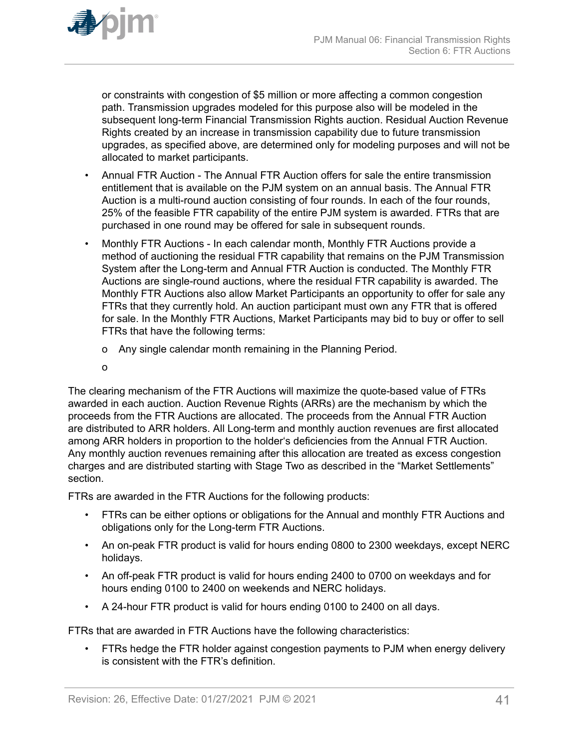or constraints with congestion of $5 million or more affecting a common congestion path. Transmission upgrades modeled for this purpose also will be modeled in the subsequent long-term Financial Transmission Rights auction. Residual Auction Revenue Rights created by an increase in transmission capability due to future transmission upgrades, as specified above, are determined only for modeling purposes and will not be allocated to market participants.

- Annual FTR Auction - The Annual FTR Auction offers for sale the entire transmission entitlement that is available on the PJM system on an annual basis. The Annual FTR Auction is a multi-round auction consisting of four rounds. In each of the four rounds, 25% of the feasible FTR capability of the entire PJM system is awarded. FTRs that are purchased in one round may be offered for sale in subsequent rounds.
- Monthly FTR Auctions - In each calendar month, Monthly FTR Auctions provide a method of auctioning the residual FTR capability that remains on the PJM Transmission System after the Long-term and Annual FTR Auction is conducted. The Monthly FTR Auctions are single-round auctions, where the residual FTR capability is awarded. The Monthly FTR Auctions also allow Market Participants an opportunity to offer for sale any FTRs that they currently hold. An auction participant must own any FTR that is offered for sale. In the Monthly FTR Auctions, Market Participants may bid to buy or offer to sell FTRs that have the following terms:
  - Any single calendar month remaining in the Planning Period.
  - 

The clearing mechanism of the FTR Auctions will maximize the quote-based value of FTRs awarded in each auction. Auction Revenue Rights (ARRs) are the mechanism by which the proceeds from the FTR Auctions are allocated. The proceeds from the Annual FTR Auction are distributed to ARR holders. All Long-term and monthly auction revenues are first allocated among ARR holders in proportion to the holder's deficiencies from the Annual FTR Auction. Any monthly auction revenues remaining after this allocation are treated as excess congestion charges and are distributed starting with Stage Two as described in the "Market Settlements" section.

FTRs are awarded in the FTR Auctions for the following products:

- FTRs can be either options or obligations for the Annual and monthly FTR Auctions and obligations only for the Long-term FTR Auctions.
- An on-peak FTR product is valid for hours ending 0800 to 2300 weekdays, except NERC holidays.
- An off-peak FTR product is valid for hours ending 2400 to 0700 on weekdays and for hours ending 0100 to 2400 on weekends and NERC holidays.
- A 24-hour FTR product is valid for hours ending 0100 to 2400 on all days.

FTRs that are awarded in FTR Auctions have the following characteristics:

- FTRs hedge the FTR holder against congestion payments to PJM when energy delivery is consistent with the FTR's definition.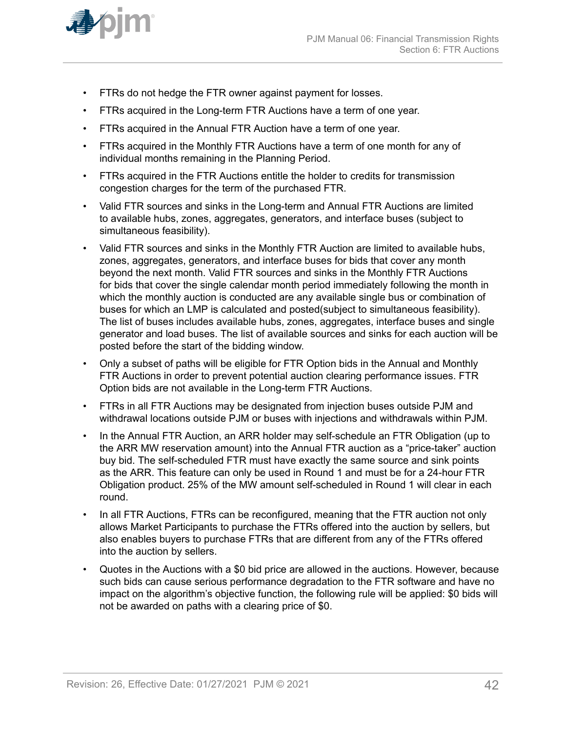- FTRs do not hedge the FTR owner against payment for losses.
- FTRs acquired in the Long-term FTR Auctions have a term of one year.
- FTRs acquired in the Annual FTR Auction have a term of one year.
- FTRs acquired in the Monthly FTR Auctions have a term of one month for any of individual months remaining in the Planning Period.
- FTRs acquired in the FTR Auctions entitle the holder to credits for transmission congestion charges for the term of the purchased FTR.
- Valid FTR sources and sinks in the Long-term and Annual FTR Auctions are limited to available hubs, zones, aggregates, generators, and interface buses (subject to simultaneous feasibility).
- Valid FTR sources and sinks in the Monthly FTR Auction are limited to available hubs, zones, aggregates, generators, and interface buses for bids that cover any month beyond the next month. Valid FTR sources and sinks in the Monthly FTR Auctions for bids that cover the single calendar month period immediately following the month in which the monthly auction is conducted are any available single bus or combination of buses for which an LMP is calculated and posted(subject to simultaneous feasibility). The list of buses includes available hubs, zones, aggregates, interface buses and single generator and load buses. The list of available sources and sinks for each auction will be posted before the start of the bidding window.
- Only a subset of paths will be eligible for FTR Option bids in the Annual and Monthly FTR Auctions in order to prevent potential auction clearing performance issues. FTR Option bids are not available in the Long-term FTR Auctions.
- FTRs in all FTR Auctions may be designated from injection buses outside PJM and withdrawal locations outside PJM or buses with injections and withdrawals within PJM.
- In the Annual FTR Auction, an ARR holder may self-schedule an FTR Obligation (up to the ARR MW reservation amount) into the Annual FTR auction as a "price-taker" auction buy bid. The self-scheduled FTR must have exactly the same source and sink points as the ARR. This feature can only be used in Round 1 and must be for a 24-hour FTR Obligation product. 25% of the MW amount self-scheduled in Round 1 will clear in each round.
- In all FTR Auctions, FTRs can be reconfigured, meaning that the FTR auction not only allows Market Participants to purchase the FTRs offered into the auction by sellers, but also enables buyers to purchase FTRs that are different from any of the FTRs offered into the auction by sellers.
- Quotes in the Auctions with a $0 bid price are allowed in the auctions. However, because such bids can cause serious performance degradation to the FTR software and have no impact on the algorithm's objective function, the following rule will be applied: $0 bids will not be awarded on paths with a clearing price of $0.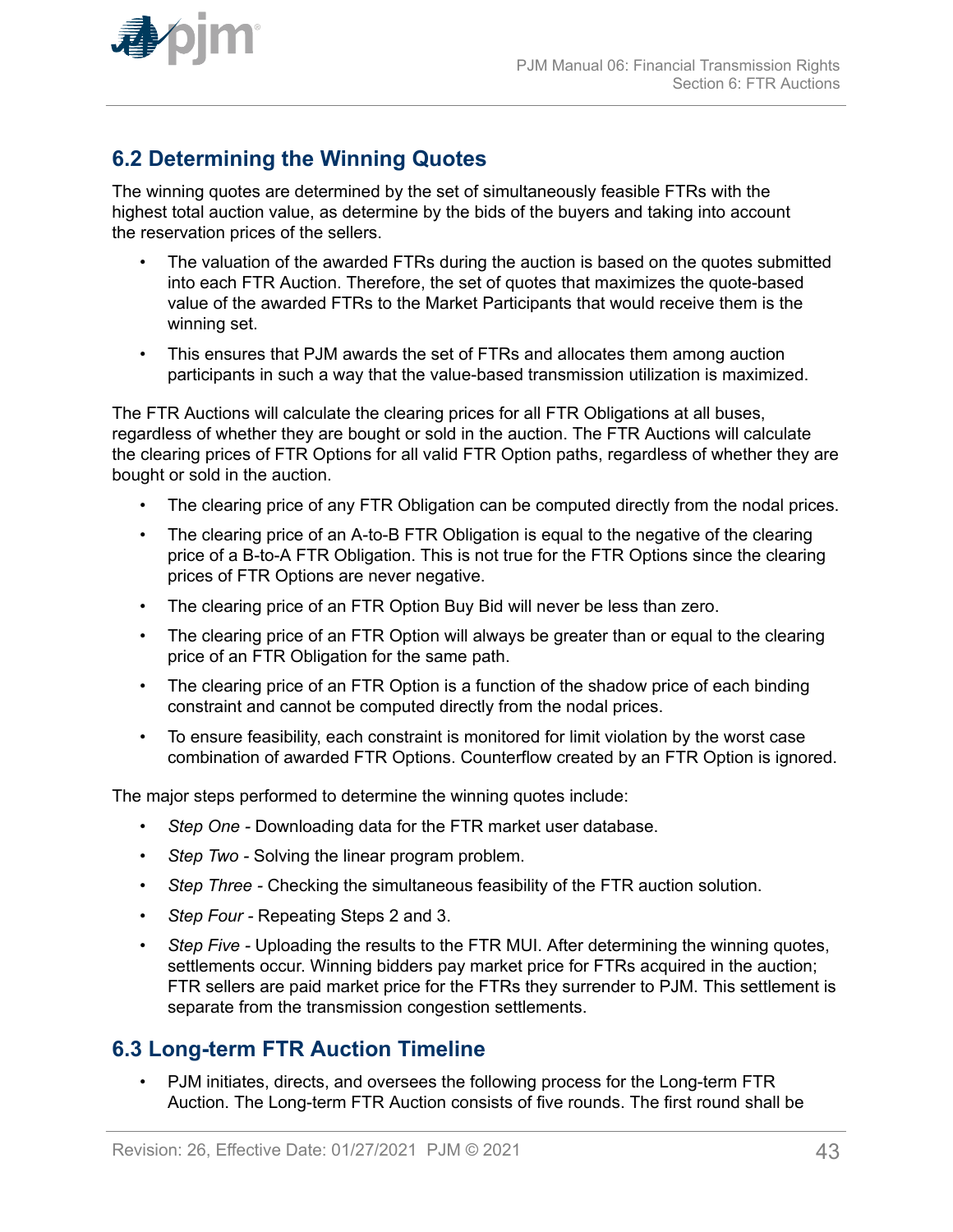## 6.2 Determining the Winning Quotes

The winning quotes are determined by the set of simultaneously feasible FTRs with the highest total auction value, as determine by the bids of the buyers and taking into account the reservation prices of the sellers.

- The valuation of the awarded FTRs during the auction is based on the quotes submitted into each FTR Auction. Therefore, the set of quotes that maximizes the quote-based value of the awarded FTRs to the Market Participants that would receive them is the winning set.
- This ensures that PJM awards the set of FTRs and allocates them among auction participants in such a way that the value-based transmission utilization is maximized.

The FTR Auctions will calculate the clearing prices for all FTR Obligations at all buses, regardless of whether they are bought or sold in the auction. The FTR Auctions will calculate the clearing prices of FTR Options for all valid FTR Option paths, regardless of whether they are bought or sold in the auction.

- The clearing price of any FTR Obligation can be computed directly from the nodal prices.
- The clearing price of an A-to-B FTR Obligation is equal to the negative of the clearing price of a B-to-A FTR Obligation. This is not true for the FTR Options since the clearing prices of FTR Options are never negative.
- The clearing price of an FTR Option Buy Bid will never be less than zero.
- The clearing price of an FTR Option will always be greater than or equal to the clearing price of an FTR Obligation for the same path.
- The clearing price of an FTR Option is a function of the shadow price of each binding constraint and cannot be computed directly from the nodal prices.
- To ensure feasibility, each constraint is monitored for limit violation by the worst case combination of awarded FTR Options. Counterflow created by an FTR Option is ignored.

The major steps performed to determine the winning quotes include:

- *Step One* - Downloading data for the FTR market user database.
- *Step Two* - Solving the linear program problem.
- *Step Three* - Checking the simultaneous feasibility of the FTR auction solution.
- *Step Four* - Repeating Steps 2 and 3.
- *Step Five* - Uploading the results to the FTR MUI. After determining the winning quotes, settlements occur. Winning bidders pay market price for FTRs acquired in the auction; FTR sellers are paid market price for the FTRs they surrender to PJM. This settlement is separate from the transmission congestion settlements.

## 6.3 Long-term FTR Auction Timeline

- PJM initiates, directs, and oversees the following process for the Long-term FTR Auction. The Long-term FTR Auction consists of five rounds. The first round shall be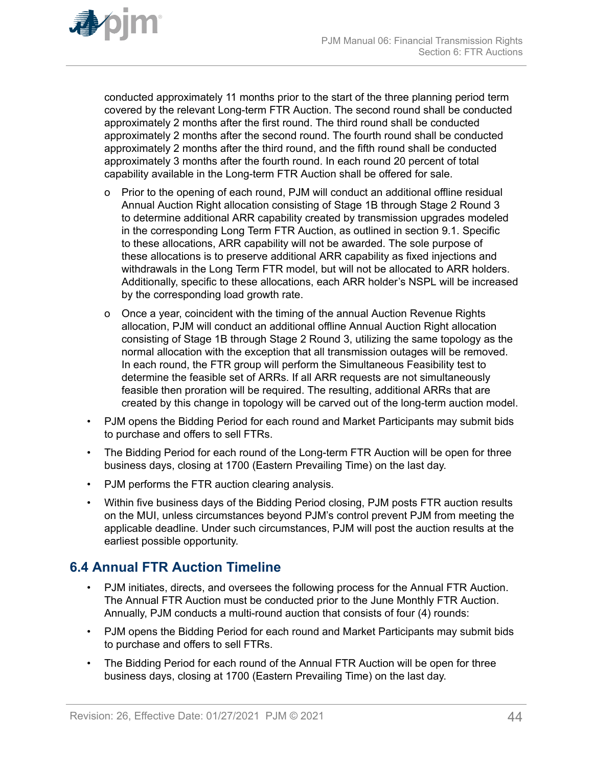conducted approximately 11 months prior to the start of the three planning period term covered by the relevant Long-term FTR Auction. The second round shall be conducted approximately 2 months after the first round. The third round shall be conducted approximately 2 months after the second round. The fourth round shall be conducted approximately 2 months after the third round, and the fifth round shall be conducted approximately 3 months after the fourth round. In each round 20 percent of total capability available in the Long-term FTR Auction shall be offered for sale.

- Prior to the opening of each round, PJM will conduct an additional offline residual Annual Auction Right allocation consisting of Stage 1B through Stage 2 Round 3 to determine additional ARR capability created by transmission upgrades modeled in the corresponding Long Term FTR Auction, as outlined in section 9.1. Specific to these allocations, ARR capability will not be awarded. The sole purpose of these allocations is to preserve additional ARR capability as fixed injections and withdrawals in the Long Term FTR model, but will not be allocated to ARR holders. Additionally, specific to these allocations, each ARR holder's NSPL will be increased by the corresponding load growth rate.
- Once a year, coincident with the timing of the annual Auction Revenue Rights allocation, PJM will conduct an additional offline Annual Auction Right allocation consisting of Stage 1B through Stage 2 Round 3, utilizing the same topology as the normal allocation with the exception that all transmission outages will be removed. In each round, the FTR group will perform the Simultaneous Feasibility test to determine the feasible set of ARRs. If all ARR requests are not simultaneously feasible then proration will be required. The resulting, additional ARRs that are created by this change in topology will be carved out of the long-term auction model.

- PJM opens the Bidding Period for each round and Market Participants may submit bids to purchase and offers to sell FTRs.
- The Bidding Period for each round of the Long-term FTR Auction will be open for three business days, closing at 1700 (Eastern Prevailing Time) on the last day.
- PJM performs the FTR auction clearing analysis.
- Within five business days of the Bidding Period closing, PJM posts FTR auction results on the MUI, unless circumstances beyond PJM's control prevent PJM from meeting the applicable deadline. Under such circumstances, PJM will post the auction results at the earliest possible opportunity.

## 6.4 Annual FTR Auction Timeline

- PJM initiates, directs, and oversees the following process for the Annual FTR Auction. The Annual FTR Auction must be conducted prior to the June Monthly FTR Auction. Annually, PJM conducts a multi-round auction that consists of four (4) rounds:
- PJM opens the Bidding Period for each round and Market Participants may submit bids to purchase and offers to sell FTRs.
- The Bidding Period for each round of the Annual FTR Auction will be open for three business days, closing at 1700 (Eastern Prevailing Time) on the last day.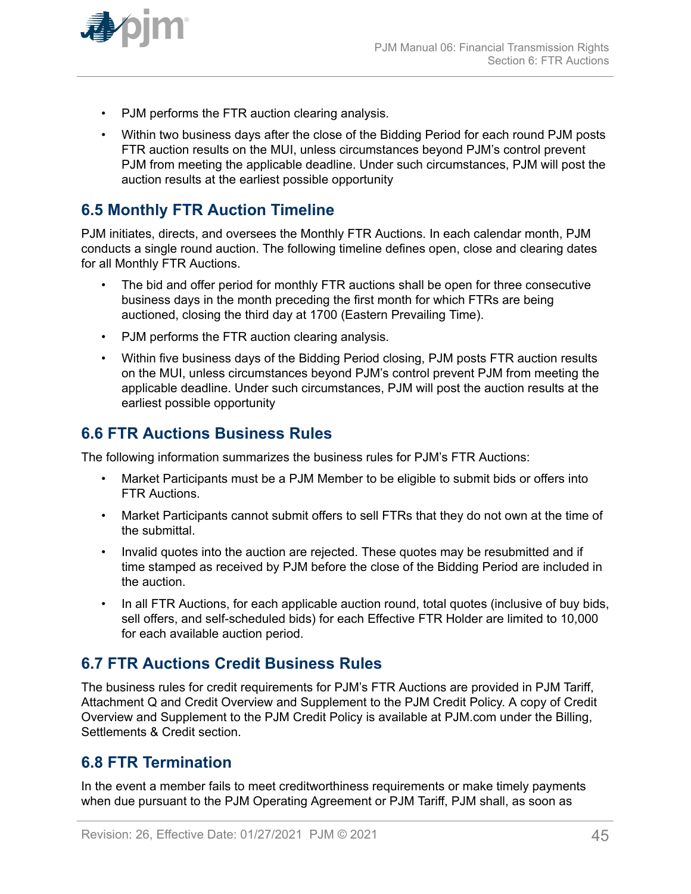- PJM performs the FTR auction clearing analysis.
- Within two business days after the close of the Bidding Period for each round PJM posts FTR auction results on the MUI, unless circumstances beyond PJM's control prevent PJM from meeting the applicable deadline. Under such circumstances, PJM will post the auction results at the earliest possible opportunity

## 6.5 Monthly FTR Auction Timeline

PJM initiates, directs, and oversees the Monthly FTR Auctions. In each calendar month, PJM conducts a single round auction. The following timeline defines open, close and clearing dates for all Monthly FTR Auctions.

- The bid and offer period for monthly FTR auctions shall be open for three consecutive business days in the month preceding the first month for which FTRs are being auctioned, closing the third day at 1700 (Eastern Prevailing Time).
- PJM performs the FTR auction clearing analysis.
- Within five business days of the Bidding Period closing, PJM posts FTR auction results on the MUI, unless circumstances beyond PJM's control prevent PJM from meeting the applicable deadline. Under such circumstances, PJM will post the auction results at the earliest possible opportunity

## 6.6 FTR Auctions Business Rules

The following information summarizes the business rules for PJM's FTR Auctions:

- Market Participants must be a PJM Member to be eligible to submit bids or offers into FTR Auctions.
- Market Participants cannot submit offers to sell FTRs that they do not own at the time of the submittal.
- Invalid quotes into the auction are rejected. These quotes may be resubmitted and if time stamped as received by PJM before the close of the Bidding Period are included in the auction.
- In all FTR Auctions, for each applicable auction round, total quotes (inclusive of buy bids, sell offers, and self-scheduled bids) for each Effective FTR Holder are limited to 10,000 for each available auction period.

## 6.7 FTR Auctions Credit Business Rules

The business rules for credit requirements for PJM's FTR Auctions are provided in PJM Tariff, Attachment Q and Credit Overview and Supplement to the PJM Credit Policy. A copy of Credit Overview and Supplement to the PJM Credit Policy is available at PJM.com under the Billing, Settlements & Credit section.

## 6.8 FTR Termination

In the event a member fails to meet creditworthiness requirements or make timely payments when due pursuant to the PJM Operating Agreement or PJM Tariff, PJM shall, as soon as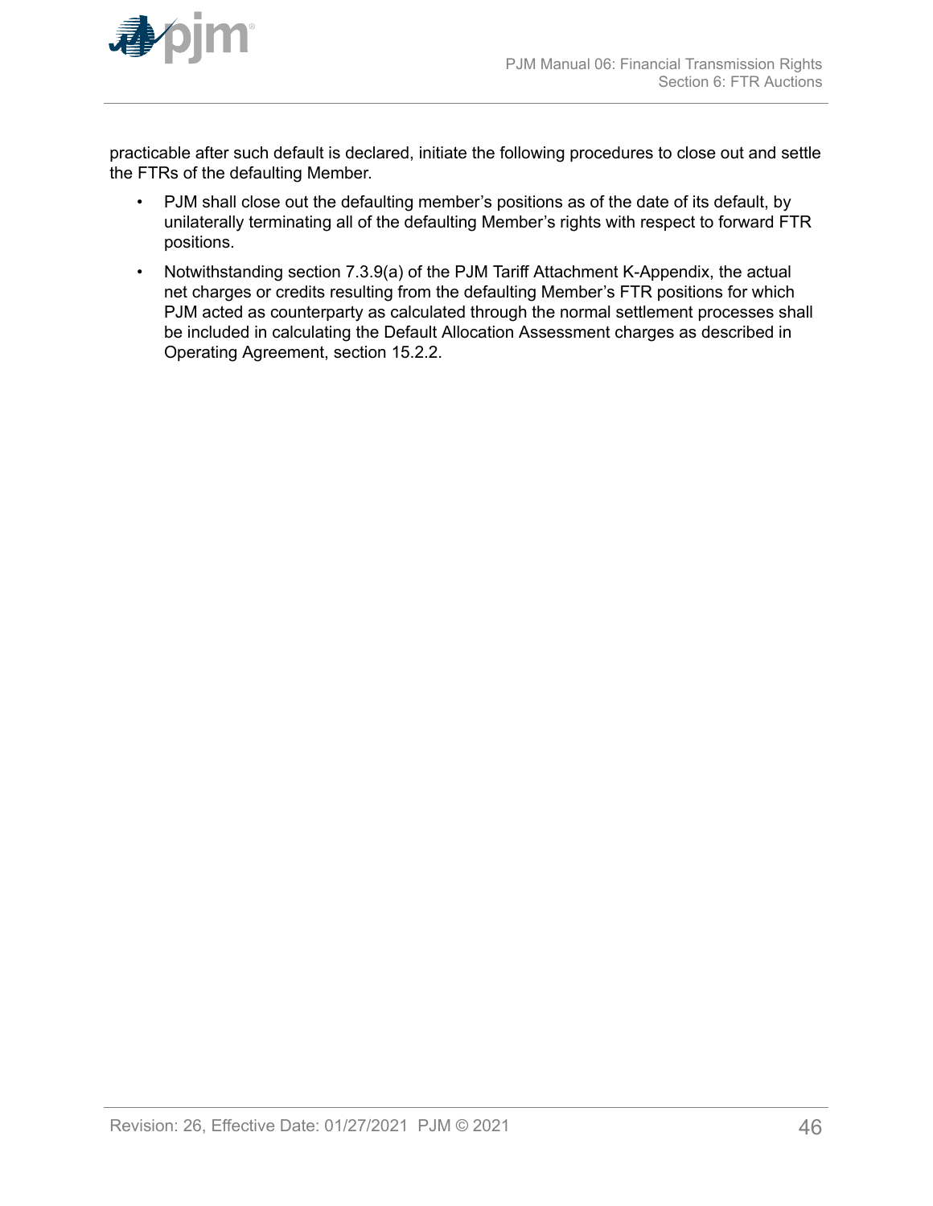practicable after such default is declared, initiate the following procedures to close out and settle the FTRs of the defaulting Member.

- PJM shall close out the defaulting member's positions as of the date of its default, by unilaterally terminating all of the defaulting Member's rights with respect to forward FTR positions.
- Notwithstanding section 7.3.9(a) of the PJM Tariff Attachment K-Appendix, the actual net charges or credits resulting from the defaulting Member's FTR positions for which PJM acted as counterparty as calculated through the normal settlement processes shall be included in calculating the Default Allocation Assessment charges as described in Operating Agreement, section 15.2.2.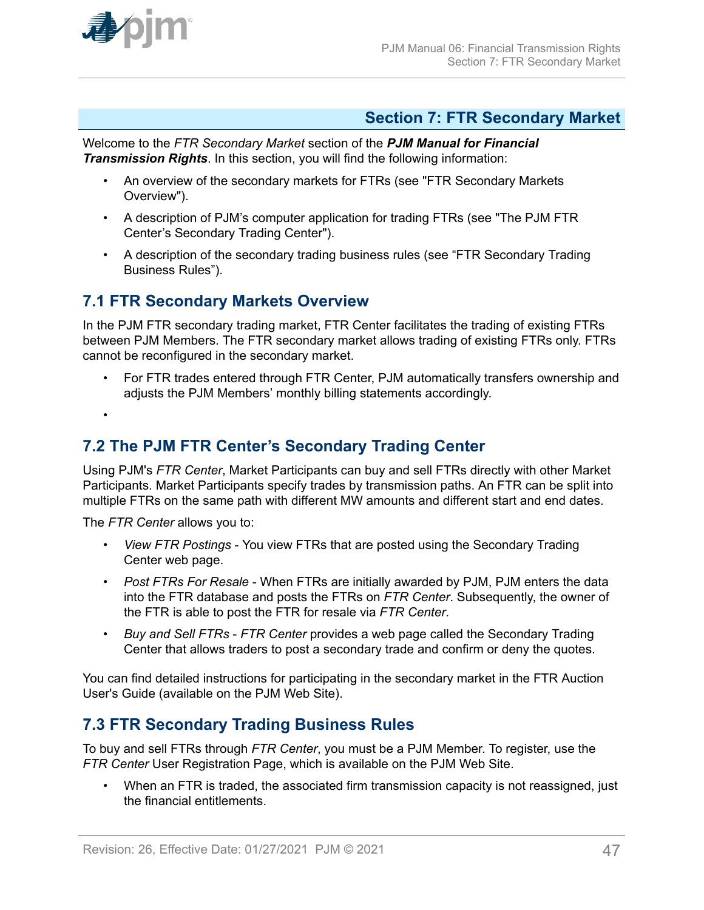# Section 7: FTR Secondary Market

Welcome to the *FTR Secondary Market* section of the ***PJM Manual for Financial Transmission Rights***. In this section, you will find the following information:

- An overview of the secondary markets for FTRs (see "FTR Secondary Markets Overview").
- A description of PJM's computer application for trading FTRs (see "The PJM FTR Center's Secondary Trading Center").
- A description of the secondary trading business rules (see "FTR Secondary Trading Business Rules").

## 7.1 FTR Secondary Markets Overview

In the PJM FTR secondary trading market, FTR Center facilitates the trading of existing FTRs between PJM Members. The FTR secondary market allows trading of existing FTRs only. FTRs cannot be reconfigured in the secondary market.

- For FTR trades entered through FTR Center, PJM automatically transfers ownership and adjusts the PJM Members' monthly billing statements accordingly.
- 

## 7.2 The PJM FTR Center's Secondary Trading Center

Using PJM's *FTR Center*, Market Participants can buy and sell FTRs directly with other Market Participants. Market Participants specify trades by transmission paths. An FTR can be split into multiple FTRs on the same path with different MW amounts and different start and end dates.

The *FTR Center* allows you to:

- *View FTR Postings* - You view FTRs that are posted using the Secondary Trading Center web page.
- *Post FTRs For Resale* - When FTRs are initially awarded by PJM, PJM enters the data into the FTR database and posts the FTRs on *FTR Center*. Subsequently, the owner of the FTR is able to post the FTR for resale via *FTR Center*.
- *Buy and Sell FTRs* - *FTR Center* provides a web page called the Secondary Trading Center that allows traders to post a secondary trade and confirm or deny the quotes.

You can find detailed instructions for participating in the secondary market in the FTR Auction User's Guide (available on the PJM Web Site).

## 7.3 FTR Secondary Trading Business Rules

To buy and sell FTRs through *FTR Center*, you must be a PJM Member. To register, use the *FTR Center* User Registration Page, which is available on the PJM Web Site.

- When an FTR is traded, the associated firm transmission capacity is not reassigned, just the financial entitlements.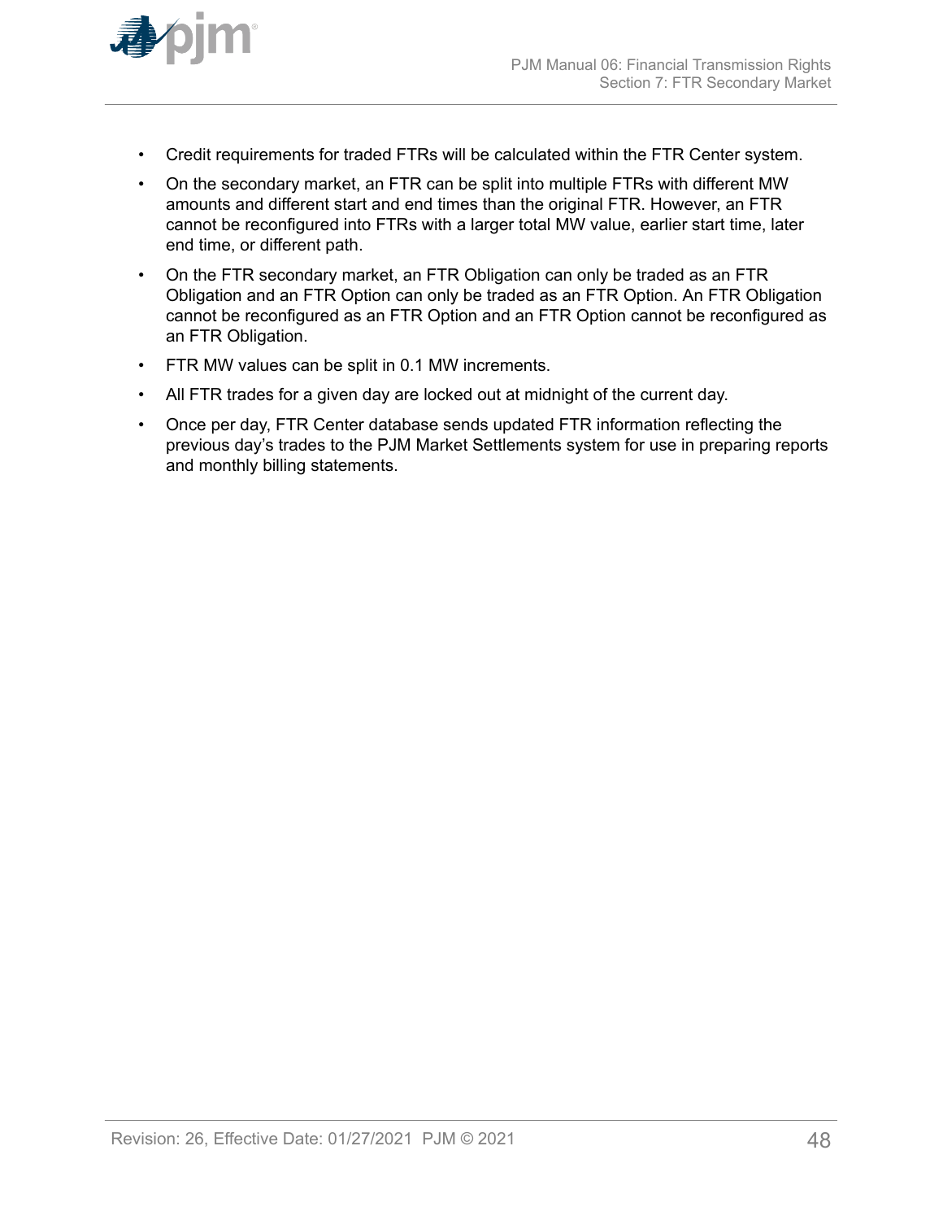- Credit requirements for traded FTRs will be calculated within the FTR Center system.
- On the secondary market, an FTR can be split into multiple FTRs with different MW amounts and different start and end times than the original FTR. However, an FTR cannot be reconfigured into FTRs with a larger total MW value, earlier start time, later end time, or different path.
- On the FTR secondary market, an FTR Obligation can only be traded as an FTR Obligation and an FTR Option can only be traded as an FTR Option. An FTR Obligation cannot be reconfigured as an FTR Option and an FTR Option cannot be reconfigured as an FTR Obligation.
- FTR MW values can be split in 0.1 MW increments.
- All FTR trades for a given day are locked out at midnight of the current day.
- Once per day, FTR Center database sends updated FTR information reflecting the previous day's trades to the PJM Market Settlements system for use in preparing reports and monthly billing statements.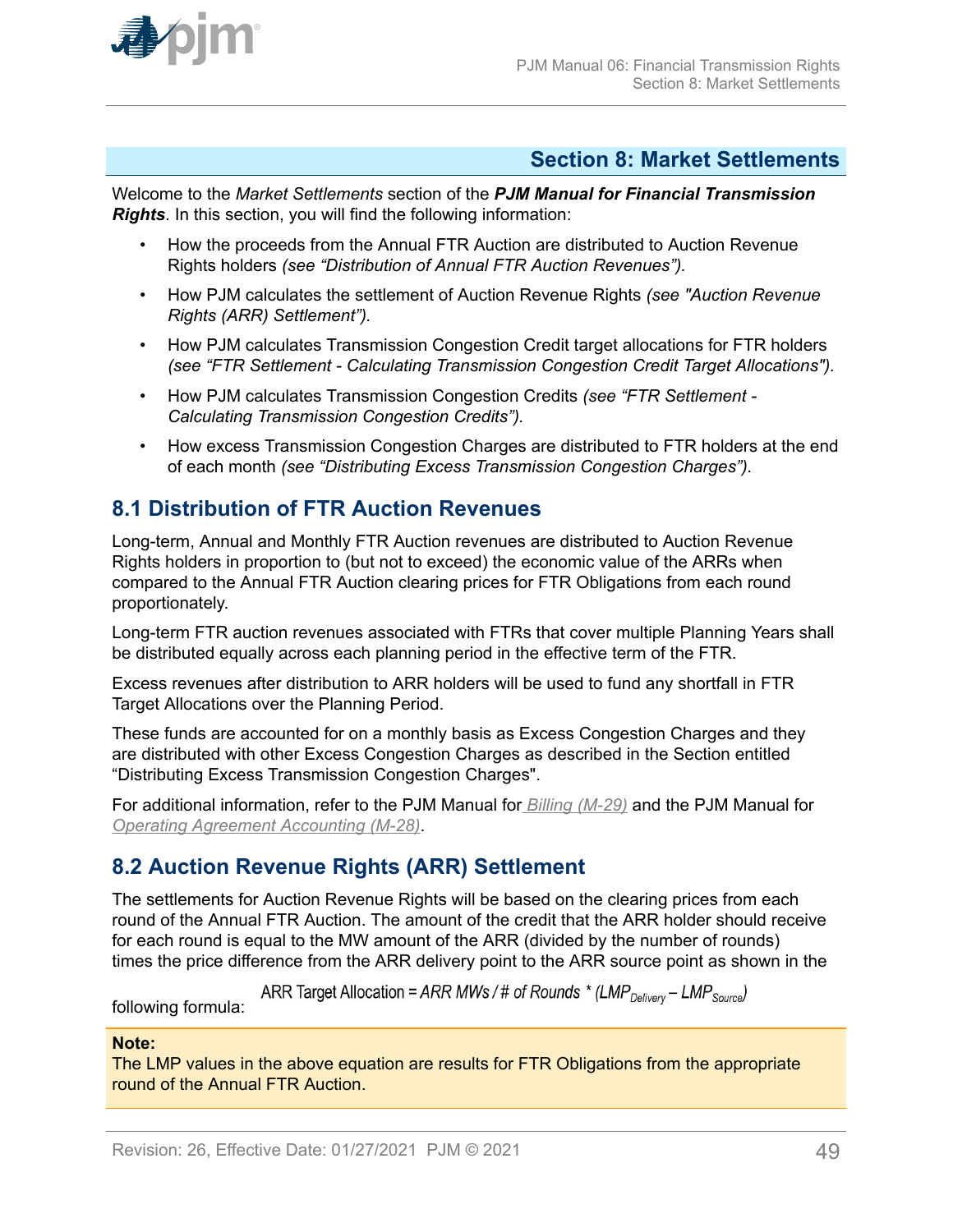# Section 8: Market Settlements

Welcome to the *Market Settlements* section of the ***PJM Manual for Financial Transmission Rights***. In this section, you will find the following information:

- How the proceeds from the Annual FTR Auction are distributed to Auction Revenue Rights holders *(see "Distribution of Annual FTR Auction Revenues").*
- How PJM calculates the settlement of Auction Revenue Rights *(see "Auction Revenue Rights (ARR) Settlement").*
- How PJM calculates Transmission Congestion Credit target allocations for FTR holders *(see "FTR Settlement - Calculating Transmission Congestion Credit Target Allocations").*
- How PJM calculates Transmission Congestion Credits *(see "FTR Settlement - Calculating Transmission Congestion Credits").*
- How excess Transmission Congestion Charges are distributed to FTR holders at the end of each month *(see "Distributing Excess Transmission Congestion Charges").*

## 8.1 Distribution of FTR Auction Revenues

Long-term, Annual and Monthly FTR Auction revenues are distributed to Auction Revenue Rights holders in proportion to (but not to exceed) the economic value of the ARRs when compared to the Annual FTR Auction clearing prices for FTR Obligations from each round proportionately.

Long-term FTR auction revenues associated with FTRs that cover multiple Planning Years shall be distributed equally across each planning period in the effective term of the FTR.

Excess revenues after distribution to ARR holders will be used to fund any shortfall in FTR Target Allocations over the Planning Period.

These funds are accounted for on a monthly basis as Excess Congestion Charges and they are distributed with other Excess Congestion Charges as described in the Section entitled "Distributing Excess Transmission Congestion Charges".

For additional information, refer to the PJM Manual for *Billing (M-29)* and the PJM Manual for *Operating Agreement Accounting (M-28)*.

## 8.2 Auction Revenue Rights (ARR) Settlement

The settlements for Auction Revenue Rights will be based on the clearing prices from each round of the Annual FTR Auction. The amount of the credit that the ARR holder should receive for each round is equal to the MW amount of the ARR (divided by the number of rounds) times the price difference from the ARR delivery point to the ARR source point as shown in the following formula:

$$\text{ARR Target Allocation} = \textit{ARR MWs} \,/\, \textit{\# of Rounds} \; * \; (LMP_{Delivery} - LMP_{Source})$$

**Note:**
The LMP values in the above equation are results for FTR Obligations from the appropriate round of the Annual FTR Auction.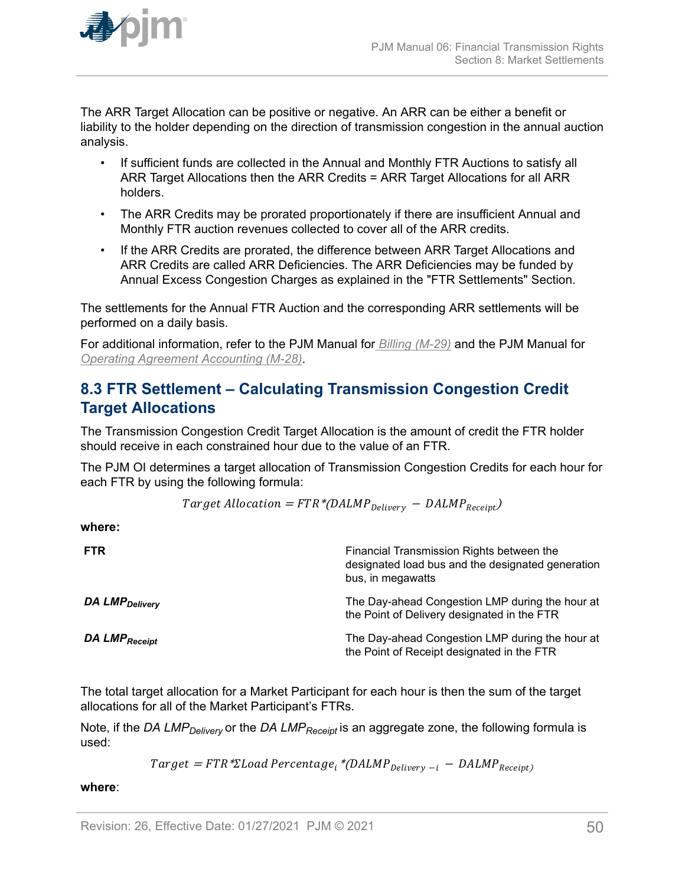The ARR Target Allocation can be positive or negative. An ARR can be either a benefit or liability to the holder depending on the direction of transmission congestion in the annual auction analysis.

- If sufficient funds are collected in the Annual and Monthly FTR Auctions to satisfy all ARR Target Allocations then the ARR Credits = ARR Target Allocations for all ARR holders.
- The ARR Credits may be prorated proportionately if there are insufficient Annual and Monthly FTR auction revenues collected to cover all of the ARR credits.
- If the ARR Credits are prorated, the difference between ARR Target Allocations and ARR Credits are called ARR Deficiencies. The ARR Deficiencies may be funded by Annual Excess Congestion Charges as explained in the "FTR Settlements" Section.

The settlements for the Annual FTR Auction and the corresponding ARR settlements will be performed on a daily basis.

For additional information, refer to the PJM Manual for *Billing (M-29)* and the PJM Manual for *Operating Agreement Accounting (M-28)*.

## 8.3 FTR Settlement – Calculating Transmission Congestion Credit Target Allocations

The Transmission Congestion Credit Target Allocation is the amount of credit the FTR holder should receive in each constrained hour due to the value of an FTR.

The PJM OI determines a target allocation of Transmission Congestion Credits for each hour for each FTR by using the following formula:

$$Target\ Allocation = FTR * (DALMP_{Delivery} - DALMP_{Receipt})$$

**where:**

| | |
|---|---|
| **FTR** | Financial Transmission Rights between the designated load bus and the designated generation bus, in megawatts |
| $DA\ LMP_{Delivery}$ | The Day-ahead Congestion LMP during the hour at the Point of Delivery designated in the FTR |
| $DA\ LMP_{Receipt}$ | The Day-ahead Congestion LMP during the hour at the Point of Receipt designated in the FTR |

The total target allocation for a Market Participant for each hour is then the sum of the target allocations for all of the Market Participant's FTRs.

Note, if the $DA\ LMP_{Delivery}$ or the $DA\ LMP_{Receipt}$ is an aggregate zone, the following formula is used:

$$Target = FTR * \Sigma Load\ Percentage_i * (DALMP_{Delivery-i} - DALMP_{Receipt})$$

**where**: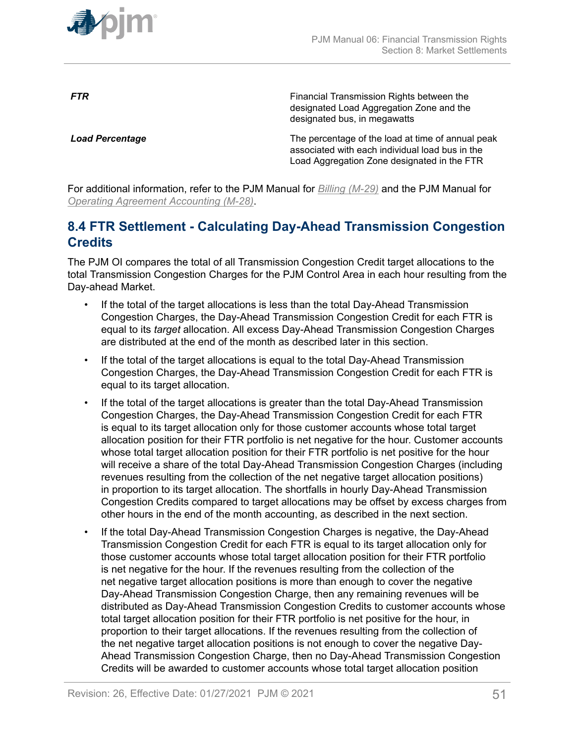| | |
|---|---|
| ***FTR*** | Financial Transmission Rights between the designated Load Aggregation Zone and the designated bus, in megawatts |
| ***Load Percentage*** | The percentage of the load at time of annual peak associated with each individual load bus in the Load Aggregation Zone designated in the FTR |

For additional information, refer to the PJM Manual for *Billing (M-29)* and the PJM Manual for *Operating Agreement Accounting (M-28)*.

## 8.4 FTR Settlement - Calculating Day-Ahead Transmission Congestion Credits

The PJM OI compares the total of all Transmission Congestion Credit target allocations to the total Transmission Congestion Charges for the PJM Control Area in each hour resulting from the Day-ahead Market.

- If the total of the target allocations is less than the total Day-Ahead Transmission Congestion Charges, the Day-Ahead Transmission Congestion Credit for each FTR is equal to its *target* allocation. All excess Day-Ahead Transmission Congestion Charges are distributed at the end of the month as described later in this section.
- If the total of the target allocations is equal to the total Day-Ahead Transmission Congestion Charges, the Day-Ahead Transmission Congestion Credit for each FTR is equal to its target allocation.
- If the total of the target allocations is greater than the total Day-Ahead Transmission Congestion Charges, the Day-Ahead Transmission Congestion Credit for each FTR is equal to its target allocation only for those customer accounts whose total target allocation position for their FTR portfolio is net negative for the hour. Customer accounts whose total target allocation position for their FTR portfolio is net positive for the hour will receive a share of the total Day-Ahead Transmission Congestion Charges (including revenues resulting from the collection of the net negative target allocation positions) in proportion to its target allocation. The shortfalls in hourly Day-Ahead Transmission Congestion Credits compared to target allocations may be offset by excess charges from other hours in the end of the month accounting, as described in the next section.
- If the total Day-Ahead Transmission Congestion Charges is negative, the Day-Ahead Transmission Congestion Credit for each FTR is equal to its target allocation only for those customer accounts whose total target allocation position for their FTR portfolio is net negative for the hour. If the revenues resulting from the collection of the net negative target allocation positions is more than enough to cover the negative Day-Ahead Transmission Congestion Charge, then any remaining revenues will be distributed as Day-Ahead Transmission Congestion Credits to customer accounts whose total target allocation position for their FTR portfolio is net positive for the hour, in proportion to their target allocations. If the revenues resulting from the collection of the net negative target allocation positions is not enough to cover the negative Day-Ahead Transmission Congestion Charge, then no Day-Ahead Transmission Congestion Credits will be awarded to customer accounts whose total target allocation position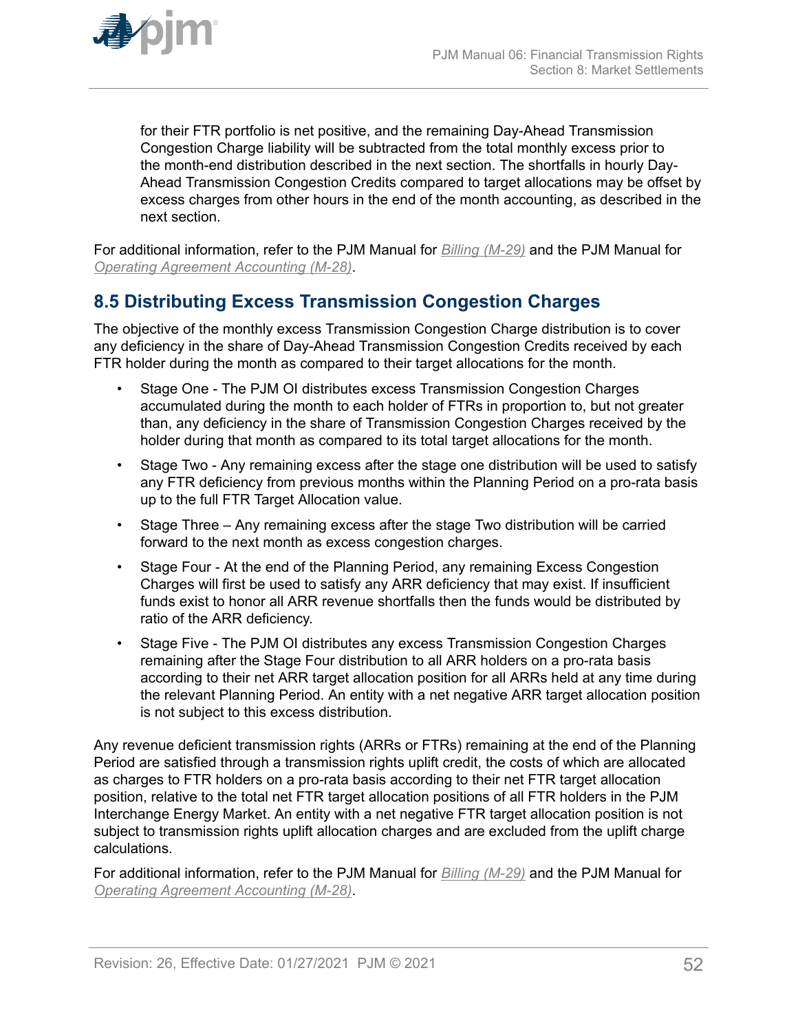for their FTR portfolio is net positive, and the remaining Day-Ahead Transmission Congestion Charge liability will be subtracted from the total monthly excess prior to the month-end distribution described in the next section. The shortfalls in hourly Day-Ahead Transmission Congestion Credits compared to target allocations may be offset by excess charges from other hours in the end of the month accounting, as described in the next section.

For additional information, refer to the PJM Manual for *Billing (M-29)* and the PJM Manual for *Operating Agreement Accounting (M-28)*.

## 8.5 Distributing Excess Transmission Congestion Charges

The objective of the monthly excess Transmission Congestion Charge distribution is to cover any deficiency in the share of Day-Ahead Transmission Congestion Credits received by each FTR holder during the month as compared to their target allocations for the month.

- Stage One - The PJM OI distributes excess Transmission Congestion Charges accumulated during the month to each holder of FTRs in proportion to, but not greater than, any deficiency in the share of Transmission Congestion Charges received by the holder during that month as compared to its total target allocations for the month.
- Stage Two - Any remaining excess after the stage one distribution will be used to satisfy any FTR deficiency from previous months within the Planning Period on a pro-rata basis up to the full FTR Target Allocation value.
- Stage Three – Any remaining excess after the stage Two distribution will be carried forward to the next month as excess congestion charges.
- Stage Four - At the end of the Planning Period, any remaining Excess Congestion Charges will first be used to satisfy any ARR deficiency that may exist. If insufficient funds exist to honor all ARR revenue shortfalls then the funds would be distributed by ratio of the ARR deficiency.
- Stage Five - The PJM OI distributes any excess Transmission Congestion Charges remaining after the Stage Four distribution to all ARR holders on a pro-rata basis according to their net ARR target allocation position for all ARRs held at any time during the relevant Planning Period. An entity with a net negative ARR target allocation position is not subject to this excess distribution.

Any revenue deficient transmission rights (ARRs or FTRs) remaining at the end of the Planning Period are satisfied through a transmission rights uplift credit, the costs of which are allocated as charges to FTR holders on a pro-rata basis according to their net FTR target allocation position, relative to the total net FTR target allocation positions of all FTR holders in the PJM Interchange Energy Market. An entity with a net negative FTR target allocation position is not subject to transmission rights uplift allocation charges and are excluded from the uplift charge calculations.

For additional information, refer to the PJM Manual for *Billing (M-29)* and the PJM Manual for *Operating Agreement Accounting (M-28)*.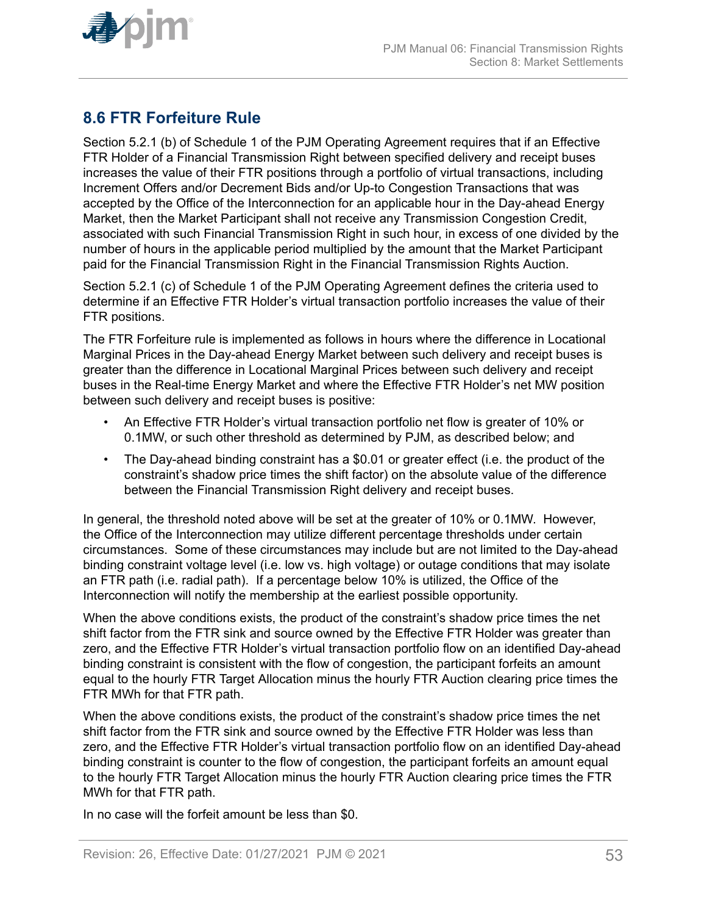## 8.6 FTR Forfeiture Rule

Section 5.2.1 (b) of Schedule 1 of the PJM Operating Agreement requires that if an Effective FTR Holder of a Financial Transmission Right between specified delivery and receipt buses increases the value of their FTR positions through a portfolio of virtual transactions, including Increment Offers and/or Decrement Bids and/or Up-to Congestion Transactions that was accepted by the Office of the Interconnection for an applicable hour in the Day-ahead Energy Market, then the Market Participant shall not receive any Transmission Congestion Credit, associated with such Financial Transmission Right in such hour, in excess of one divided by the number of hours in the applicable period multiplied by the amount that the Market Participant paid for the Financial Transmission Right in the Financial Transmission Rights Auction.

Section 5.2.1 (c) of Schedule 1 of the PJM Operating Agreement defines the criteria used to determine if an Effective FTR Holder's virtual transaction portfolio increases the value of their FTR positions.

The FTR Forfeiture rule is implemented as follows in hours where the difference in Locational Marginal Prices in the Day-ahead Energy Market between such delivery and receipt buses is greater than the difference in Locational Marginal Prices between such delivery and receipt buses in the Real-time Energy Market and where the Effective FTR Holder's net MW position between such delivery and receipt buses is positive:

- An Effective FTR Holder's virtual transaction portfolio net flow is greater of 10% or 0.1MW, or such other threshold as determined by PJM, as described below; and
- The Day-ahead binding constraint has a $0.01 or greater effect (i.e. the product of the constraint's shadow price times the shift factor) on the absolute value of the difference between the Financial Transmission Right delivery and receipt buses.

In general, the threshold noted above will be set at the greater of 10% or 0.1MW. However, the Office of the Interconnection may utilize different percentage thresholds under certain circumstances. Some of these circumstances may include but are not limited to the Day-ahead binding constraint voltage level (i.e. low vs. high voltage) or outage conditions that may isolate an FTR path (i.e. radial path). If a percentage below 10% is utilized, the Office of the Interconnection will notify the membership at the earliest possible opportunity.

When the above conditions exists, the product of the constraint's shadow price times the net shift factor from the FTR sink and source owned by the Effective FTR Holder was greater than zero, and the Effective FTR Holder's virtual transaction portfolio flow on an identified Day-ahead binding constraint is consistent with the flow of congestion, the participant forfeits an amount equal to the hourly FTR Target Allocation minus the hourly FTR Auction clearing price times the FTR MWh for that FTR path.

When the above conditions exists, the product of the constraint's shadow price times the net shift factor from the FTR sink and source owned by the Effective FTR Holder was less than zero, and the Effective FTR Holder's virtual transaction portfolio flow on an identified Day-ahead binding constraint is counter to the flow of congestion, the participant forfeits an amount equal to the hourly FTR Target Allocation minus the hourly FTR Auction clearing price times the FTR MWh for that FTR path.

In no case will the forfeit amount be less than $0.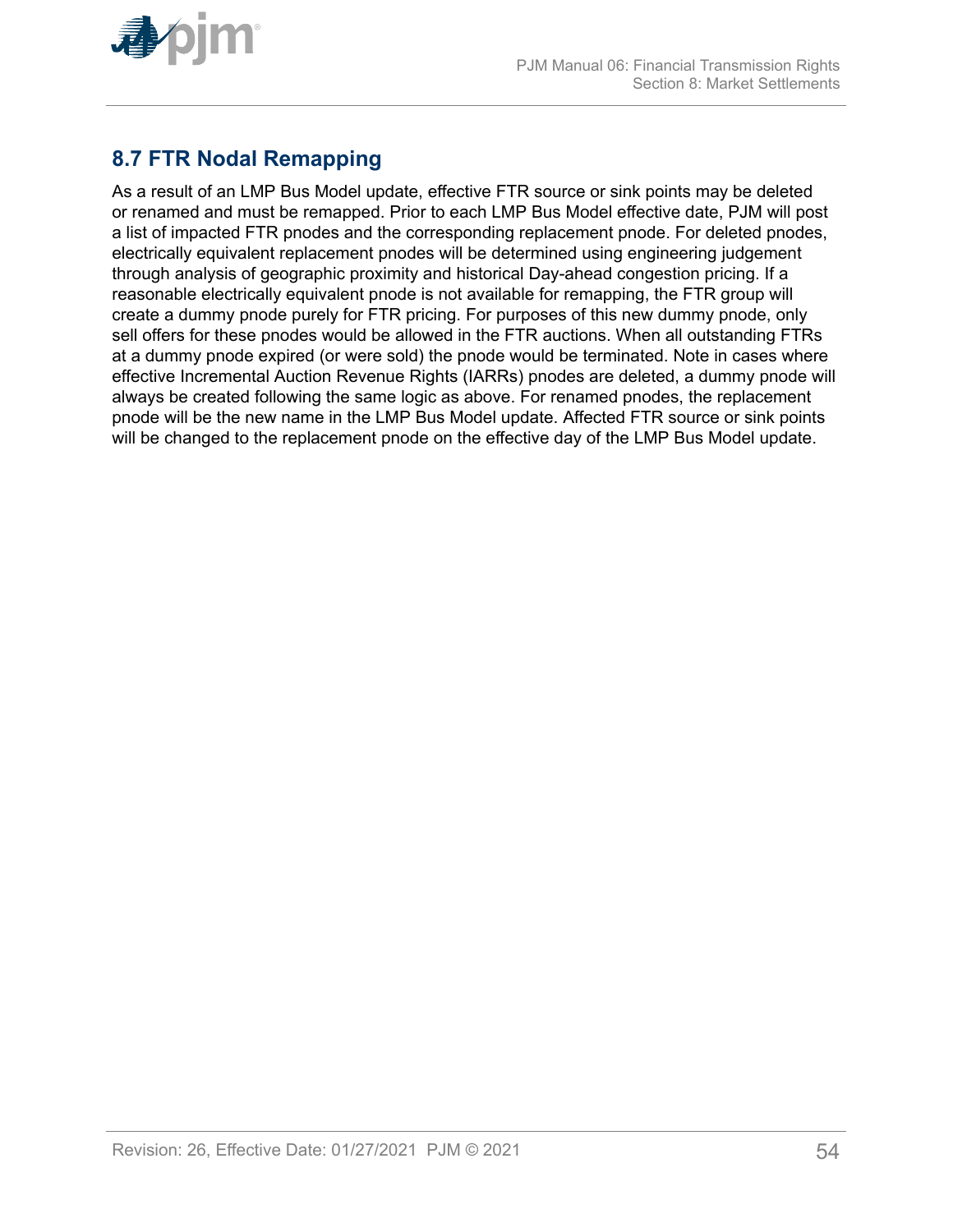## 8.7 FTR Nodal Remapping

As a result of an LMP Bus Model update, effective FTR source or sink points may be deleted or renamed and must be remapped. Prior to each LMP Bus Model effective date, PJM will post a list of impacted FTR pnodes and the corresponding replacement pnode. For deleted pnodes, electrically equivalent replacement pnodes will be determined using engineering judgement through analysis of geographic proximity and historical Day-ahead congestion pricing. If a reasonable electrically equivalent pnode is not available for remapping, the FTR group will create a dummy pnode purely for FTR pricing. For purposes of this new dummy pnode, only sell offers for these pnodes would be allowed in the FTR auctions. When all outstanding FTRs at a dummy pnode expired (or were sold) the pnode would be terminated. Note in cases where effective Incremental Auction Revenue Rights (IARRs) pnodes are deleted, a dummy pnode will always be created following the same logic as above. For renamed pnodes, the replacement pnode will be the new name in the LMP Bus Model update. Affected FTR source or sink points will be changed to the replacement pnode on the effective day of the LMP Bus Model update.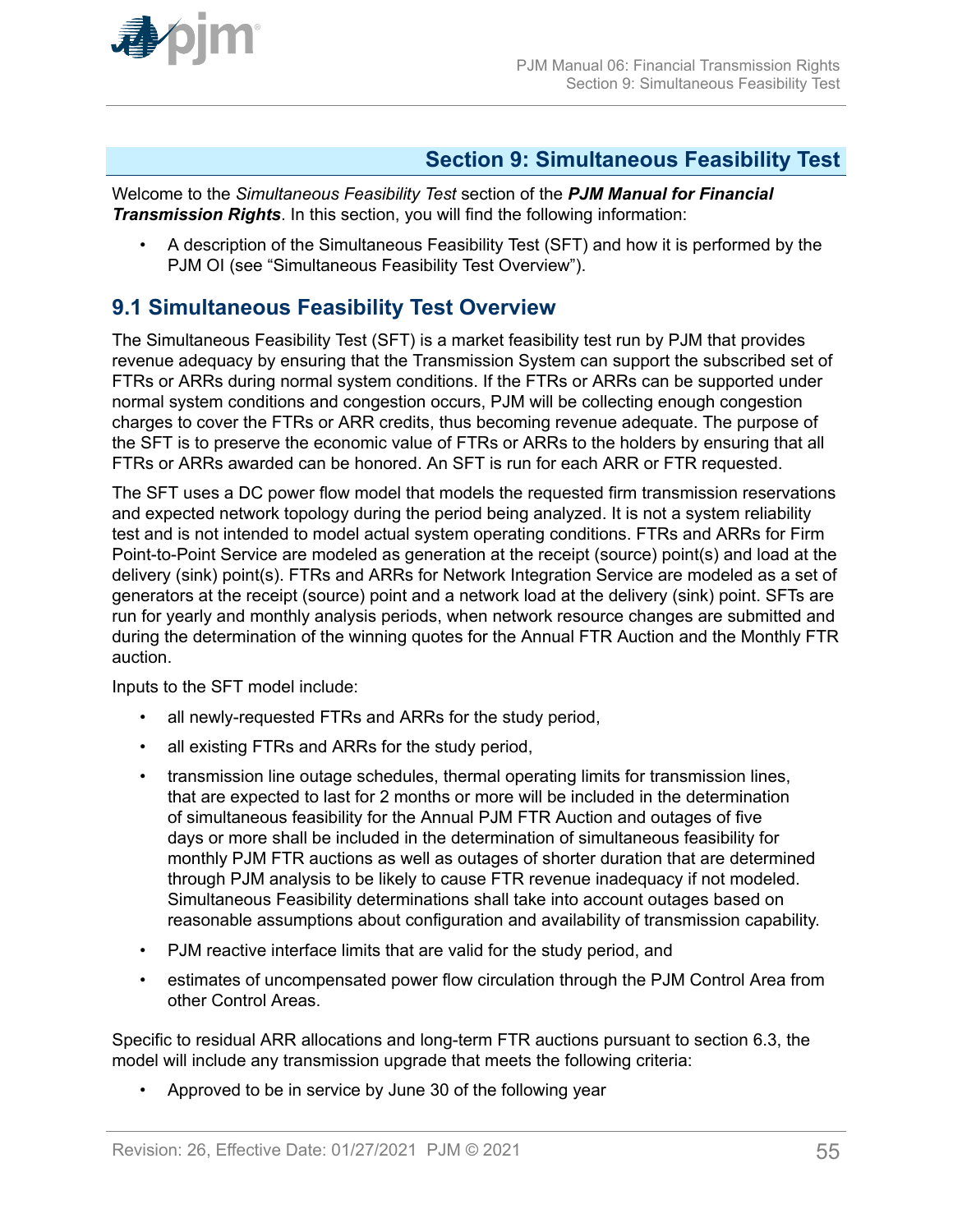# Section 9: Simultaneous Feasibility Test

Welcome to the *Simultaneous Feasibility Test* section of the ***PJM Manual for Financial Transmission Rights***. In this section, you will find the following information:

- A description of the Simultaneous Feasibility Test (SFT) and how it is performed by the PJM OI (see "Simultaneous Feasibility Test Overview").

## 9.1 Simultaneous Feasibility Test Overview

The Simultaneous Feasibility Test (SFT) is a market feasibility test run by PJM that provides revenue adequacy by ensuring that the Transmission System can support the subscribed set of FTRs or ARRs during normal system conditions. If the FTRs or ARRs can be supported under normal system conditions and congestion occurs, PJM will be collecting enough congestion charges to cover the FTRs or ARR credits, thus becoming revenue adequate. The purpose of the SFT is to preserve the economic value of FTRs or ARRs to the holders by ensuring that all FTRs or ARRs awarded can be honored. An SFT is run for each ARR or FTR requested.

The SFT uses a DC power flow model that models the requested firm transmission reservations and expected network topology during the period being analyzed. It is not a system reliability test and is not intended to model actual system operating conditions. FTRs and ARRs for Firm Point-to-Point Service are modeled as generation at the receipt (source) point(s) and load at the delivery (sink) point(s). FTRs and ARRs for Network Integration Service are modeled as a set of generators at the receipt (source) point and a network load at the delivery (sink) point. SFTs are run for yearly and monthly analysis periods, when network resource changes are submitted and during the determination of the winning quotes for the Annual FTR Auction and the Monthly FTR auction.

Inputs to the SFT model include:

- all newly-requested FTRs and ARRs for the study period,
- all existing FTRs and ARRs for the study period,
- transmission line outage schedules, thermal operating limits for transmission lines, that are expected to last for 2 months or more will be included in the determination of simultaneous feasibility for the Annual PJM FTR Auction and outages of five days or more shall be included in the determination of simultaneous feasibility for monthly PJM FTR auctions as well as outages of shorter duration that are determined through PJM analysis to be likely to cause FTR revenue inadequacy if not modeled. Simultaneous Feasibility determinations shall take into account outages based on reasonable assumptions about configuration and availability of transmission capability.
- PJM reactive interface limits that are valid for the study period, and
- estimates of uncompensated power flow circulation through the PJM Control Area from other Control Areas.

Specific to residual ARR allocations and long-term FTR auctions pursuant to section 6.3, the model will include any transmission upgrade that meets the following criteria:

- Approved to be in service by June 30 of the following year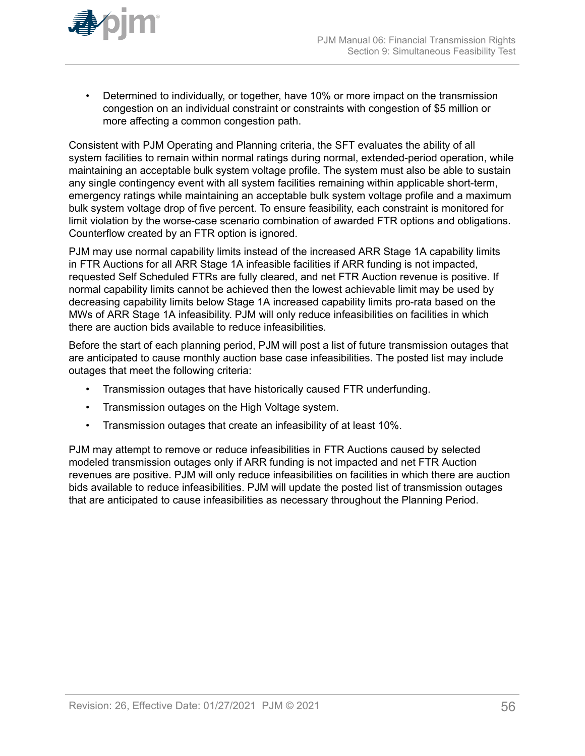- Determined to individually, or together, have 10% or more impact on the transmission congestion on an individual constraint or constraints with congestion of $5 million or more affecting a common congestion path.

Consistent with PJM Operating and Planning criteria, the SFT evaluates the ability of all system facilities to remain within normal ratings during normal, extended-period operation, while maintaining an acceptable bulk system voltage profile. The system must also be able to sustain any single contingency event with all system facilities remaining within applicable short-term, emergency ratings while maintaining an acceptable bulk system voltage profile and a maximum bulk system voltage drop of five percent. To ensure feasibility, each constraint is monitored for limit violation by the worse-case scenario combination of awarded FTR options and obligations. Counterflow created by an FTR option is ignored.

PJM may use normal capability limits instead of the increased ARR Stage 1A capability limits in FTR Auctions for all ARR Stage 1A infeasible facilities if ARR funding is not impacted, requested Self Scheduled FTRs are fully cleared, and net FTR Auction revenue is positive. If normal capability limits cannot be achieved then the lowest achievable limit may be used by decreasing capability limits below Stage 1A increased capability limits pro-rata based on the MWs of ARR Stage 1A infeasibility. PJM will only reduce infeasibilities on facilities in which there are auction bids available to reduce infeasibilities.

Before the start of each planning period, PJM will post a list of future transmission outages that are anticipated to cause monthly auction base case infeasibilities. The posted list may include outages that meet the following criteria:

- Transmission outages that have historically caused FTR underfunding.
- Transmission outages on the High Voltage system.
- Transmission outages that create an infeasibility of at least 10%.

PJM may attempt to remove or reduce infeasibilities in FTR Auctions caused by selected modeled transmission outages only if ARR funding is not impacted and net FTR Auction revenues are positive. PJM will only reduce infeasibilities on facilities in which there are auction bids available to reduce infeasibilities. PJM will update the posted list of transmission outages that are anticipated to cause infeasibilities as necessary throughout the Planning Period.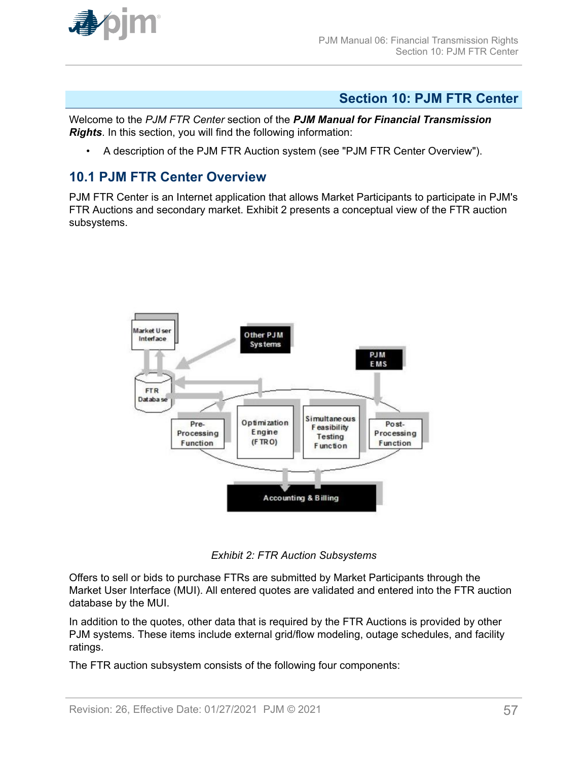# Section 10: PJM FTR Center

Welcome to the *PJM FTR Center* section of the ***PJM Manual for Financial Transmission Rights***. In this section, you will find the following information:

- A description of the PJM FTR Auction system (see "PJM FTR Center Overview").

## 10.1 PJM FTR Center Overview

PJM FTR Center is an Internet application that allows Market Participants to participate in PJM's FTR Auctions and secondary market. Exhibit 2 presents a conceptual view of the FTR auction subsystems.

Market User Interface

Other PJM Systems

PJM EMS

FTR Database

Pre-Processing Function

Optimization Engine (FTRO)

Simultaneous Feasibility Testing Function

Post-Processing Function

Accounting & Billing

*Exhibit 2: FTR Auction Subsystems*

Offers to sell or bids to purchase FTRs are submitted by Market Participants through the Market User Interface (MUI). All entered quotes are validated and entered into the FTR auction database by the MUI.

In addition to the quotes, other data that is required by the FTR Auctions is provided by other PJM systems. These items include external grid/flow modeling, outage schedules, and facility ratings.

The FTR auction subsystem consists of the following four components: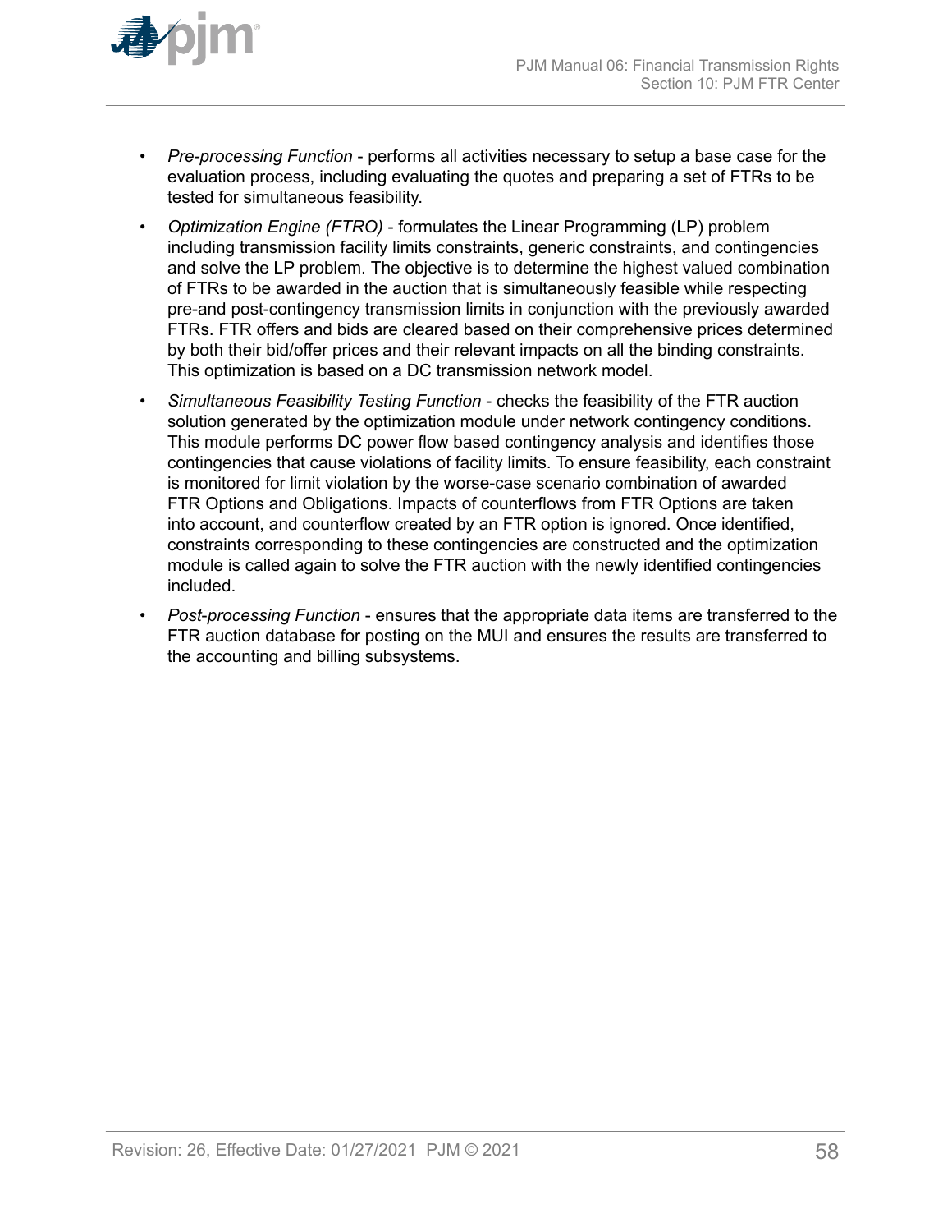- *Pre-processing Function* - performs all activities necessary to setup a base case for the evaluation process, including evaluating the quotes and preparing a set of FTRs to be tested for simultaneous feasibility.
- *Optimization Engine (FTRO)* - formulates the Linear Programming (LP) problem including transmission facility limits constraints, generic constraints, and contingencies and solve the LP problem. The objective is to determine the highest valued combination of FTRs to be awarded in the auction that is simultaneously feasible while respecting pre-and post-contingency transmission limits in conjunction with the previously awarded FTRs. FTR offers and bids are cleared based on their comprehensive prices determined by both their bid/offer prices and their relevant impacts on all the binding constraints. This optimization is based on a DC transmission network model.
- *Simultaneous Feasibility Testing Function* - checks the feasibility of the FTR auction solution generated by the optimization module under network contingency conditions. This module performs DC power flow based contingency analysis and identifies those contingencies that cause violations of facility limits. To ensure feasibility, each constraint is monitored for limit violation by the worse-case scenario combination of awarded FTR Options and Obligations. Impacts of counterflows from FTR Options are taken into account, and counterflow created by an FTR option is ignored. Once identified, constraints corresponding to these contingencies are constructed and the optimization module is called again to solve the FTR auction with the newly identified contingencies included.
- *Post-processing Function* - ensures that the appropriate data items are transferred to the FTR auction database for posting on the MUI and ensures the results are transferred to the accounting and billing subsystems.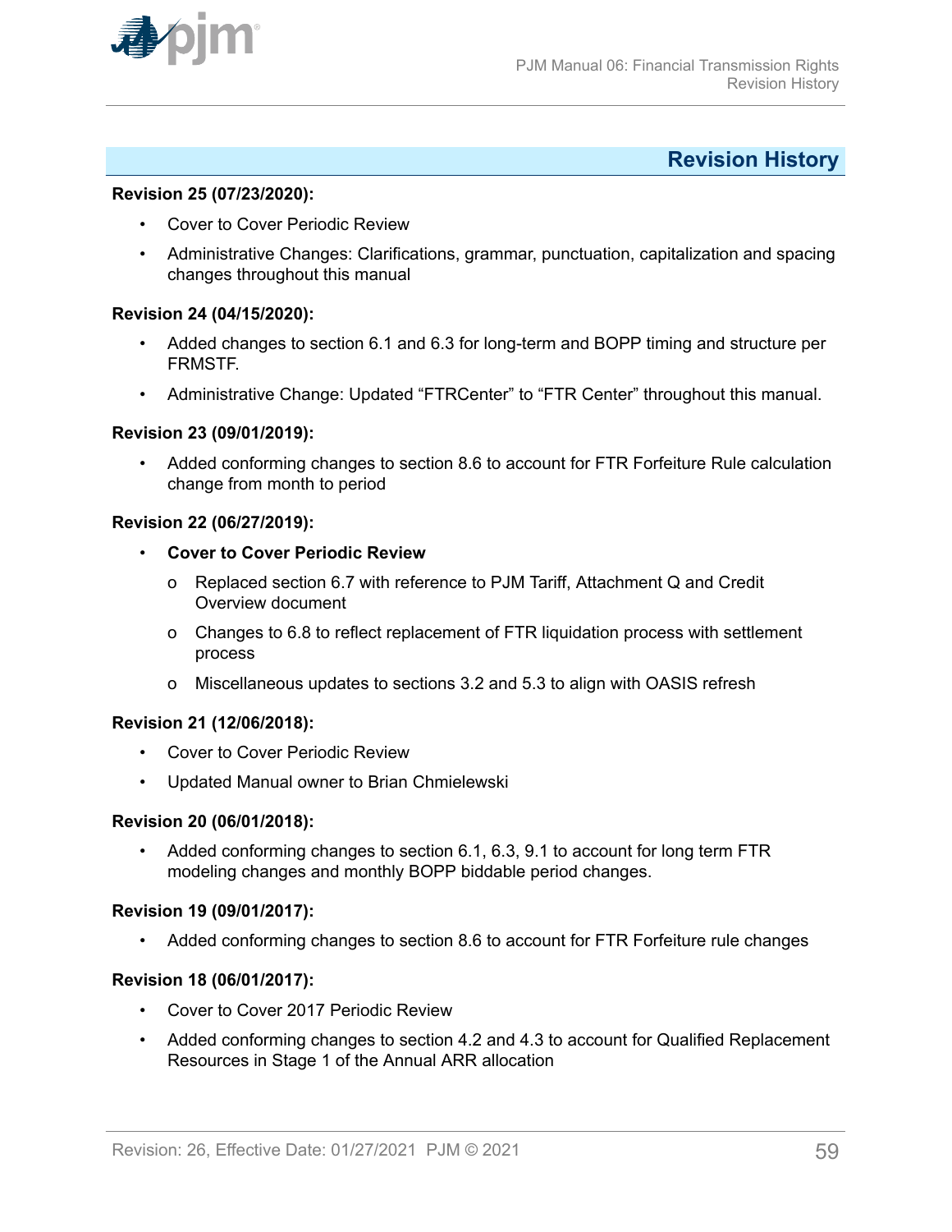## Revision History

**Revision 25 (07/23/2020):**

- Cover to Cover Periodic Review
- Administrative Changes: Clarifications, grammar, punctuation, capitalization and spacing changes throughout this manual

**Revision 24 (04/15/2020):**

- Added changes to section 6.1 and 6.3 for long-term and BOPP timing and structure per FRMSTF.
- Administrative Change: Updated "FTRCenter" to "FTR Center" throughout this manual.

**Revision 23 (09/01/2019):**

- Added conforming changes to section 8.6 to account for FTR Forfeiture Rule calculation change from month to period

**Revision 22 (06/27/2019):**

- **Cover to Cover Periodic Review**
  - Replaced section 6.7 with reference to PJM Tariff, Attachment Q and Credit Overview document
  - Changes to 6.8 to reflect replacement of FTR liquidation process with settlement process
  - Miscellaneous updates to sections 3.2 and 5.3 to align with OASIS refresh

**Revision 21 (12/06/2018):**

- Cover to Cover Periodic Review
- Updated Manual owner to Brian Chmielewski

**Revision 20 (06/01/2018):**

- Added conforming changes to section 6.1, 6.3, 9.1 to account for long term FTR modeling changes and monthly BOPP biddable period changes.

**Revision 19 (09/01/2017):**

- Added conforming changes to section 8.6 to account for FTR Forfeiture rule changes

**Revision 18 (06/01/2017):**

- Cover to Cover 2017 Periodic Review
- Added conforming changes to section 4.2 and 4.3 to account for Qualified Replacement Resources in Stage 1 of the Annual ARR allocation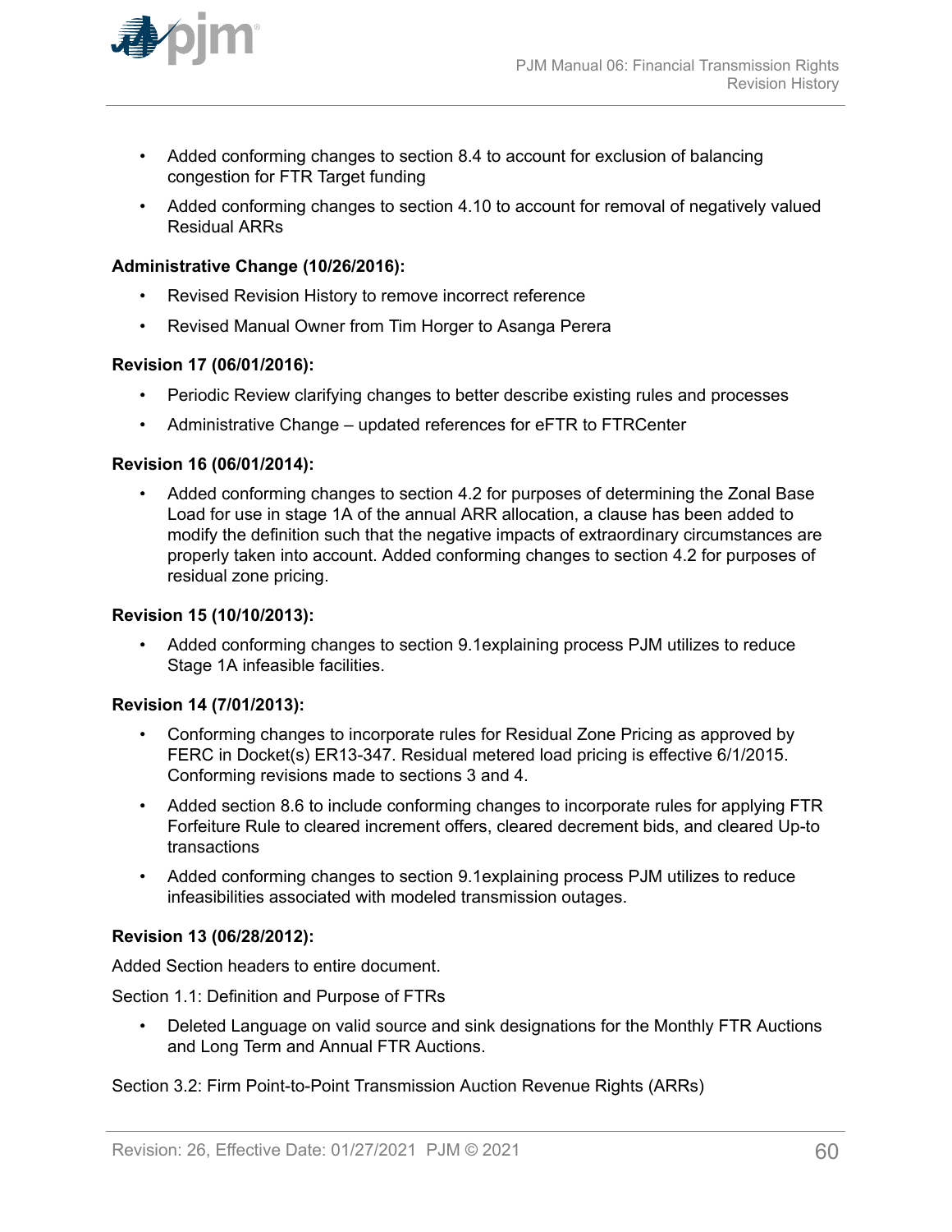- Added conforming changes to section 8.4 to account for exclusion of balancing congestion for FTR Target funding
- Added conforming changes to section 4.10 to account for removal of negatively valued Residual ARRs

**Administrative Change (10/26/2016):**

- Revised Revision History to remove incorrect reference
- Revised Manual Owner from Tim Horger to Asanga Perera

**Revision 17 (06/01/2016):**

- Periodic Review clarifying changes to better describe existing rules and processes
- Administrative Change – updated references for eFTR to FTRCenter

**Revision 16 (06/01/2014):**

- Added conforming changes to section 4.2 for purposes of determining the Zonal Base Load for use in stage 1A of the annual ARR allocation, a clause has been added to modify the definition such that the negative impacts of extraordinary circumstances are properly taken into account. Added conforming changes to section 4.2 for purposes of residual zone pricing.

**Revision 15 (10/10/2013):**

- Added conforming changes to section 9.1explaining process PJM utilizes to reduce Stage 1A infeasible facilities.

**Revision 14 (7/01/2013):**

- Conforming changes to incorporate rules for Residual Zone Pricing as approved by FERC in Docket(s) ER13-347. Residual metered load pricing is effective 6/1/2015. Conforming revisions made to sections 3 and 4.
- Added section 8.6 to include conforming changes to incorporate rules for applying FTR Forfeiture Rule to cleared increment offers, cleared decrement bids, and cleared Up-to transactions
- Added conforming changes to section 9.1explaining process PJM utilizes to reduce infeasibilities associated with modeled transmission outages.

**Revision 13 (06/28/2012):**

Added Section headers to entire document.

Section 1.1: Definition and Purpose of FTRs

- Deleted Language on valid source and sink designations for the Monthly FTR Auctions and Long Term and Annual FTR Auctions.

Section 3.2: Firm Point-to-Point Transmission Auction Revenue Rights (ARRs)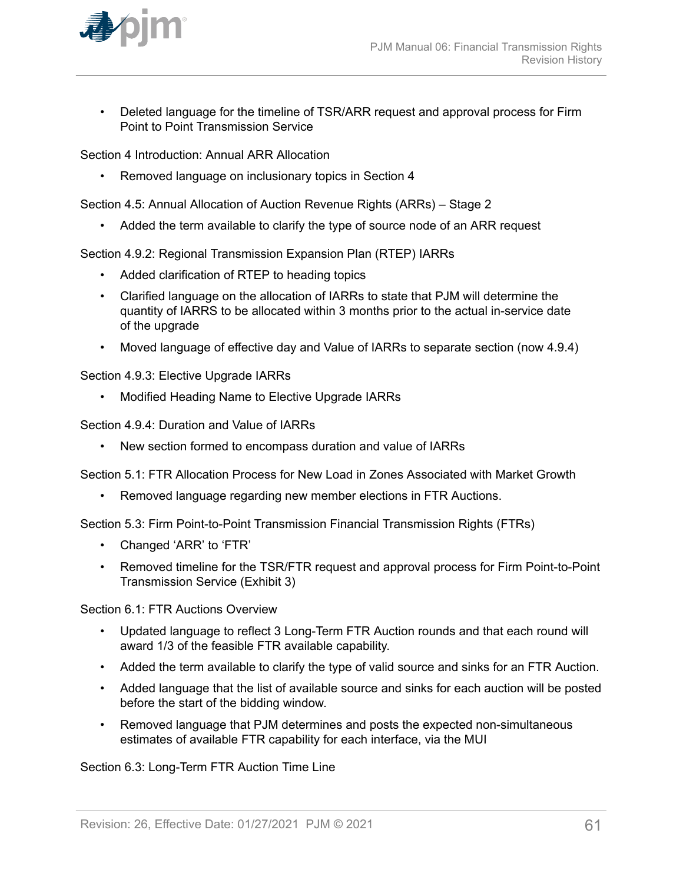- Deleted language for the timeline of TSR/ARR request and approval process for Firm Point to Point Transmission Service

Section 4 Introduction: Annual ARR Allocation

- Removed language on inclusionary topics in Section 4

Section 4.5: Annual Allocation of Auction Revenue Rights (ARRs) – Stage 2

- Added the term available to clarify the type of source node of an ARR request

Section 4.9.2: Regional Transmission Expansion Plan (RTEP) IARRs

- Added clarification of RTEP to heading topics
- Clarified language on the allocation of IARRs to state that PJM will determine the quantity of IARRS to be allocated within 3 months prior to the actual in-service date of the upgrade
- Moved language of effective day and Value of IARRs to separate section (now 4.9.4)

Section 4.9.3: Elective Upgrade IARRs

- Modified Heading Name to Elective Upgrade IARRs

Section 4.9.4: Duration and Value of IARRs

- New section formed to encompass duration and value of IARRs

Section 5.1: FTR Allocation Process for New Load in Zones Associated with Market Growth

- Removed language regarding new member elections in FTR Auctions.

Section 5.3: Firm Point-to-Point Transmission Financial Transmission Rights (FTRs)

- Changed 'ARR' to 'FTR'
- Removed timeline for the TSR/FTR request and approval process for Firm Point-to-Point Transmission Service (Exhibit 3)

Section 6.1: FTR Auctions Overview

- Updated language to reflect 3 Long-Term FTR Auction rounds and that each round will award 1/3 of the feasible FTR available capability.
- Added the term available to clarify the type of valid source and sinks for an FTR Auction.
- Added language that the list of available source and sinks for each auction will be posted before the start of the bidding window.
- Removed language that PJM determines and posts the expected non-simultaneous estimates of available FTR capability for each interface, via the MUI

Section 6.3: Long-Term FTR Auction Time Line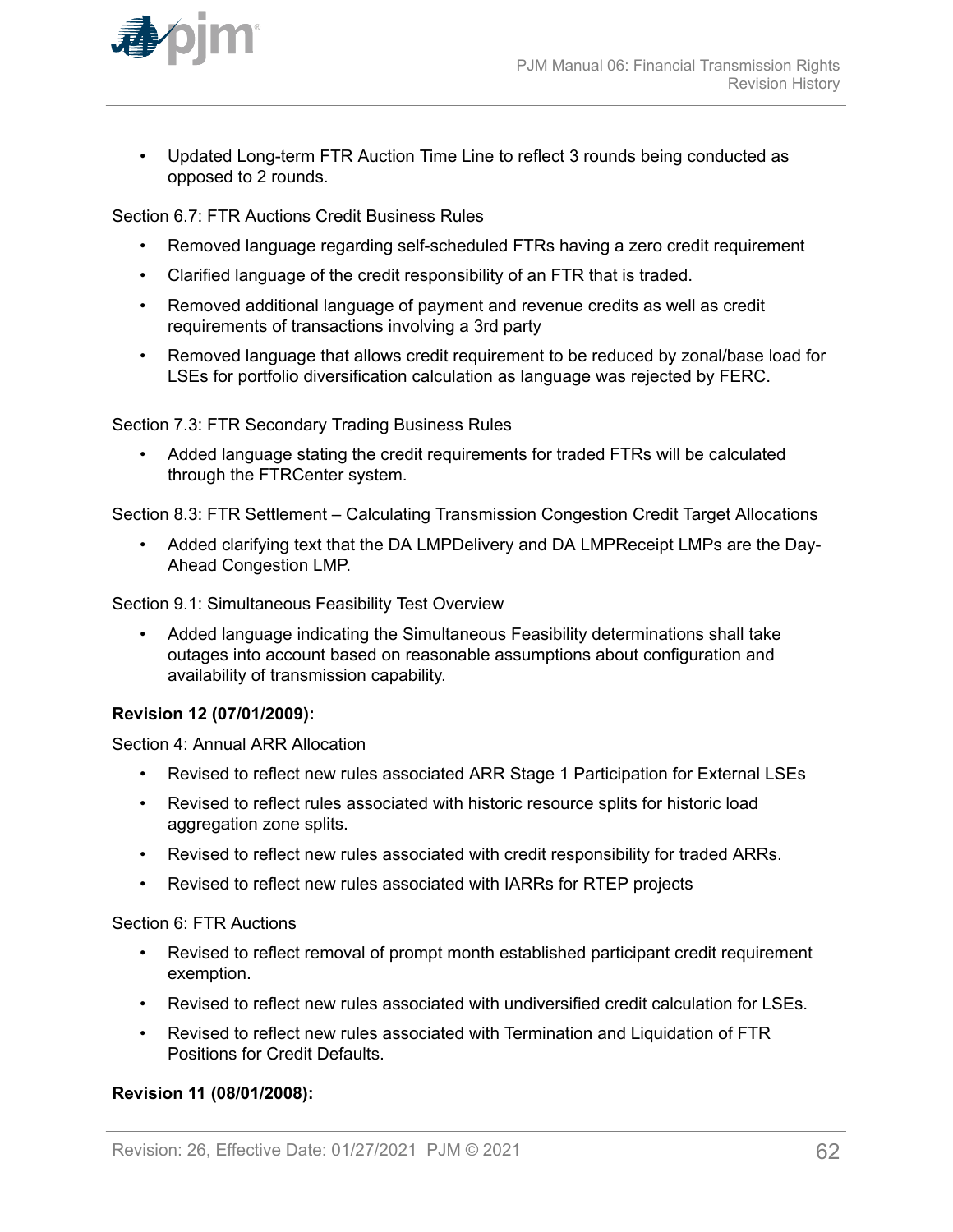- Updated Long-term FTR Auction Time Line to reflect 3 rounds being conducted as opposed to 2 rounds.

Section 6.7: FTR Auctions Credit Business Rules

- Removed language regarding self-scheduled FTRs having a zero credit requirement
- Clarified language of the credit responsibility of an FTR that is traded.
- Removed additional language of payment and revenue credits as well as credit requirements of transactions involving a 3rd party
- Removed language that allows credit requirement to be reduced by zonal/base load for LSEs for portfolio diversification calculation as language was rejected by FERC.

Section 7.3: FTR Secondary Trading Business Rules

- Added language stating the credit requirements for traded FTRs will be calculated through the FTRCenter system.

Section 8.3: FTR Settlement – Calculating Transmission Congestion Credit Target Allocations

- Added clarifying text that the DA LMPDelivery and DA LMPReceipt LMPs are the Day-Ahead Congestion LMP.

Section 9.1: Simultaneous Feasibility Test Overview

- Added language indicating the Simultaneous Feasibility determinations shall take outages into account based on reasonable assumptions about configuration and availability of transmission capability.

**Revision 12 (07/01/2009):**

Section 4: Annual ARR Allocation

- Revised to reflect new rules associated ARR Stage 1 Participation for External LSEs
- Revised to reflect rules associated with historic resource splits for historic load aggregation zone splits.
- Revised to reflect new rules associated with credit responsibility for traded ARRs.
- Revised to reflect new rules associated with IARRs for RTEP projects

Section 6: FTR Auctions

- Revised to reflect removal of prompt month established participant credit requirement exemption.
- Revised to reflect new rules associated with undiversified credit calculation for LSEs.
- Revised to reflect new rules associated with Termination and Liquidation of FTR Positions for Credit Defaults.

**Revision 11 (08/01/2008):**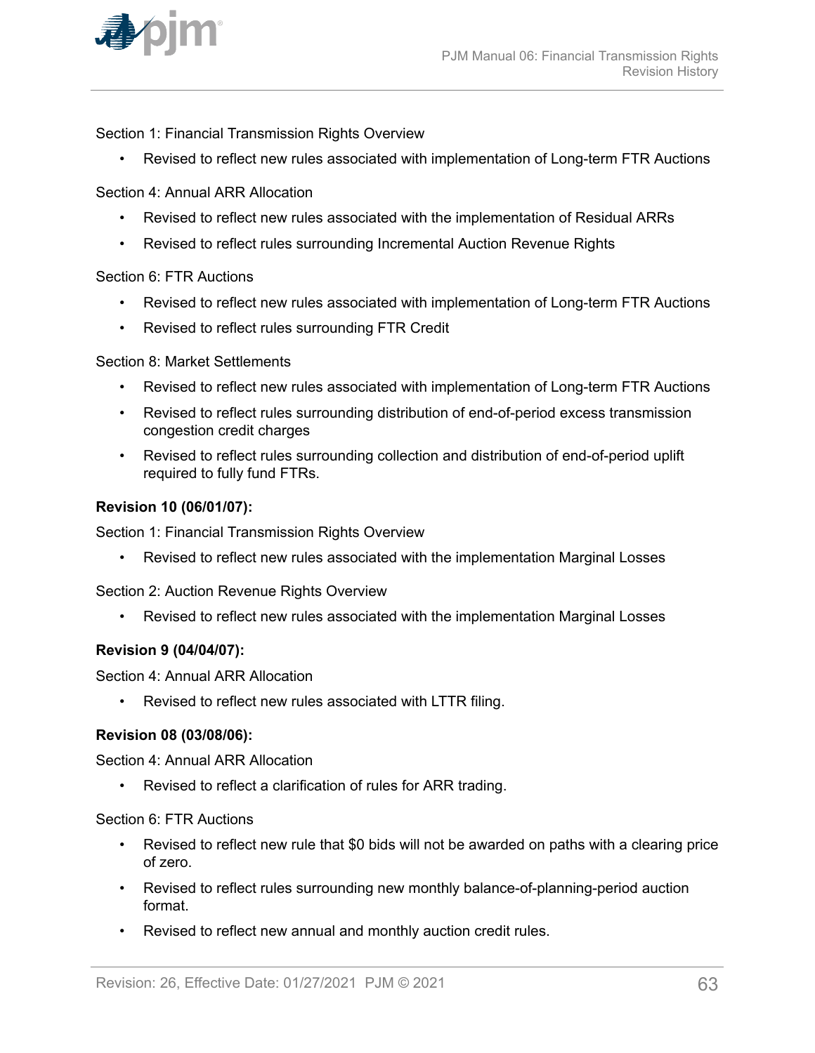Section 1: Financial Transmission Rights Overview

- Revised to reflect new rules associated with implementation of Long-term FTR Auctions

Section 4: Annual ARR Allocation

- Revised to reflect new rules associated with the implementation of Residual ARRs
- Revised to reflect rules surrounding Incremental Auction Revenue Rights

Section 6: FTR Auctions

- Revised to reflect new rules associated with implementation of Long-term FTR Auctions
- Revised to reflect rules surrounding FTR Credit

Section 8: Market Settlements

- Revised to reflect new rules associated with implementation of Long-term FTR Auctions
- Revised to reflect rules surrounding distribution of end-of-period excess transmission congestion credit charges
- Revised to reflect rules surrounding collection and distribution of end-of-period uplift required to fully fund FTRs.

**Revision 10 (06/01/07):**

Section 1: Financial Transmission Rights Overview

- Revised to reflect new rules associated with the implementation Marginal Losses

Section 2: Auction Revenue Rights Overview

- Revised to reflect new rules associated with the implementation Marginal Losses

**Revision 9 (04/04/07):**

Section 4: Annual ARR Allocation

- Revised to reflect new rules associated with LTTR filing.

**Revision 08 (03/08/06):**

Section 4: Annual ARR Allocation

- Revised to reflect a clarification of rules for ARR trading.

Section 6: FTR Auctions

- Revised to reflect new rule that $0 bids will not be awarded on paths with a clearing price of zero.
- Revised to reflect rules surrounding new monthly balance-of-planning-period auction format.
- Revised to reflect new annual and monthly auction credit rules.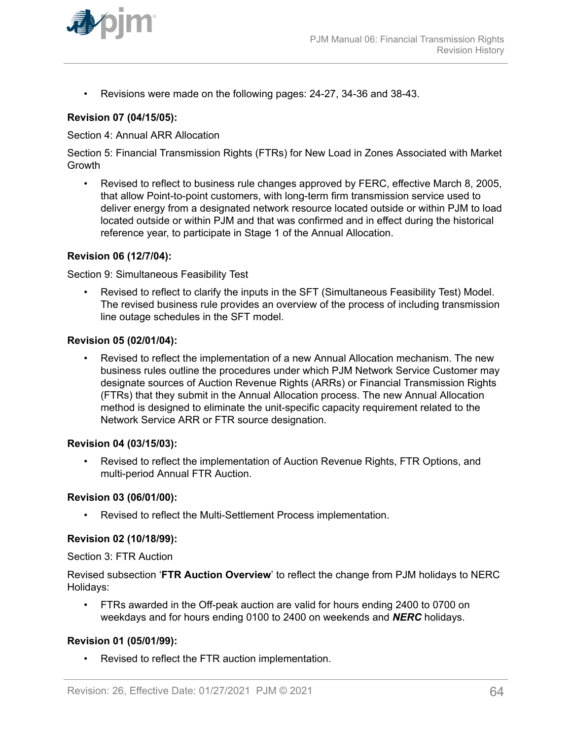- Revisions were made on the following pages: 24-27, 34-36 and 38-43.

**Revision 07 (04/15/05):**

Section 4: Annual ARR Allocation

Section 5: Financial Transmission Rights (FTRs) for New Load in Zones Associated with Market Growth

- Revised to reflect to business rule changes approved by FERC, effective March 8, 2005, that allow Point-to-point customers, with long-term firm transmission service used to deliver energy from a designated network resource located outside or within PJM to load located outside or within PJM and that was confirmed and in effect during the historical reference year, to participate in Stage 1 of the Annual Allocation.

**Revision 06 (12/7/04):**

Section 9: Simultaneous Feasibility Test

- Revised to reflect to clarify the inputs in the SFT (Simultaneous Feasibility Test) Model. The revised business rule provides an overview of the process of including transmission line outage schedules in the SFT model.

**Revision 05 (02/01/04):**

- Revised to reflect the implementation of a new Annual Allocation mechanism. The new business rules outline the procedures under which PJM Network Service Customer may designate sources of Auction Revenue Rights (ARRs) or Financial Transmission Rights (FTRs) that they submit in the Annual Allocation process. The new Annual Allocation method is designed to eliminate the unit-specific capacity requirement related to the Network Service ARR or FTR source designation.

**Revision 04 (03/15/03):**

- Revised to reflect the implementation of Auction Revenue Rights, FTR Options, and multi-period Annual FTR Auction.

**Revision 03 (06/01/00):**

- Revised to reflect the Multi-Settlement Process implementation.

**Revision 02 (10/18/99):**

Section 3: FTR Auction

Revised subsection '**FTR Auction Overview**' to reflect the change from PJM holidays to NERC Holidays:

- FTRs awarded in the Off-peak auction are valid for hours ending 2400 to 0700 on weekdays and for hours ending 0100 to 2400 on weekends and ***NERC*** holidays.

**Revision 01 (05/01/99):**

- Revised to reflect the FTR auction implementation.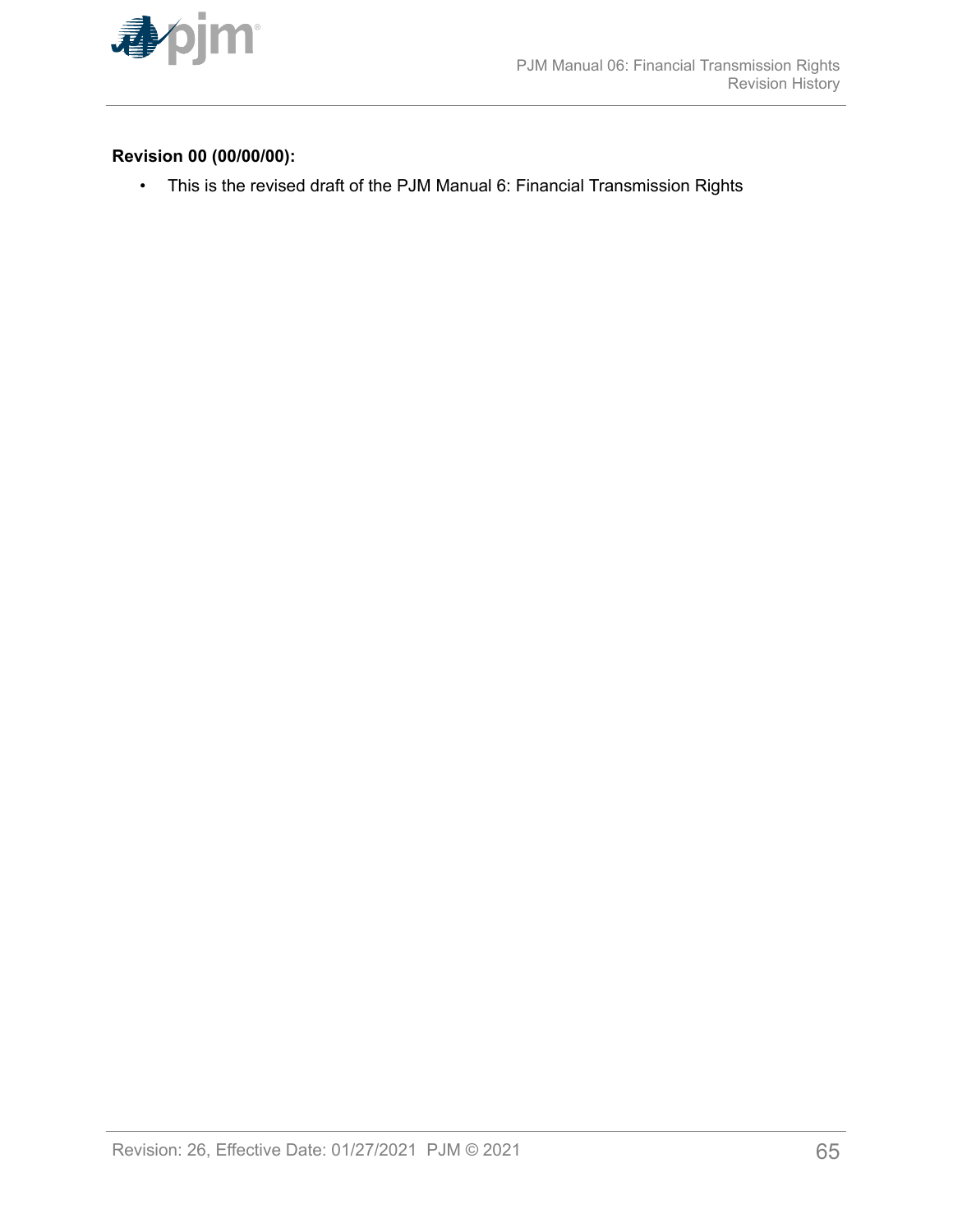**Revision 00 (00/00/00):**

- This is the revised draft of the PJM Manual 6: Financial Transmission Rights